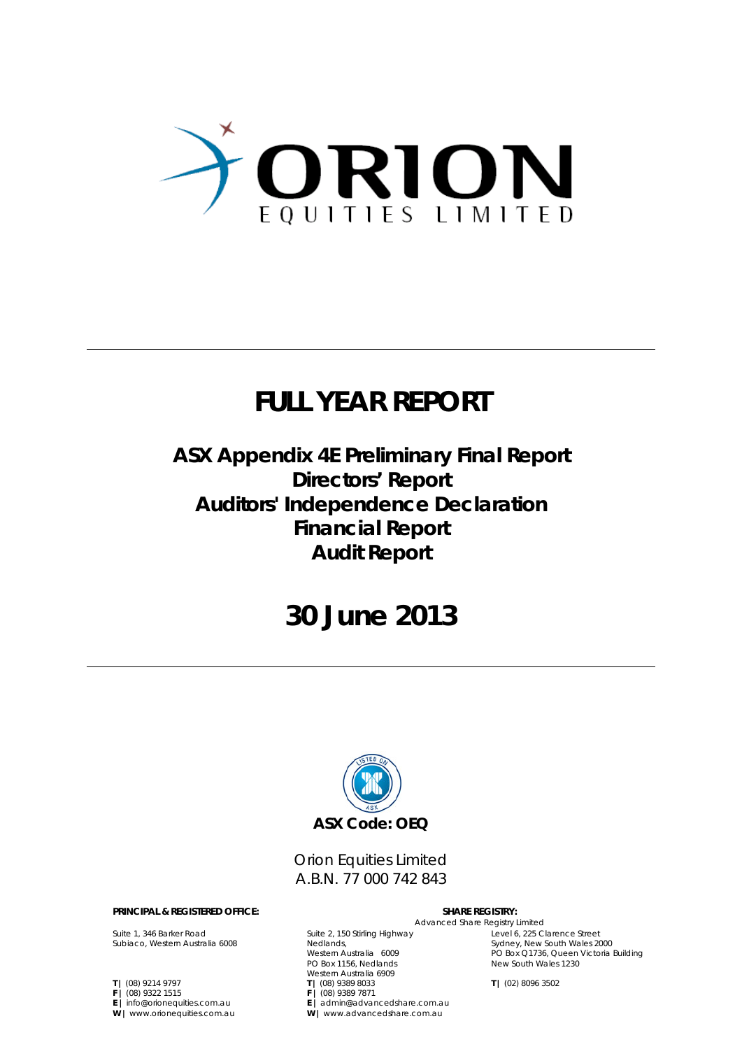ORION

EQUITIES LIMITED

# FULL YEAR REPORT

## ASX Appendix 4E Preliminary Final Report
## Directors' Report
## Auditors' Independence Declaration
## Financial Report
## Audit Report

# 30 June 2013

**ASX Code: OEQ**

Orion Equities Limited
A.B.N. 77 000 742 843

**PRINCIPAL & REGISTERED OFFICE:**

Suite 1, 346 Barker Road
Subiaco, Western Australia 6008

**T |** (08) 9214 9797
**F |** (08) 9322 1515
**E |** info@orionequities.com.au
**W |** www.orionequities.com.au

**SHARE REGISTRY:**

Advanced Share Registry Limited

Suite 2, 150 Stirling Highway
Nedlands,
Western Australia 6009
PO Box 1156, Nedlands
Western Australia 6909

**T |** (08) 9389 8033
**F |** (08) 9389 7871
**E |** admin@advancedshare.com.au
**W |** www.advancedshare.com.au

Level 6, 225 Clarence Street
Sydney, New South Wales 2000
PO Box Q1736, Queen Victoria Building
New South Wales 1230

**T |** (02) 8096 3502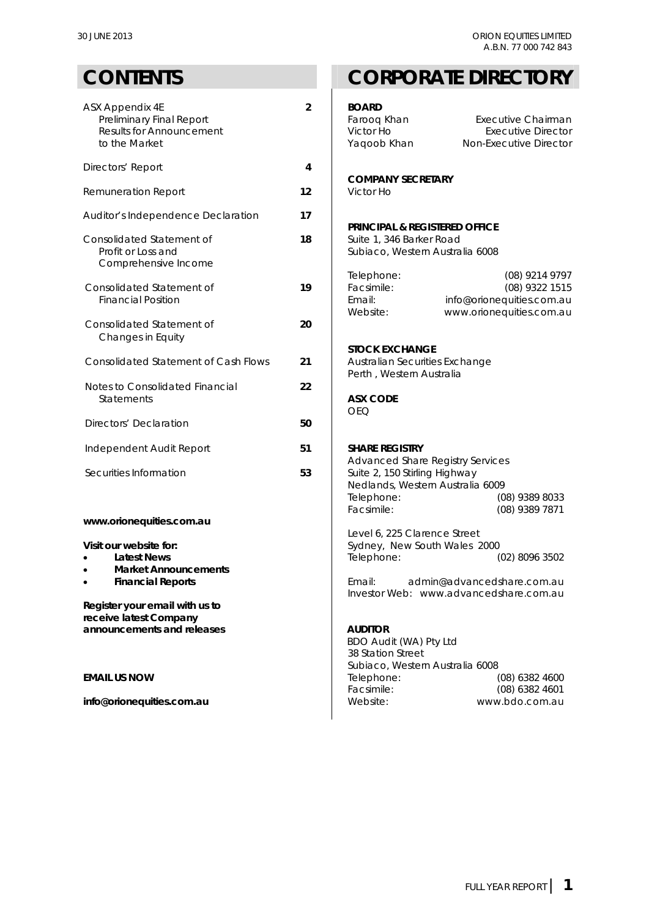# CONTENTS

| | |
|---|---|
| ASX Appendix 4E<br>Preliminary Final Report<br>Results for Announcement to the Market | 2 |
| Directors' Report | 4 |
| Remuneration Report | 12 |
| Auditor's Independence Declaration | 17 |
| Consolidated Statement of Profit or Loss and Comprehensive Income | 18 |
| Consolidated Statement of Financial Position | 19 |
| Consolidated Statement of Changes in Equity | 20 |
| Consolidated Statement of Cash Flows | 21 |
| Notes to Consolidated Financial Statements | 22 |
| Directors' Declaration | 50 |
| Independent Audit Report | 51 |
| Securities Information | 53 |

**www.orionequities.com.au**

**Visit our website for:**

- **Latest News**
- **Market Announcements**
- **Financial Reports**

**Register your email with us to receive latest Company announcements and releases**

**EMAIL US NOW**

**info@orionequities.com.au**

# CORPORATE DIRECTORY

**BOARD**

| | |
|---|---|
| Farooq Khan | Executive Chairman |
| Victor Ho | Executive Director |
| Yaqoob Khan | Non-Executive Director |

**COMPANY SECRETARY**

Victor Ho

**PRINCIPAL & REGISTERED OFFICE**

Suite 1, 346 Barker Road
Subiaco, Western Australia 6008

| | |
|---|---|
| Telephone: | (08) 9214 9797 |
| Facsimile: | (08) 9322 1515 |
| Email: | info@orionequities.com.au |
| Website: | www.orionequities.com.au |

**STOCK EXCHANGE**

Australian Securities Exchange
Perth , Western Australia

**ASX CODE**

OEQ

**SHARE REGISTRY**

Advanced Share Registry Services
Suite 2, 150 Stirling Highway
Nedlands, Western Australia 6009

| | |
|---|---|
| Telephone: | (08) 9389 8033 |
| Facsimile: | (08) 9389 7871 |

Level 6, 225 Clarence Street
Sydney, New South Wales 2000

| | |
|---|---|
| Telephone: | (02) 8096 3502 |

Email: admin@advancedshare.com.au
Investor Web: www.advancedshare.com.au

**AUDITOR**

BDO Audit (WA) Pty Ltd
38 Station Street
Subiaco, Western Australia 6008

| | |
|---|---|
| Telephone: | (08) 6382 4600 |
| Facsimile: | (08) 6382 4601 |
| Website: | www.bdo.com.au |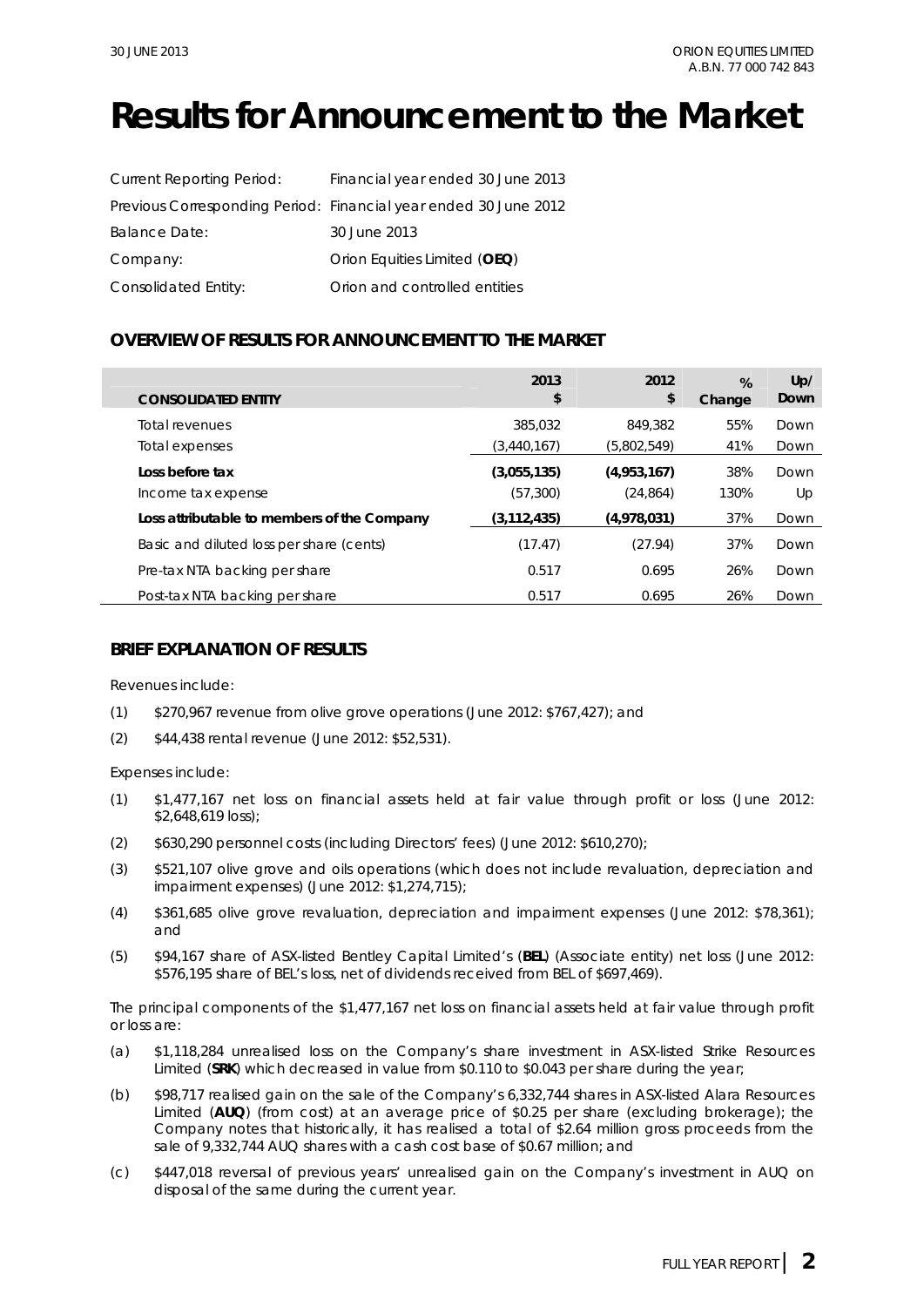# Results for Announcement to the Market

| | |
|---|---|
| Current Reporting Period: | Financial year ended 30 June 2013 |
| Previous Corresponding Period: | Financial year ended 30 June 2012 |
| Balance Date: | 30 June 2013 |
| Company: | Orion Equities Limited (**OEQ**) |
| Consolidated Entity: | Orion and controlled entities |

## OVERVIEW OF RESULTS FOR ANNOUNCEMENT TO THE MARKET

| CONSOLIDATED ENTITY | 2013 $ | 2012 $ | % Change | Up/ Down |
|---|---|---|---|---|
| Total revenues | 385,032 | 849,382 | 55% | Down |
| Total expenses | (3,440,167) | (5,802,549) | 41% | Down |
| **Loss before tax** | **(3,055,135)** | **(4,953,167)** | 38% | Down |
| Income tax expense | (57,300) | (24,864) | 130% | Up |
| **Loss attributable to members of the Company** | **(3,112,435)** | **(4,978,031)** | 37% | Down |
| Basic and diluted loss per share (cents) | (17.47) | (27.94) | 37% | Down |
| Pre-tax NTA backing per share | 0.517 | 0.695 | 26% | Down |
| Post-tax NTA backing per share | 0.517 | 0.695 | 26% | Down |

## BRIEF EXPLANATION OF RESULTS

Revenues include:

(1) $270,967 revenue from olive grove operations (June 2012: $767,427); and

(2) $44,438 rental revenue (June 2012: $52,531).

Expenses include:

(1) $1,477,167 net loss on financial assets held at fair value through profit or loss (June 2012: $2,648,619 loss);

(2) $630,290 personnel costs (including Directors' fees) (June 2012: $610,270);

(3) $521,107 olive grove and oils operations (which does not include revaluation, depreciation and impairment expenses) (June 2012: $1,274,715);

(4) $361,685 olive grove revaluation, depreciation and impairment expenses (June 2012: $78,361); and

(5) $94,167 share of ASX-listed Bentley Capital Limited's (**BEL**) (Associate entity) net loss (June 2012: $576,195 share of BEL's loss, net of dividends received from BEL of $697,469).

The principal components of the $1,477,167 net loss on financial assets held at fair value through profit or loss are:

(a) $1,118,284 unrealised loss on the Company's share investment in ASX-listed Strike Resources Limited (**SRK**) which decreased in value from $0.110 to $0.043 per share during the year;

(b) $98,717 realised gain on the sale of the Company's 6,332,744 shares in ASX-listed Alara Resources Limited (**AUQ**) (from cost) at an average price of $0.25 per share (excluding brokerage); the Company notes that historically, it has realised a total of $2.64 million gross proceeds from the sale of 9,332,744 AUQ shares with a cash cost base of $0.67 million; and

(c) $447,018 reversal of previous years' unrealised gain on the Company's investment in AUQ on disposal of the same during the current year.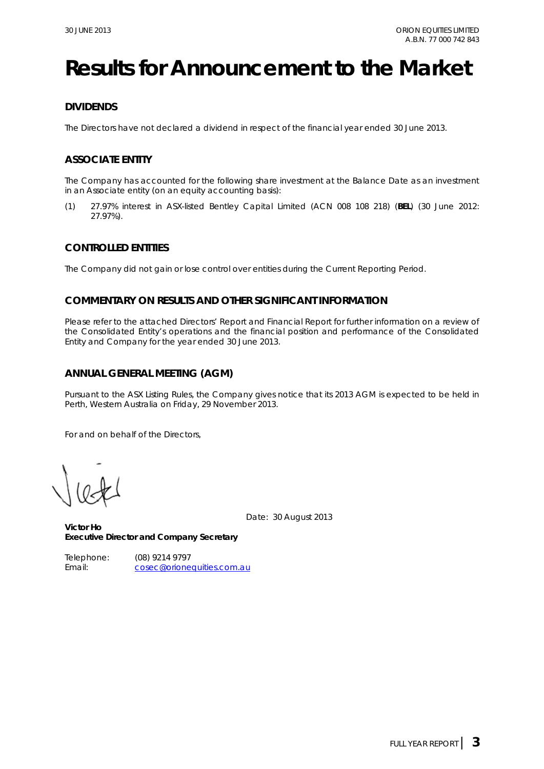# Results for Announcement to the Market

## DIVIDENDS

The Directors have not declared a dividend in respect of the financial year ended 30 June 2013.

## ASSOCIATE ENTITY

The Company has accounted for the following share investment at the Balance Date as an investment in an Associate entity (on an equity accounting basis):

(1) 27.97% interest in ASX-listed Bentley Capital Limited (ACN 008 108 218) (**BEL**) (30 June 2012: 27.97%).

## CONTROLLED ENTITIES

The Company did not gain or lose control over entities during the Current Reporting Period.

## COMMENTARY ON RESULTS AND OTHER SIGNIFICANT INFORMATION

Please refer to the attached Directors' Report and Financial Report for further information on a review of the Consolidated Entity's operations and the financial position and performance of the Consolidated Entity and Company for the year ended 30 June 2013.

## ANNUAL GENERAL MEETING (AGM)

Pursuant to the ASX Listing Rules, the Company gives notice that its 2013 AGM is expected to be held in Perth, Western Australia on Friday, 29 November 2013.

For and on behalf of the Directors,

Date: 30 August 2013

**Victor Ho**
**Executive Director and Company Secretary**

Telephone: (08) 9214 9797
Email: cosec@orionequities.com.au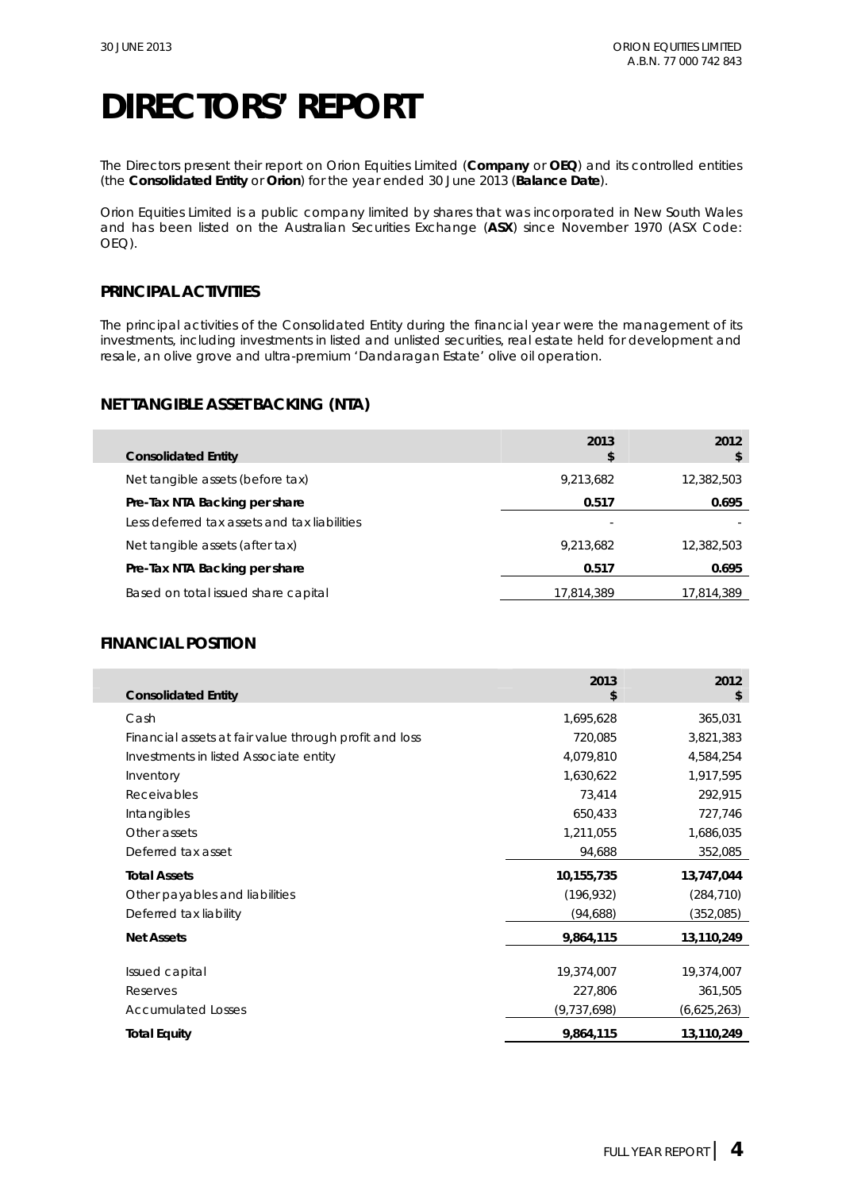# DIRECTORS' REPORT

The Directors present their report on Orion Equities Limited (**Company** or **OEQ**) and its controlled entities (the **Consolidated Entity** or **Orion**) for the year ended 30 June 2013 (**Balance Date**).

Orion Equities Limited is a public company limited by shares that was incorporated in New South Wales and has been listed on the Australian Securities Exchange (**ASX**) since November 1970 (ASX Code: OEQ).

## PRINCIPAL ACTIVITIES

The principal activities of the Consolidated Entity during the financial year were the management of its investments, including investments in listed and unlisted securities, real estate held for development and resale, an olive grove and ultra-premium 'Dandaragan Estate' olive oil operation.

## NET TANGIBLE ASSET BACKING (NTA)

| Consolidated Entity | 2013 $ | 2012 $ |
|---|---|---|
| Net tangible assets (before tax) | 9,213,682 | 12,382,503 |
| **Pre-Tax NTA Backing per share** | **0.517** | **0.695** |
| Less deferred tax assets and tax liabilities | - | - |
| Net tangible assets (after tax) | 9,213,682 | 12,382,503 |
| **Pre-Tax NTA Backing per share** | **0.517** | **0.695** |
| Based on total issued share capital | 17,814,389 | 17,814,389 |

## FINANCIAL POSITION

| Consolidated Entity | 2013 $ | 2012 $ |
|---|---|---|
| Cash | 1,695,628 | 365,031 |
| Financial assets at fair value through profit and loss | 720,085 | 3,821,383 |
| Investments in listed Associate entity | 4,079,810 | 4,584,254 |
| Inventory | 1,630,622 | 1,917,595 |
| Receivables | 73,414 | 292,915 |
| Intangibles | 650,433 | 727,746 |
| Other assets | 1,211,055 | 1,686,035 |
| Deferred tax asset | 94,688 | 352,085 |
| **Total Assets** | **10,155,735** | **13,747,044** |
| Other payables and liabilities | (196,932) | (284,710) |
| Deferred tax liability | (94,688) | (352,085) |
| **Net Assets** | **9,864,115** | **13,110,249** |
| Issued capital | 19,374,007 | 19,374,007 |
| Reserves | 227,806 | 361,505 |
| Accumulated Losses | (9,737,698) | (6,625,263) |
| **Total Equity** | **9,864,115** | **13,110,249** |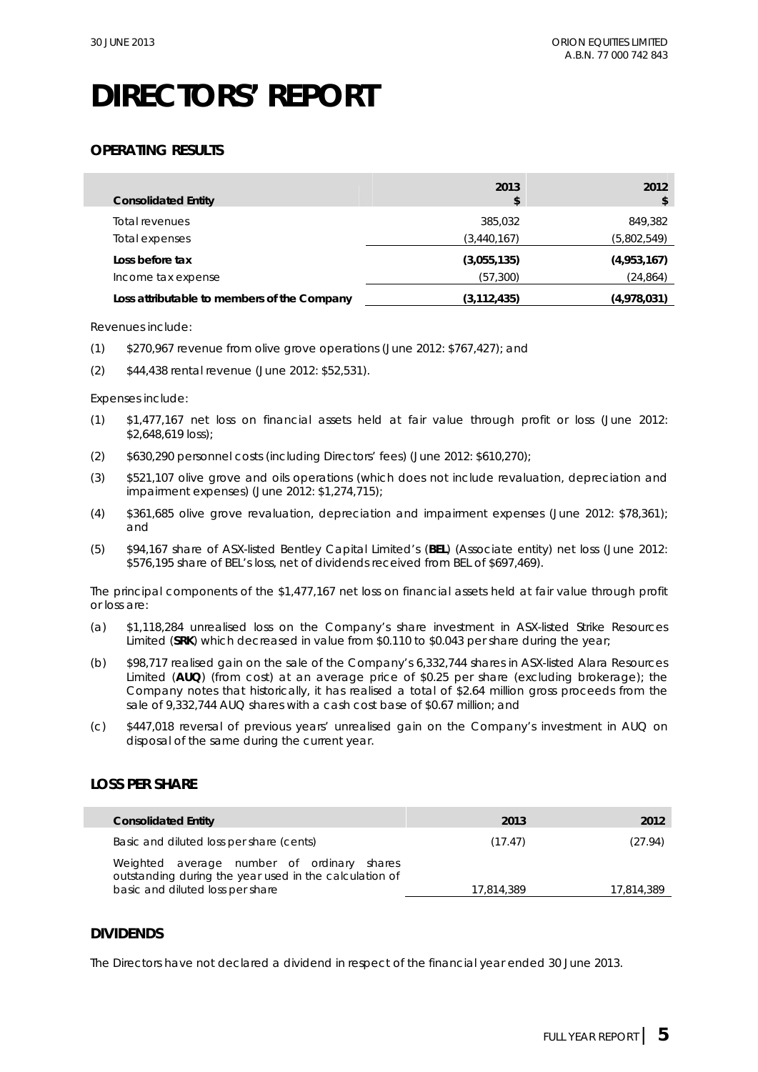# DIRECTORS' REPORT

## OPERATING RESULTS

| Consolidated Entity | 2013 $ | 2012 $ |
|---|---|---|
| Total revenues | 385,032 | 849,382 |
| Total expenses | (3,440,167) | (5,802,549) |
| **Loss before tax** | **(3,055,135)** | **(4,953,167)** |
| Income tax expense | (57,300) | (24,864) |
| **Loss attributable to members of the Company** | **(3,112,435)** | **(4,978,031)** |

Revenues include:

(1) $270,967 revenue from olive grove operations (June 2012: $767,427); and

(2) $44,438 rental revenue (June 2012: $52,531).

Expenses include:

(1) $1,477,167 net loss on financial assets held at fair value through profit or loss (June 2012: $2,648,619 loss);

(2) $630,290 personnel costs (including Directors' fees) (June 2012: $610,270);

(3) $521,107 olive grove and oils operations (which does not include revaluation, depreciation and impairment expenses) (June 2012: $1,274,715);

(4) $361,685 olive grove revaluation, depreciation and impairment expenses (June 2012: $78,361); and

(5) $94,167 share of ASX-listed Bentley Capital Limited's (**BEL**) (Associate entity) net loss (June 2012: $576,195 share of BEL's loss, net of dividends received from BEL of $697,469).

The principal components of the $1,477,167 net loss on financial assets held at fair value through profit or loss are:

(a) $1,118,284 unrealised loss on the Company's share investment in ASX-listed Strike Resources Limited (**SRK**) which decreased in value from $0.110 to $0.043 per share during the year;

(b) $98,717 realised gain on the sale of the Company's 6,332,744 shares in ASX-listed Alara Resources Limited (**AUQ**) (from cost) at an average price of $0.25 per share (excluding brokerage); the Company notes that historically, it has realised a total of $2.64 million gross proceeds from the sale of 9,332,744 AUQ shares with a cash cost base of $0.67 million; and

(c) $447,018 reversal of previous years' unrealised gain on the Company's investment in AUQ on disposal of the same during the current year.

## LOSS PER SHARE

| Consolidated Entity | 2013 | 2012 |
|---|---|---|
| Basic and diluted loss per share (cents) | (17.47) | (27.94) |
| Weighted average number of ordinary shares outstanding during the year used in the calculation of basic and diluted loss per share | 17,814,389 | 17,814,389 |

## DIVIDENDS

The Directors have not declared a dividend in respect of the financial year ended 30 June 2013.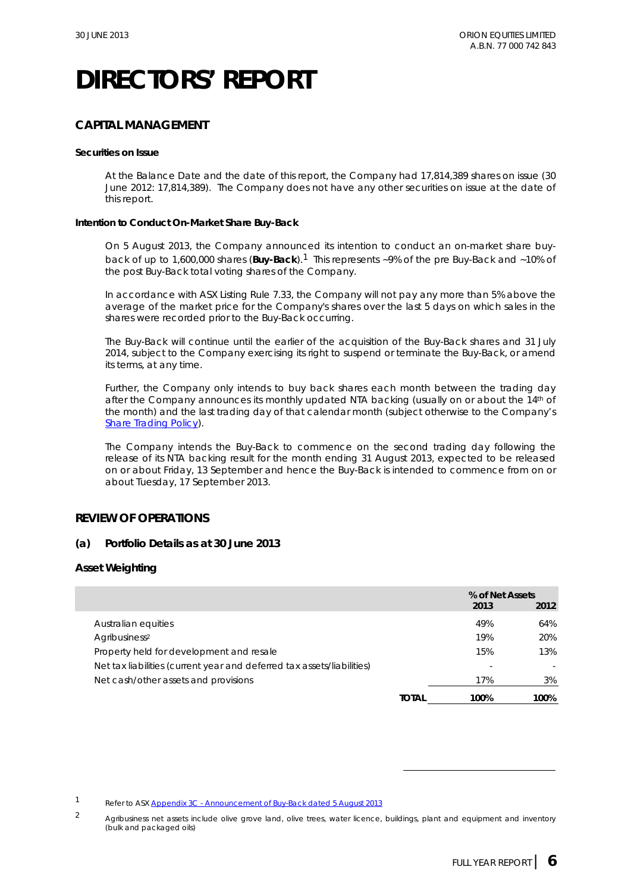# DIRECTORS' REPORT

## CAPITAL MANAGEMENT

**Securities on Issue**

At the Balance Date and the date of this report, the Company had 17,814,389 shares on issue (30 June 2012: 17,814,389). The Company does not have any other securities on issue at the date of this report.

**Intention to Conduct On-Market Share Buy-Back**

On 5 August 2013, the Company announced its intention to conduct an on-market share buy-back of up to 1,600,000 shares (**Buy-Back**).[1] This represents ~9% of the pre Buy-Back and ~10% of the post Buy-Back total voting shares of the Company.

In accordance with ASX Listing Rule 7.33, the Company will not pay any more than 5% above the average of the market price for the Company's shares over the last 5 days on which sales in the shares were recorded prior to the Buy-Back occurring.

The Buy-Back will continue until the earlier of the acquisition of the Buy-Back shares and 31 July 2014, subject to the Company exercising its right to suspend or terminate the Buy-Back, or amend its terms, at any time.

Further, the Company only intends to buy back shares each month between the trading day after the Company announces its monthly updated NTA backing (usually on or about the 14th of the month) and the last trading day of that calendar month (subject otherwise to the Company's Share Trading Policy).

The Company intends the Buy-Back to commence on the second trading day following the release of its NTA backing result for the month ending 31 August 2013, expected to be released on or about Friday, 13 September and hence the Buy-Back is intended to commence from on or about Tuesday, 17 September 2013.

## REVIEW OF OPERATIONS

### (a) Portfolio Details as at 30 June 2013

**Asset Weighting**

| | % of Net Assets | |
|---|---|---|
| | 2013 | 2012 |
| Australian equities | 49% | 64% |
| Agribusiness[2] | 19% | 20% |
| Property held for development and resale | 15% | 13% |
| Net tax liabilities (current year and deferred tax assets/liabilities) | - | - |
| Net cash/other assets and provisions | 17% | 3% |
| **TOTAL** | **100%** | **100%** |

---

1 Refer to ASX Appendix 3C - Announcement of Buy-Back dated 5 August 2013

2 Agribusiness net assets include olive grove land, olive trees, water licence, buildings, plant and equipment and inventory (bulk and packaged oils)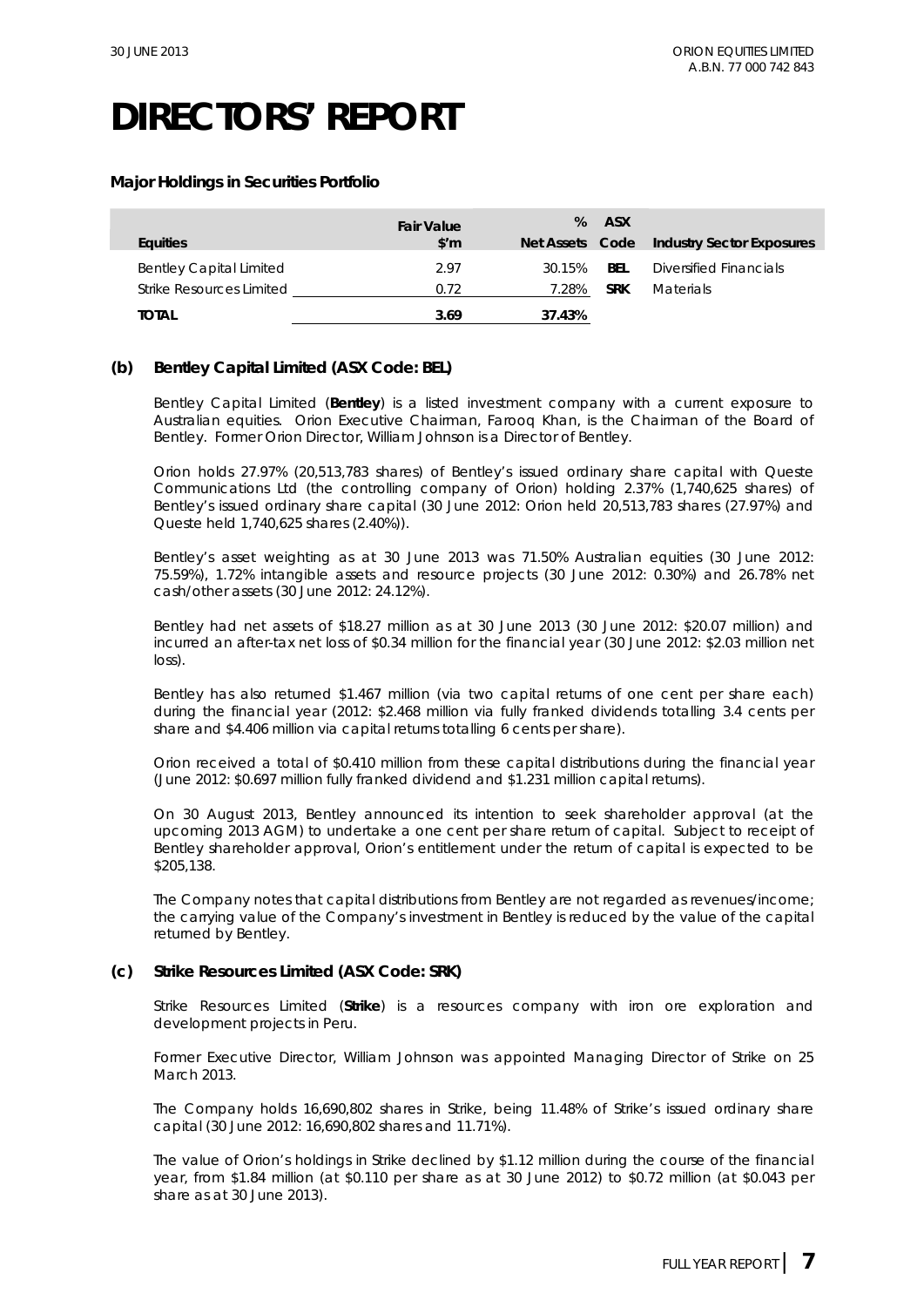# DIRECTORS' REPORT

**Major Holdings in Securities Portfolio**

| Equities | Fair Value $'m | % Net Assets | ASX Code | Industry Sector Exposures |
|---|---|---|---|---|
| Bentley Capital Limited | 2.97 | 30.15% | **BEL** | Diversified Financials |
| Strike Resources Limited | 0.72 | 7.28% | **SRK** | Materials |
| **TOTAL** | **3.69** | **37.43%** | | |

**(b) Bentley Capital Limited (ASX Code: BEL)**

Bentley Capital Limited (**Bentley**) is a listed investment company with a current exposure to Australian equities. Orion Executive Chairman, Farooq Khan, is the Chairman of the Board of Bentley. Former Orion Director, William Johnson is a Director of Bentley.

Orion holds 27.97% (20,513,783 shares) of Bentley's issued ordinary share capital with Queste Communications Ltd (the controlling company of Orion) holding 2.37% (1,740,625 shares) of Bentley's issued ordinary share capital (30 June 2012: Orion held 20,513,783 shares (27.97%) and Queste held 1,740,625 shares (2.40%)).

Bentley's asset weighting as at 30 June 2013 was 71.50% Australian equities (30 June 2012: 75.59%), 1.72% intangible assets and resource projects (30 June 2012: 0.30%) and 26.78% net cash/other assets (30 June 2012: 24.12%).

Bentley had net assets of $18.27 million as at 30 June 2013 (30 June 2012: $20.07 million) and incurred an after-tax net loss of $0.34 million for the financial year (30 June 2012: $2.03 million net loss).

Bentley has also returned $1.467 million (via two capital returns of one cent per share each) during the financial year (2012: $2.468 million via fully franked dividends totalling 3.4 cents per share and $4.406 million via capital returns totalling 6 cents per share).

Orion received a total of $0.410 million from these capital distributions during the financial year (June 2012: $0.697 million fully franked dividend and $1.231 million capital returns).

On 30 August 2013, Bentley announced its intention to seek shareholder approval (at the upcoming 2013 AGM) to undertake a one cent per share return of capital. Subject to receipt of Bentley shareholder approval, Orion's entitlement under the return of capital is expected to be $205,138.

The Company notes that capital distributions from Bentley are not regarded as revenues/income; the carrying value of the Company's investment in Bentley is reduced by the value of the capital returned by Bentley.

**(c) Strike Resources Limited (ASX Code: SRK)**

Strike Resources Limited (**Strike**) is a resources company with iron ore exploration and development projects in Peru.

Former Executive Director, William Johnson was appointed Managing Director of Strike on 25 March 2013.

The Company holds 16,690,802 shares in Strike, being 11.48% of Strike's issued ordinary share capital (30 June 2012: 16,690,802 shares and 11.71%).

The value of Orion's holdings in Strike declined by $1.12 million during the course of the financial year, from $1.84 million (at $0.110 per share as at 30 June 2012) to $0.72 million (at $0.043 per share as at 30 June 2013).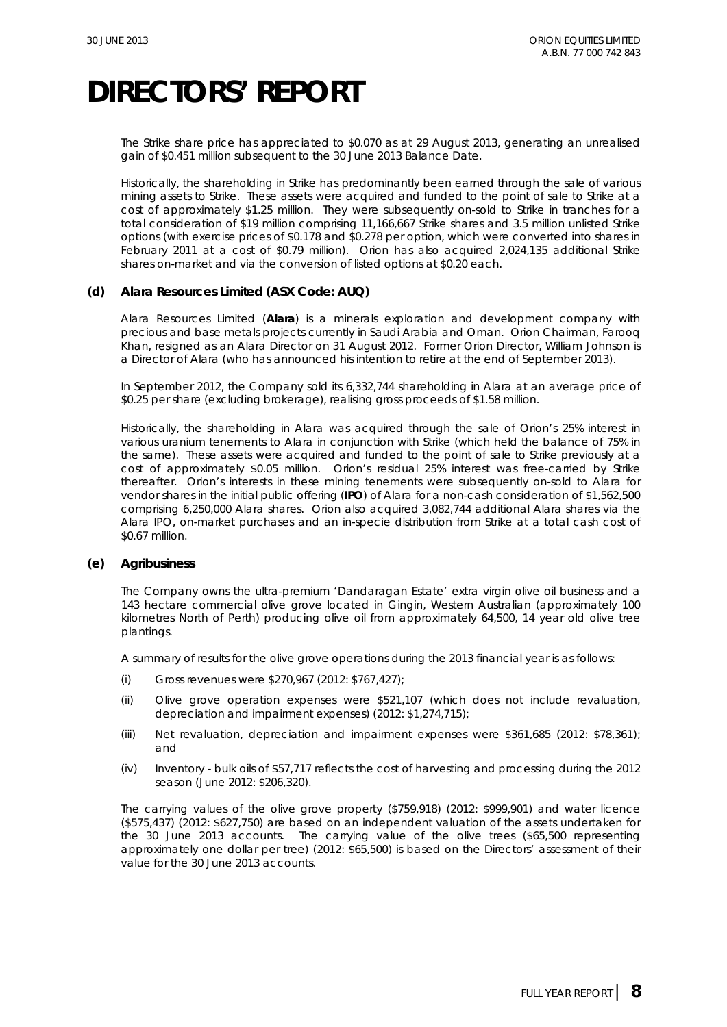# DIRECTORS' REPORT

The Strike share price has appreciated to $0.070 as at 29 August 2013, generating an unrealised gain of $0.451 million subsequent to the 30 June 2013 Balance Date.

Historically, the shareholding in Strike has predominantly been earned through the sale of various mining assets to Strike. These assets were acquired and funded to the point of sale to Strike at a cost of approximately $1.25 million. They were subsequently on-sold to Strike in tranches for a total consideration of $19 million comprising 11,166,667 Strike shares and 3.5 million unlisted Strike options (with exercise prices of $0.178 and $0.278 per option, which were converted into shares in February 2011 at a cost of $0.79 million). Orion has also acquired 2,024,135 additional Strike shares on-market and via the conversion of listed options at $0.20 each.

### (d) Alara Resources Limited (ASX Code: AUQ)

Alara Resources Limited (**Alara**) is a minerals exploration and development company with precious and base metals projects currently in Saudi Arabia and Oman. Orion Chairman, Farooq Khan, resigned as an Alara Director on 31 August 2012. Former Orion Director, William Johnson is a Director of Alara (who has announced his intention to retire at the end of September 2013).

In September 2012, the Company sold its 6,332,744 shareholding in Alara at an average price of $0.25 per share (excluding brokerage), realising gross proceeds of $1.58 million.

Historically, the shareholding in Alara was acquired through the sale of Orion's 25% interest in various uranium tenements to Alara in conjunction with Strike (which held the balance of 75% in the same). These assets were acquired and funded to the point of sale to Strike previously at a cost of approximately $0.05 million. Orion's residual 25% interest was free-carried by Strike thereafter. Orion's interests in these mining tenements were subsequently on-sold to Alara for vendor shares in the initial public offering (**IPO**) of Alara for a non-cash consideration of $1,562,500 comprising 6,250,000 Alara shares. Orion also acquired 3,082,744 additional Alara shares via the Alara IPO, on-market purchases and an in-specie distribution from Strike at a total cash cost of $0.67 million.

### (e) Agribusiness

The Company owns the ultra-premium 'Dandaragan Estate' extra virgin olive oil business and a 143 hectare commercial olive grove located in Gingin, Western Australian (approximately 100 kilometres North of Perth) producing olive oil from approximately 64,500, 14 year old olive tree plantings.

A summary of results for the olive grove operations during the 2013 financial year is as follows:

(i) Gross revenues were $270,967 (2012: $767,427);

(ii) Olive grove operation expenses were $521,107 (which does not include revaluation, depreciation and impairment expenses) (2012: $1,274,715);

(iii) Net revaluation, depreciation and impairment expenses were $361,685 (2012: $78,361); and

(iv) Inventory - bulk oils of $57,717 reflects the cost of harvesting and processing during the 2012 season (June 2012: $206,320).

The carrying values of the olive grove property ($759,918) (2012: $999,901) and water licence ($575,437) (2012: $627,750) are based on an independent valuation of the assets undertaken for the 30 June 2013 accounts. The carrying value of the olive trees ($65,500 representing approximately one dollar per tree) (2012: $65,500) is based on the Directors' assessment of their value for the 30 June 2013 accounts.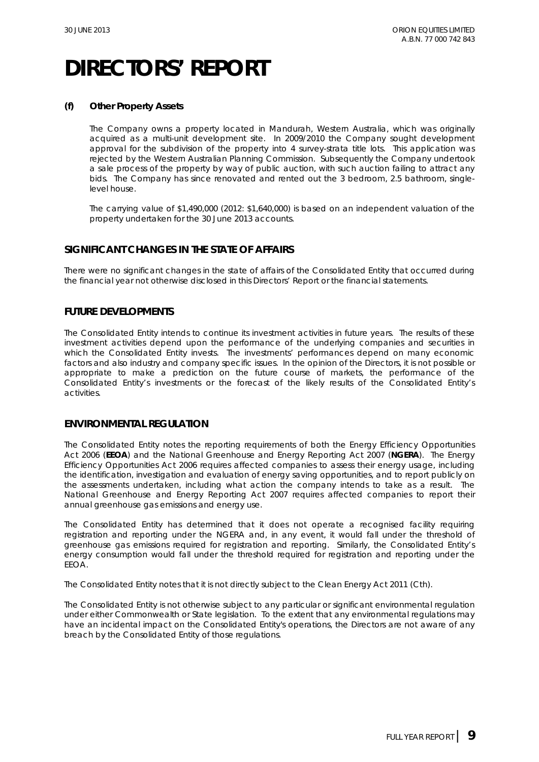# DIRECTORS' REPORT

#### (f) Other Property Assets

The Company owns a property located in Mandurah, Western Australia, which was originally acquired as a multi-unit development site. In 2009/2010 the Company sought development approval for the subdivision of the property into 4 survey-strata title lots. This application was rejected by the Western Australian Planning Commission. Subsequently the Company undertook a sale process of the property by way of public auction, with such auction failing to attract any bids. The Company has since renovated and rented out the 3 bedroom, 2.5 bathroom, single-level house.

The carrying value of $1,490,000 (2012: $1,640,000) is based on an independent valuation of the property undertaken for the 30 June 2013 accounts.

## SIGNIFICANT CHANGES IN THE STATE OF AFFAIRS

There were no significant changes in the state of affairs of the Consolidated Entity that occurred during the financial year not otherwise disclosed in this Directors' Report or the financial statements.

## FUTURE DEVELOPMENTS

The Consolidated Entity intends to continue its investment activities in future years. The results of these investment activities depend upon the performance of the underlying companies and securities in which the Consolidated Entity invests. The investments' performances depend on many economic factors and also industry and company specific issues. In the opinion of the Directors, it is not possible or appropriate to make a prediction on the future course of markets, the performance of the Consolidated Entity's investments or the forecast of the likely results of the Consolidated Entity's activities.

## ENVIRONMENTAL REGULATION

The Consolidated Entity notes the reporting requirements of both the Energy Efficiency Opportunities Act 2006 (**EEOA**) and the National Greenhouse and Energy Reporting Act 2007 (**NGERA**). The Energy Efficiency Opportunities Act 2006 requires affected companies to assess their energy usage, including the identification, investigation and evaluation of energy saving opportunities, and to report publicly on the assessments undertaken, including what action the company intends to take as a result. The National Greenhouse and Energy Reporting Act 2007 requires affected companies to report their annual greenhouse gas emissions and energy use.

The Consolidated Entity has determined that it does not operate a recognised facility requiring registration and reporting under the NGERA and, in any event, it would fall under the threshold of greenhouse gas emissions required for registration and reporting. Similarly, the Consolidated Entity's energy consumption would fall under the threshold required for registration and reporting under the EEOA.

The Consolidated Entity notes that it is not directly subject to the Clean Energy Act 2011 (Cth).

The Consolidated Entity is not otherwise subject to any particular or significant environmental regulation under either Commonwealth or State legislation. To the extent that any environmental regulations may have an incidental impact on the Consolidated Entity's operations, the Directors are not aware of any breach by the Consolidated Entity of those regulations.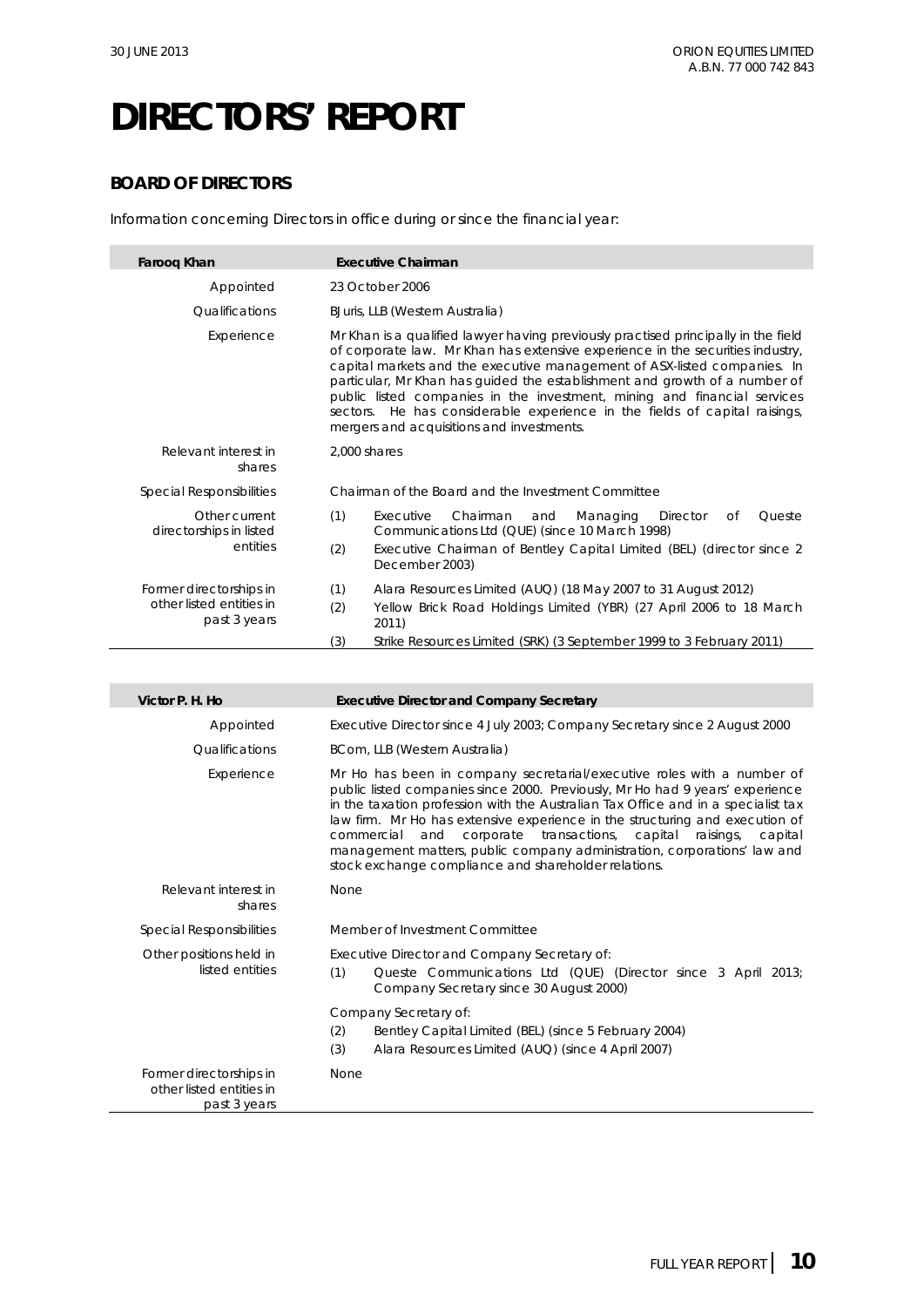# DIRECTORS' REPORT

## BOARD OF DIRECTORS

Information concerning Directors in office during or since the financial year:

| **Farooq Khan** | **Executive Chairman** |
|---|---|
| Appointed | 23 October 2006 |
| Qualifications | BJuris, LLB (Western Australia) |
| Experience | Mr Khan is a qualified lawyer having previously practised principally in the field of corporate law. Mr Khan has extensive experience in the securities industry, capital markets and the executive management of ASX-listed companies. In particular, Mr Khan has guided the establishment and growth of a number of public listed companies in the investment, mining and financial services sectors. He has considerable experience in the fields of capital raisings, mergers and acquisitions and investments. |
| Relevant interest in shares | 2,000 shares |
| Special Responsibilities | Chairman of the Board and the Investment Committee |
| Other current directorships in listed entities | (1) Executive Chairman and Managing Director of Queste Communications Ltd (QUE) (since 10 March 1998)<br>(2) Executive Chairman of Bentley Capital Limited (BEL) (director since 2 December 2003) |
| Former directorships in other listed entities in past 3 years | (1) Alara Resources Limited (AUQ) (18 May 2007 to 31 August 2012)<br>(2) Yellow Brick Road Holdings Limited (YBR) (27 April 2006 to 18 March 2011)<br>(3) Strike Resources Limited (SRK) (3 September 1999 to 3 February 2011) |

| **Victor P. H. Ho** | **Executive Director and Company Secretary** |
|---|---|
| Appointed | Executive Director since 4 July 2003; Company Secretary since 2 August 2000 |
| Qualifications | BCom, LLB (Western Australia) |
| Experience | Mr Ho has been in company secretarial/executive roles with a number of public listed companies since 2000. Previously, Mr Ho had 9 years' experience in the taxation profession with the Australian Tax Office and in a specialist tax law firm. Mr Ho has extensive experience in the structuring and execution of commercial and corporate transactions, capital raisings, capital management matters, public company administration, corporations' law and stock exchange compliance and shareholder relations. |
| Relevant interest in shares | None |
| Special Responsibilities | Member of Investment Committee |
| Other positions held in listed entities | Executive Director and Company Secretary of:<br>(1) Queste Communications Ltd (QUE) (Director since 3 April 2013; Company Secretary since 30 August 2000)<br>Company Secretary of:<br>(2) Bentley Capital Limited (BEL) (since 5 February 2004)<br>(3) Alara Resources Limited (AUQ) (since 4 April 2007) |
| Former directorships in other listed entities in past 3 years | None |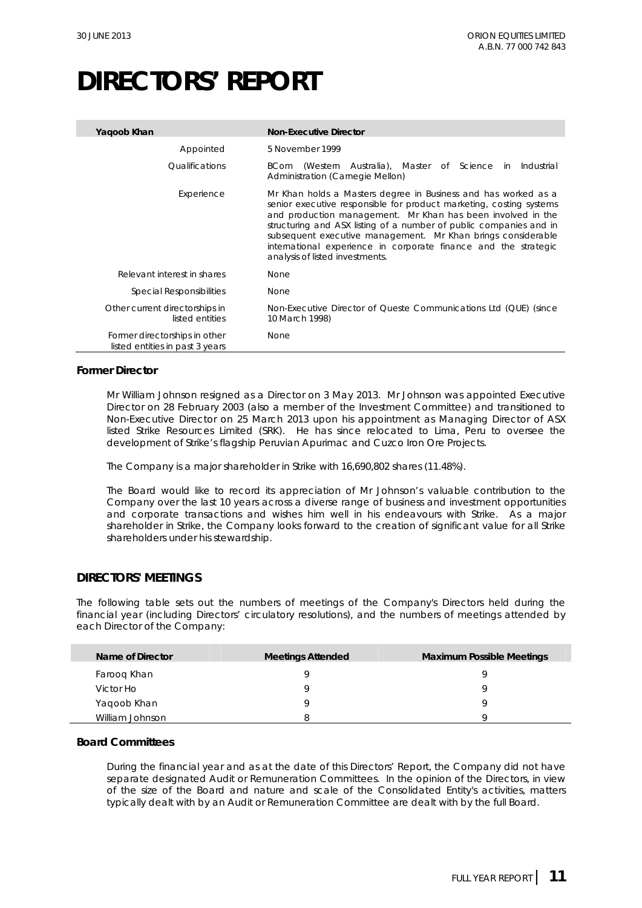# DIRECTORS' REPORT

| Yaqoob Khan | Non-Executive Director |
|---|---|
| Appointed | 5 November 1999 |
| Qualifications | BCom (Western Australia), Master of Science in Industrial Administration (Carnegie Mellon) |
| Experience | Mr Khan holds a Masters degree in Business and has worked as a senior executive responsible for product marketing, costing systems and production management. Mr Khan has been involved in the structuring and ASX listing of a number of public companies and in subsequent executive management. Mr Khan brings considerable international experience in corporate finance and the strategic analysis of listed investments. |
| Relevant interest in shares | None |
| Special Responsibilities | None |
| Other current directorships in listed entities | Non-Executive Director of Queste Communications Ltd (QUE) (since 10 March 1998) |
| Former directorships in other listed entities in past 3 years | None |

### Former Director

Mr William Johnson resigned as a Director on 3 May 2013. Mr Johnson was appointed Executive Director on 28 February 2003 (also a member of the Investment Committee) and transitioned to Non-Executive Director on 25 March 2013 upon his appointment as Managing Director of ASX listed Strike Resources Limited (SRK). He has since relocated to Lima, Peru to oversee the development of Strike's flagship Peruvian Apurimac and Cuzco Iron Ore Projects.

The Company is a major shareholder in Strike with 16,690,802 shares (11.48%).

The Board would like to record its appreciation of Mr Johnson's valuable contribution to the Company over the last 10 years across a diverse range of business and investment opportunities and corporate transactions and wishes him well in his endeavours with Strike. As a major shareholder in Strike, the Company looks forward to the creation of significant value for all Strike shareholders under his stewardship.

## DIRECTORS' MEETINGS

The following table sets out the numbers of meetings of the Company's Directors held during the financial year (including Directors' circulatory resolutions), and the numbers of meetings attended by each Director of the Company:

| Name of Director | Meetings Attended | Maximum Possible Meetings |
|---|---|---|
| Farooq Khan | 9 | 9 |
| Victor Ho | 9 | 9 |
| Yaqoob Khan | 9 | 9 |
| William Johnson | 8 | 9 |

### Board Committees

During the financial year and as at the date of this Directors' Report, the Company did not have separate designated Audit or Remuneration Committees. In the opinion of the Directors, in view of the size of the Board and nature and scale of the Consolidated Entity's activities, matters typically dealt with by an Audit or Remuneration Committee are dealt with by the full Board.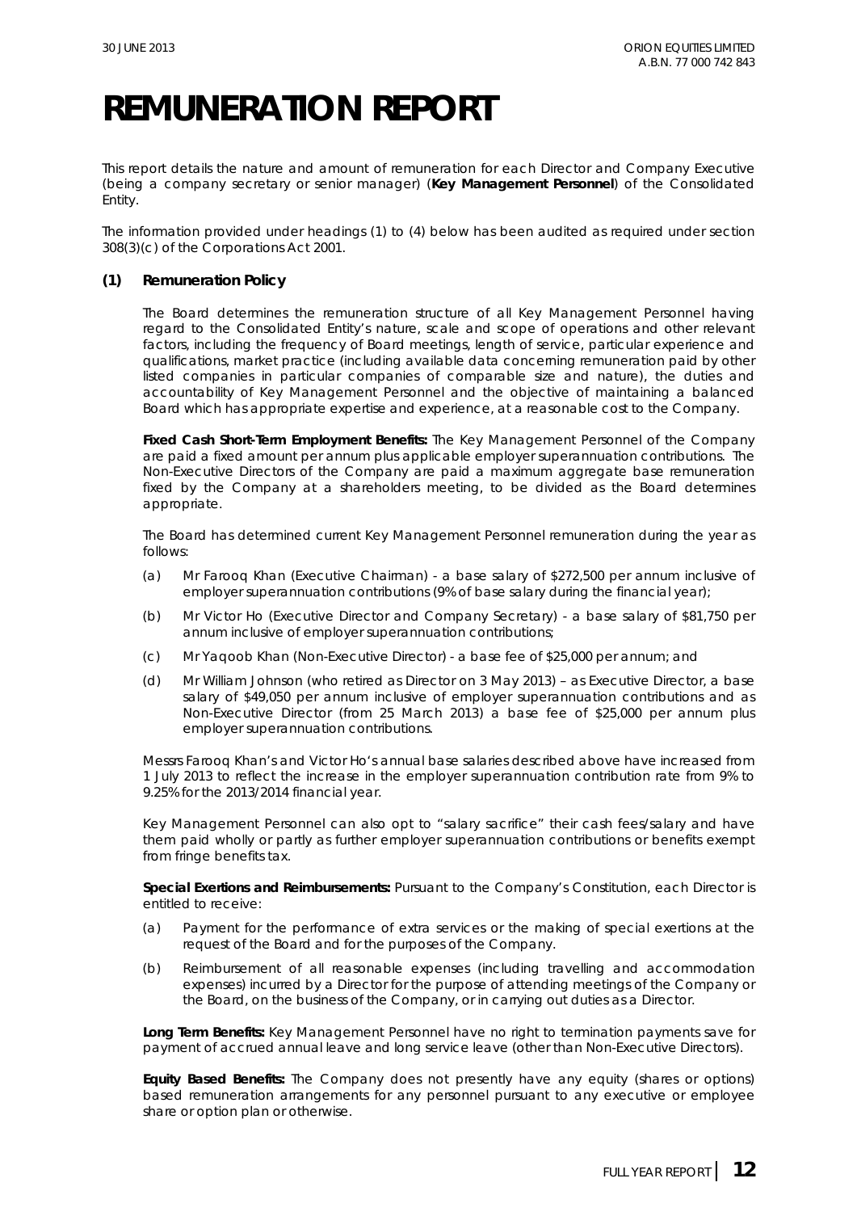# REMUNERATION REPORT

This report details the nature and amount of remuneration for each Director and Company Executive (being a company secretary or senior manager) (**Key Management Personnel**) of the Consolidated Entity.

The information provided under headings (1) to (4) below has been audited as required under section 308(3)(c) of the Corporations Act 2001.

## (1) Remuneration Policy

The Board determines the remuneration structure of all Key Management Personnel having regard to the Consolidated Entity's nature, scale and scope of operations and other relevant factors, including the frequency of Board meetings, length of service, particular experience and qualifications, market practice (including available data concerning remuneration paid by other listed companies in particular companies of comparable size and nature), the duties and accountability of Key Management Personnel and the objective of maintaining a balanced Board which has appropriate expertise and experience, at a reasonable cost to the Company.

**Fixed Cash Short-Term Employment Benefits:** The Key Management Personnel of the Company are paid a fixed amount per annum plus applicable employer superannuation contributions. The Non-Executive Directors of the Company are paid a maximum aggregate base remuneration fixed by the Company at a shareholders meeting, to be divided as the Board determines appropriate.

The Board has determined current Key Management Personnel remuneration during the year as follows:

(a) Mr Farooq Khan (Executive Chairman) - a base salary of $272,500 per annum inclusive of employer superannuation contributions (9% of base salary during the financial year);

(b) Mr Victor Ho (Executive Director and Company Secretary) - a base salary of $81,750 per annum inclusive of employer superannuation contributions;

(c) Mr Yaqoob Khan (Non-Executive Director) - a base fee of $25,000 per annum; and

(d) Mr William Johnson (who retired as Director on 3 May 2013) – as Executive Director, a base salary of $49,050 per annum inclusive of employer superannuation contributions and as Non-Executive Director (from 25 March 2013) a base fee of $25,000 per annum plus employer superannuation contributions.

Messrs Farooq Khan's and Victor Ho's annual base salaries described above have increased from 1 July 2013 to reflect the increase in the employer superannuation contribution rate from 9% to 9.25% for the 2013/2014 financial year.

Key Management Personnel can also opt to "salary sacrifice" their cash fees/salary and have them paid wholly or partly as further employer superannuation contributions or benefits exempt from fringe benefits tax.

**Special Exertions and Reimbursements:** Pursuant to the Company's Constitution, each Director is entitled to receive:

(a) Payment for the performance of extra services or the making of special exertions at the request of the Board and for the purposes of the Company.

(b) Reimbursement of all reasonable expenses (including travelling and accommodation expenses) incurred by a Director for the purpose of attending meetings of the Company or the Board, on the business of the Company, or in carrying out duties as a Director.

**Long Term Benefits:** Key Management Personnel have no right to termination payments save for payment of accrued annual leave and long service leave (other than Non-Executive Directors).

**Equity Based Benefits:** The Company does not presently have any equity (shares or options) based remuneration arrangements for any personnel pursuant to any executive or employee share or option plan or otherwise.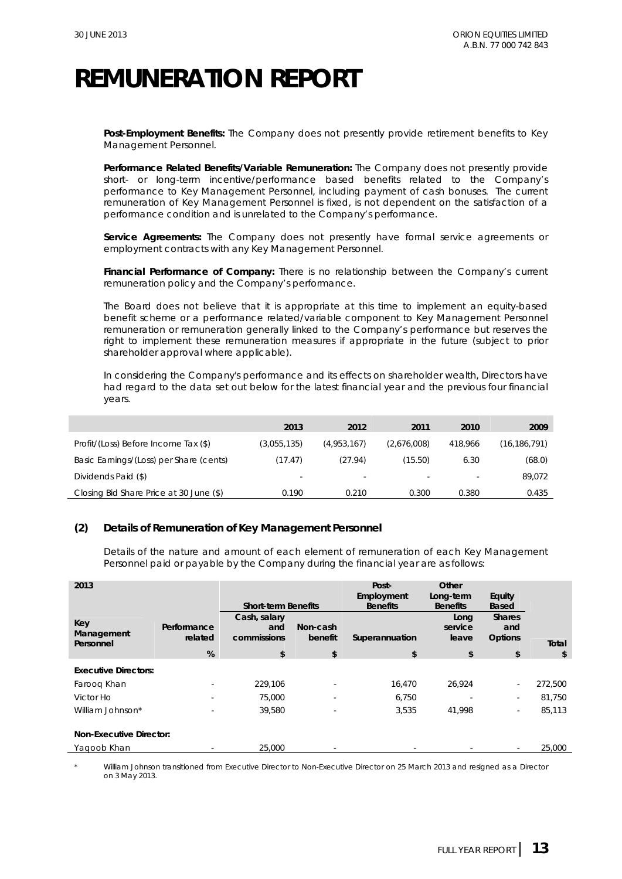# REMUNERATION REPORT

**Post-Employment Benefits:** The Company does not presently provide retirement benefits to Key Management Personnel.

**Performance Related Benefits/Variable Remuneration:** The Company does not presently provide short- or long-term incentive/performance based benefits related to the Company's performance to Key Management Personnel, including payment of cash bonuses. The current remuneration of Key Management Personnel is fixed, is not dependent on the satisfaction of a performance condition and is unrelated to the Company's performance.

**Service Agreements:** The Company does not presently have formal service agreements or employment contracts with any Key Management Personnel.

**Financial Performance of Company:** There is no relationship between the Company's current remuneration policy and the Company's performance.

The Board does not believe that it is appropriate at this time to implement an equity-based benefit scheme or a performance related/variable component to Key Management Personnel remuneration or remuneration generally linked to the Company's performance but reserves the right to implement these remuneration measures if appropriate in the future (subject to prior shareholder approval where applicable).

In considering the Company's performance and its effects on shareholder wealth, Directors have had regard to the data set out below for the latest financial year and the previous four financial years.

| | 2013 | 2012 | 2011 | 2010 | 2009 |
|---|---|---|---|---|---|
| Profit/(Loss) Before Income Tax ($) | (3,055,135) | (4,953,167) | (2,676,008) | 418,966 | (16,186,791) |
| Basic Earnings/(Loss) per Share (cents) | (17.47) | (27.94) | (15.50) | 6.30 | (68.0) |
| Dividends Paid ($) | - | - | - | - | 89,072 |
| Closing Bid Share Price at 30 June ($) | 0.190 | 0.210 | 0.300 | 0.380 | 0.435 |

## (2) Details of Remuneration of Key Management Personnel

Details of the nature and amount of each element of remuneration of each Key Management Personnel paid or payable by the Company during the financial year are as follows:

| 2013 | | Short-term Benefits | | Post-Employment Benefits | Other Long-term Benefits | Equity Based | |
|---|---|---|---|---|---|---|---|
| Key Management Personnel | Performance related | Cash, salary and commissions | Non-cash benefit | Superannuation | Long service leave | Shares and Options | Total |
| | % | $ | $ | $ | $ | $ | $ |
| **Executive Directors:** | | | | | | | |
| Farooq Khan | - | 229,106 | - | 16,470 | 26,924 | - | 272,500 |
| Victor Ho | - | 75,000 | - | 6,750 | - | - | 81,750 |
| William Johnson* | - | 39,580 | - | 3,535 | 41,998 | - | 85,113 |
| **Non-Executive Director:** | | | | | | | |
| Yaqoob Khan | - | 25,000 | - | - | - | - | 25,000 |

\* William Johnson transitioned from Executive Director to Non-Executive Director on 25 March 2013 and resigned as a Director on 3 May 2013.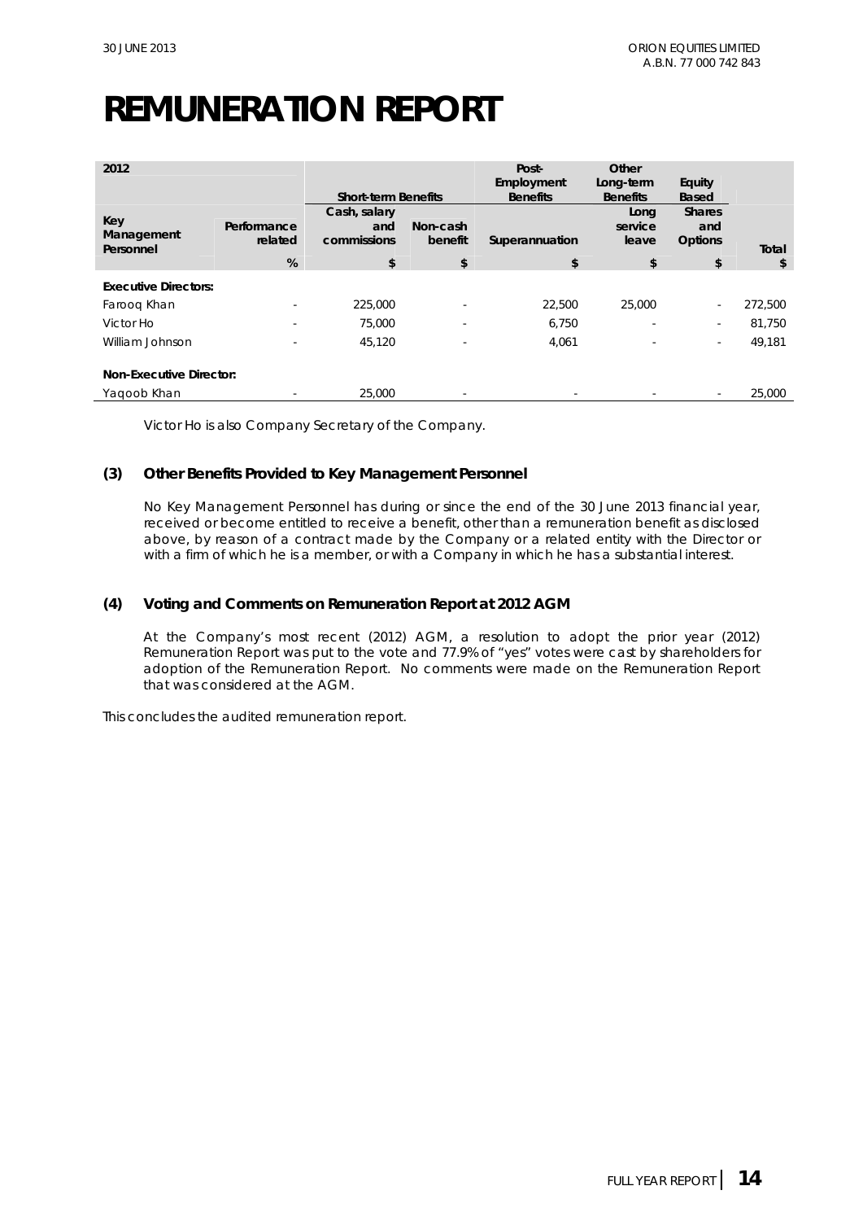# REMUNERATION REPORT

| 2012 | | Short-term Benefits | | Post-Employment Benefits | Other Long-term Benefits | Equity Based | |
|---|---|---|---|---|---|---|---|
| Key Management Personnel | Performance related | Cash, salary and commissions | Non-cash benefit | Superannuation | Long service leave | Shares and Options | Total |
| | % | $ | $ | $ | $ | $ | $ |
| **Executive Directors:** | | | | | | | |
| Farooq Khan | - | 225,000 | - | 22,500 | 25,000 | - | 272,500 |
| Victor Ho | - | 75,000 | - | 6,750 | - | - | 81,750 |
| William Johnson | - | 45,120 | - | 4,061 | - | - | 49,181 |
| **Non-Executive Director:** | | | | | | | |
| Yaqoob Khan | - | 25,000 | - | - | - | - | 25,000 |

Victor Ho is also Company Secretary of the Company.

### (3) Other Benefits Provided to Key Management Personnel

No Key Management Personnel has during or since the end of the 30 June 2013 financial year, received or become entitled to receive a benefit, other than a remuneration benefit as disclosed above, by reason of a contract made by the Company or a related entity with the Director or with a firm of which he is a member, or with a Company in which he has a substantial interest.

### (4) Voting and Comments on Remuneration Report at 2012 AGM

At the Company's most recent (2012) AGM, a resolution to adopt the prior year (2012) Remuneration Report was put to the vote and 77.9% of "yes" votes were cast by shareholders for adoption of the Remuneration Report. No comments were made on the Remuneration Report that was considered at the AGM.

This concludes the audited remuneration report.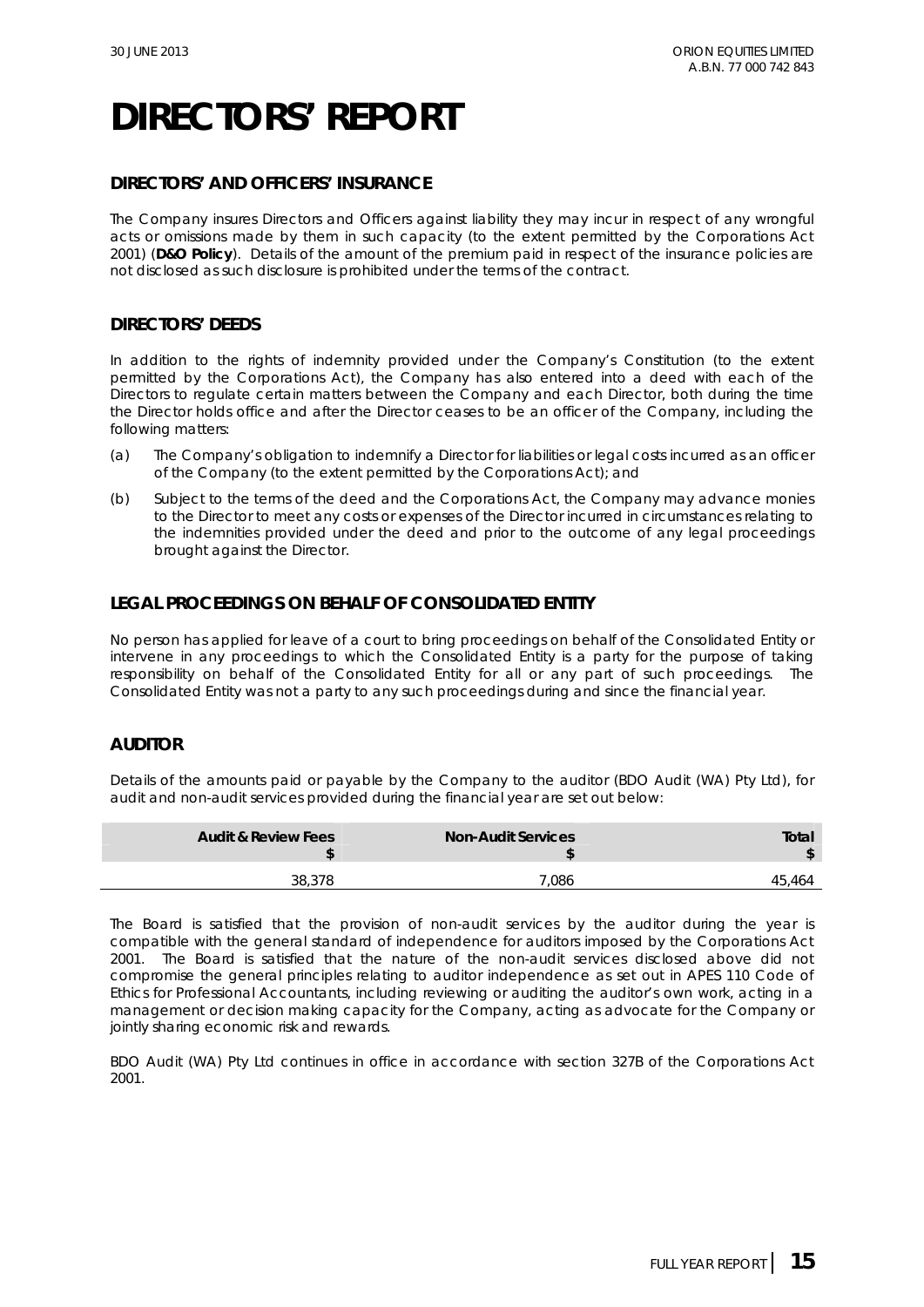# DIRECTORS' REPORT

## DIRECTORS' AND OFFICERS' INSURANCE

The Company insures Directors and Officers against liability they may incur in respect of any wrongful acts or omissions made by them in such capacity (to the extent permitted by the Corporations Act 2001) (**D&O Policy**). Details of the amount of the premium paid in respect of the insurance policies are not disclosed as such disclosure is prohibited under the terms of the contract.

## DIRECTORS' DEEDS

In addition to the rights of indemnity provided under the Company's Constitution (to the extent permitted by the Corporations Act), the Company has also entered into a deed with each of the Directors to regulate certain matters between the Company and each Director, both during the time the Director holds office and after the Director ceases to be an officer of the Company, including the following matters:

(a) The Company's obligation to indemnify a Director for liabilities or legal costs incurred as an officer of the Company (to the extent permitted by the Corporations Act); and

(b) Subject to the terms of the deed and the Corporations Act, the Company may advance monies to the Director to meet any costs or expenses of the Director incurred in circumstances relating to the indemnities provided under the deed and prior to the outcome of any legal proceedings brought against the Director.

## LEGAL PROCEEDINGS ON BEHALF OF CONSOLIDATED ENTITY

No person has applied for leave of a court to bring proceedings on behalf of the Consolidated Entity or intervene in any proceedings to which the Consolidated Entity is a party for the purpose of taking responsibility on behalf of the Consolidated Entity for all or any part of such proceedings. The Consolidated Entity was not a party to any such proceedings during and since the financial year.

## AUDITOR

Details of the amounts paid or payable by the Company to the auditor (BDO Audit (WA) Pty Ltd), for audit and non-audit services provided during the financial year are set out below:

| Audit & Review Fees $ | Non-Audit Services $ | Total $ |
|---|---|---|
| 38,378 | 7,086 | 45,464 |

The Board is satisfied that the provision of non-audit services by the auditor during the year is compatible with the general standard of independence for auditors imposed by the Corporations Act 2001. The Board is satisfied that the nature of the non-audit services disclosed above did not compromise the general principles relating to auditor independence as set out in APES 110 Code of Ethics for Professional Accountants, including reviewing or auditing the auditor's own work, acting in a management or decision making capacity for the Company, acting as advocate for the Company or jointly sharing economic risk and rewards.

BDO Audit (WA) Pty Ltd continues in office in accordance with section 327B of the Corporations Act 2001.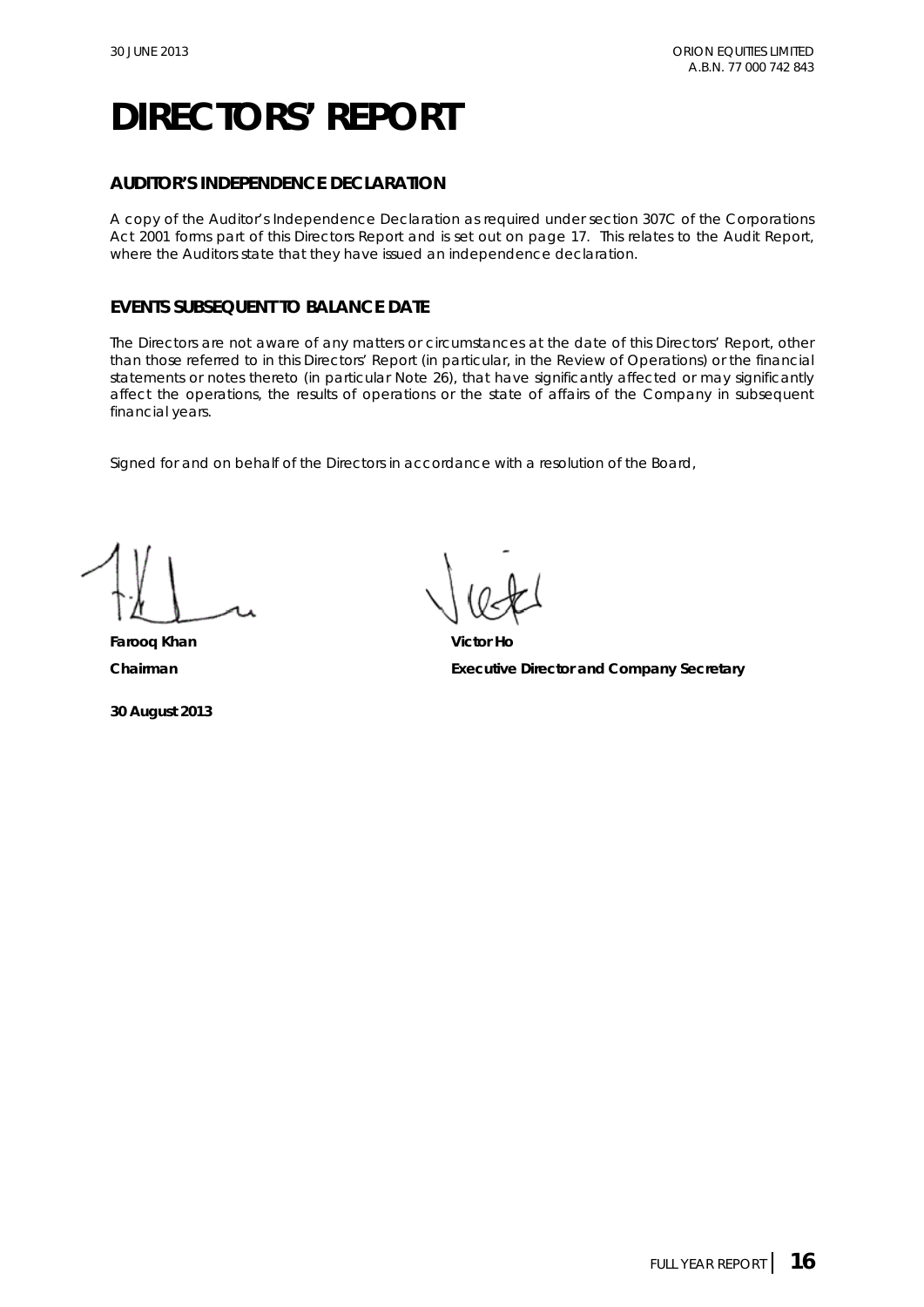# DIRECTORS' REPORT

## AUDITOR'S INDEPENDENCE DECLARATION

A copy of the Auditor's Independence Declaration as required under section 307C of the Corporations Act 2001 forms part of this Directors Report and is set out on page 17. This relates to the Audit Report, where the Auditors state that they have issued an independence declaration.

## EVENTS SUBSEQUENT TO BALANCE DATE

The Directors are not aware of any matters or circumstances at the date of this Directors' Report, other than those referred to in this Directors' Report (in particular, in the Review of Operations) or the financial statements or notes thereto (in particular Note 26), that have significantly affected or may significantly affect the operations, the results of operations or the state of affairs of the Company in subsequent financial years.

Signed for and on behalf of the Directors in accordance with a resolution of the Board,

**Farooq Khan**
**Chairman**

**Victor Ho**
**Executive Director and Company Secretary**

**30 August 2013**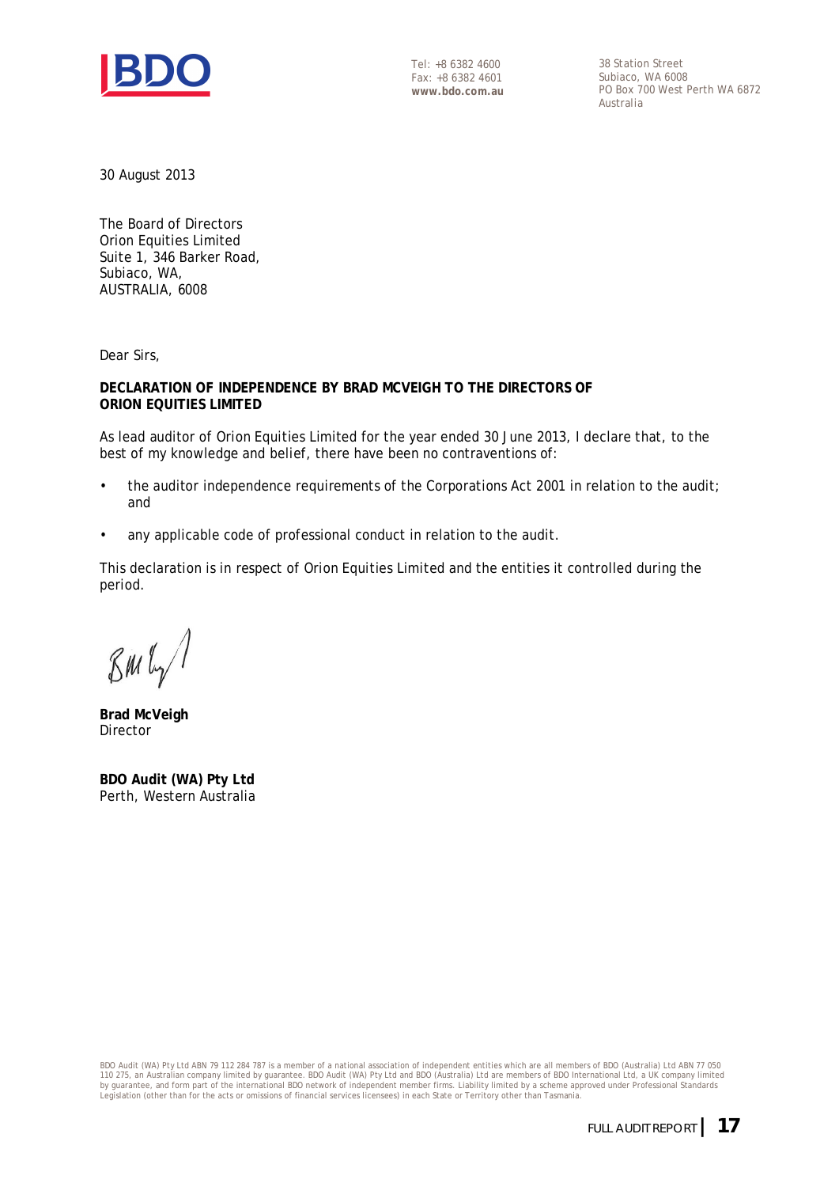Tel: +8 6382 4600
Fax: +8 6382 4601
**www.bdo.com.au**

38 Station Street
Subiaco, WA 6008
PO Box 700 West Perth WA 6872
Australia

30 August 2013

The Board of Directors
Orion Equities Limited
Suite 1, 346 Barker Road,
Subiaco, WA,
AUSTRALIA, 6008

Dear Sirs,

**DECLARATION OF INDEPENDENCE BY BRAD MCVEIGH TO THE DIRECTORS OF ORION EQUITIES LIMITED**

As lead auditor of Orion Equities Limited for the year ended 30 June 2013, I declare that, to the best of my knowledge and belief, there have been no contraventions of:

- the auditor independence requirements of the Corporations Act 2001 in relation to the audit; and
- any applicable code of professional conduct in relation to the audit.

This declaration is in respect of Orion Equities Limited and the entities it controlled during the period.

**Brad McVeigh**
Director

**BDO Audit (WA) Pty Ltd**
Perth, Western Australia

BDO Audit (WA) Pty Ltd ABN 79 112 284 787 is a member of a national association of independent entities which are all members of BDO (Australia) Ltd ABN 77 050 110 275, an Australian company limited by guarantee. BDO Audit (WA) Pty Ltd and BDO (Australia) Ltd are members of BDO International Ltd, a UK company limited by guarantee, and form part of the international BDO network of independent member firms. Liability limited by a scheme approved under Professional Standards Legislation (other than for the acts or omissions of financial services licensees) in each State or Territory other than Tasmania.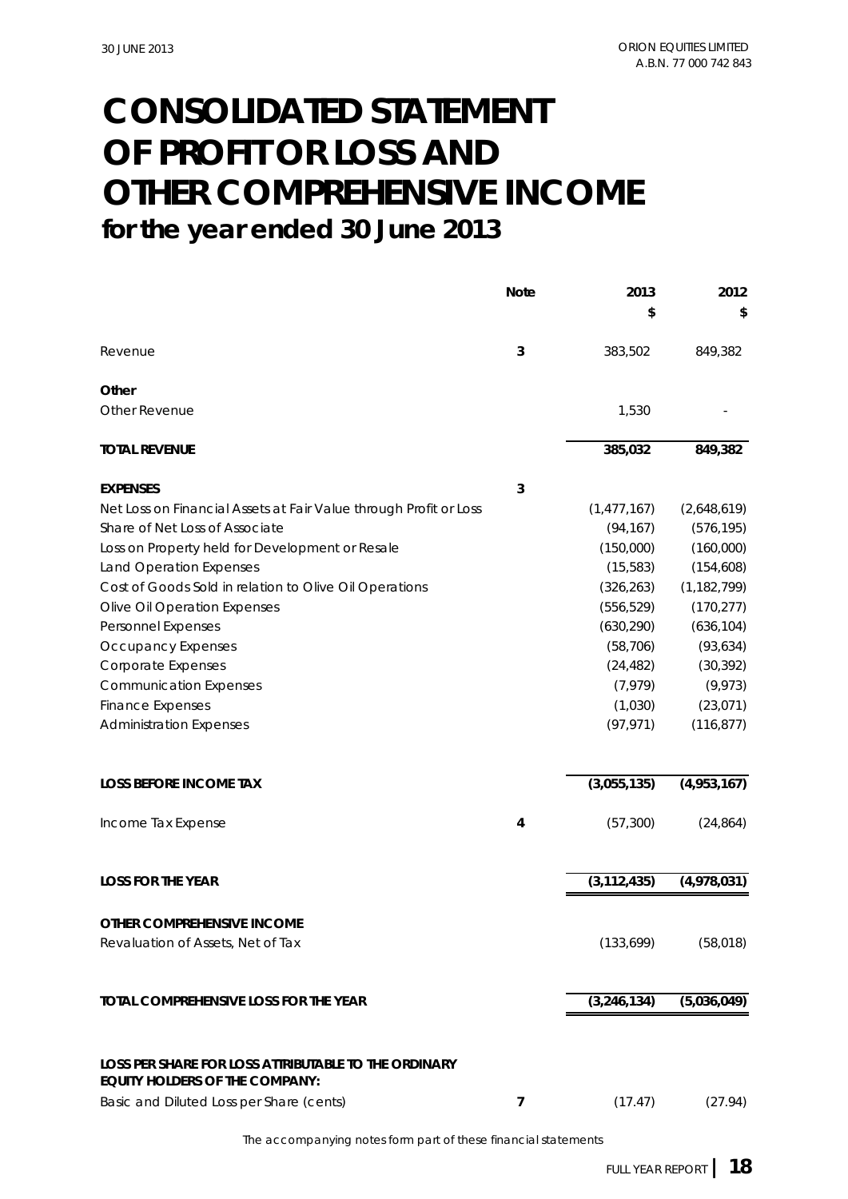# CONSOLIDATED STATEMENT OF PROFIT OR LOSS AND OTHER COMPREHENSIVE INCOME

## for the year ended 30 June 2013

| | Note | 2013<br>$ | 2012<br>$ |
|---|---|---|---|
| Revenue | 3 | 383,502 | 849,382 |
| **Other** | | | |
| Other Revenue | | 1,530 | - |
| **TOTAL REVENUE** | | **385,032** | **849,382** |
| **EXPENSES** | 3 | | |
| Net Loss on Financial Assets at Fair Value through Profit or Loss | | (1,477,167) | (2,648,619) |
| Share of Net Loss of Associate | | (94,167) | (576,195) |
| Loss on Property held for Development or Resale | | (150,000) | (160,000) |
| Land Operation Expenses | | (15,583) | (154,608) |
| Cost of Goods Sold in relation to Olive Oil Operations | | (326,263) | (1,182,799) |
| Olive Oil Operation Expenses | | (556,529) | (170,277) |
| Personnel Expenses | | (630,290) | (636,104) |
| Occupancy Expenses | | (58,706) | (93,634) |
| Corporate Expenses | | (24,482) | (30,392) |
| Communication Expenses | | (7,979) | (9,973) |
| Finance Expenses | | (1,030) | (23,071) |
| Administration Expenses | | (97,971) | (116,877) |
| **LOSS BEFORE INCOME TAX** | | **(3,055,135)** | **(4,953,167)** |
| Income Tax Expense | 4 | (57,300) | (24,864) |
| **LOSS FOR THE YEAR** | | **(3,112,435)** | **(4,978,031)** |
| **OTHER COMPREHENSIVE INCOME** | | | |
| Revaluation of Assets, Net of Tax | | (133,699) | (58,018) |
| **TOTAL COMPREHENSIVE LOSS FOR THE YEAR** | | **(3,246,134)** | **(5,036,049)** |
| **LOSS PER SHARE FOR LOSS ATTRIBUTABLE TO THE ORDINARY EQUITY HOLDERS OF THE COMPANY:** | | | |
| Basic and Diluted Loss per Share (cents) | 7 | (17.47) | (27.94) |

The accompanying notes form part of these financial statements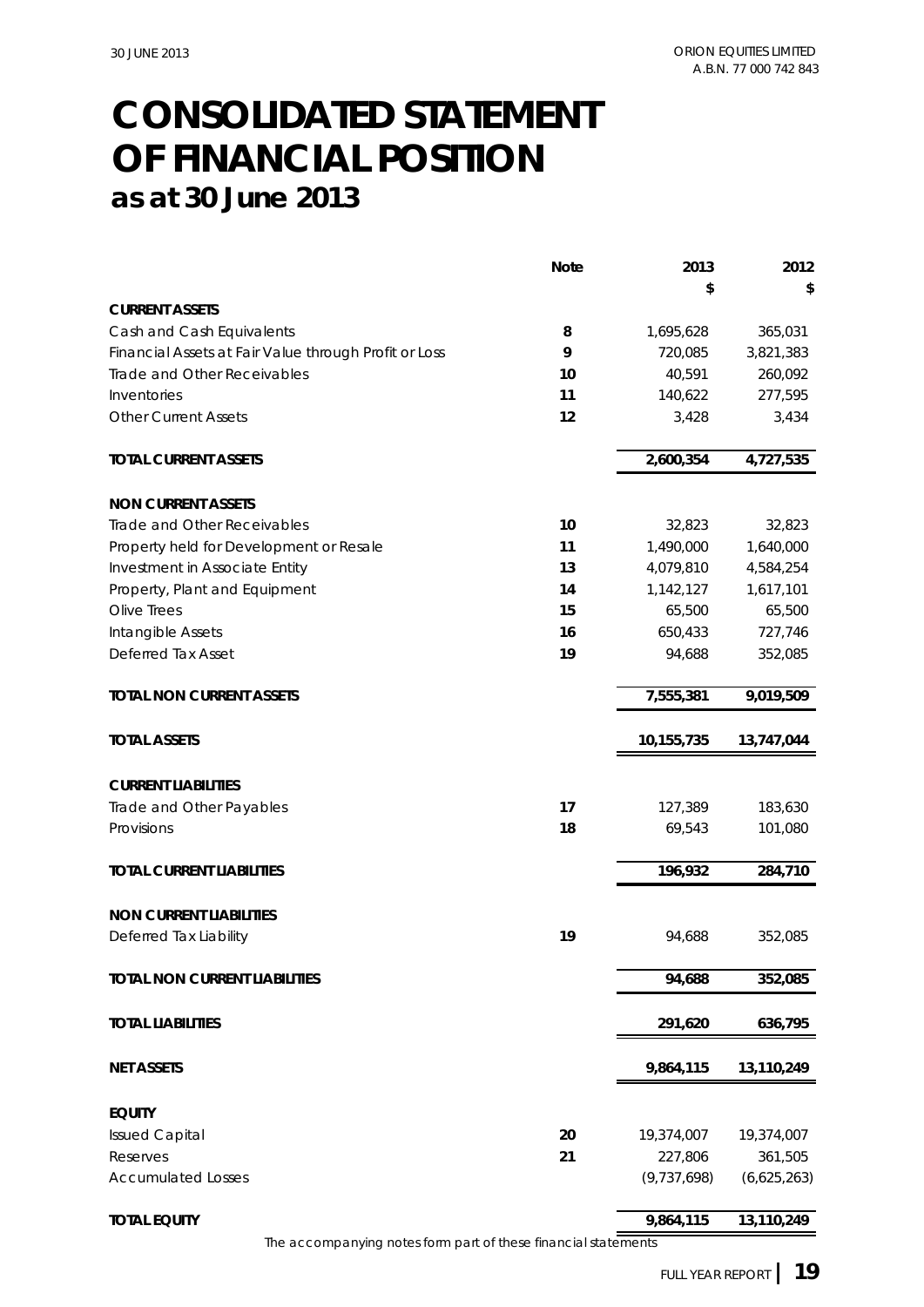# CONSOLIDATED STATEMENT OF FINANCIAL POSITION

## as at 30 June 2013

| | Note | 2013 | 2012 |
|---|---|---|---|
| | | $ | $ |
| **CURRENT ASSETS** | | | |
| Cash and Cash Equivalents | 8 | 1,695,628 | 365,031 |
| Financial Assets at Fair Value through Profit or Loss | 9 | 720,085 | 3,821,383 |
| Trade and Other Receivables | 10 | 40,591 | 260,092 |
| Inventories | 11 | 140,622 | 277,595 |
| Other Current Assets | 12 | 3,428 | 3,434 |
| **TOTAL CURRENT ASSETS** | | 2,600,354 | 4,727,535 |
| **NON CURRENT ASSETS** | | | |
| Trade and Other Receivables | 10 | 32,823 | 32,823 |
| Property held for Development or Resale | 11 | 1,490,000 | 1,640,000 |
| Investment in Associate Entity | 13 | 4,079,810 | 4,584,254 |
| Property, Plant and Equipment | 14 | 1,142,127 | 1,617,101 |
| Olive Trees | 15 | 65,500 | 65,500 |
| Intangible Assets | 16 | 650,433 | 727,746 |
| Deferred Tax Asset | 19 | 94,688 | 352,085 |
| **TOTAL NON CURRENT ASSETS** | | 7,555,381 | 9,019,509 |
| **TOTAL ASSETS** | | 10,155,735 | 13,747,044 |
| **CURRENT LIABILITIES** | | | |
| Trade and Other Payables | 17 | 127,389 | 183,630 |
| Provisions | 18 | 69,543 | 101,080 |
| **TOTAL CURRENT LIABILITIES** | | 196,932 | 284,710 |
| **NON CURRENT LIABILITIES** | | | |
| Deferred Tax Liability | 19 | 94,688 | 352,085 |
| **TOTAL NON CURRENT LIABILITIES** | | 94,688 | 352,085 |
| **TOTAL LIABILITIES** | | 291,620 | 636,795 |
| **NET ASSETS** | | 9,864,115 | 13,110,249 |
| **EQUITY** | | | |
| Issued Capital | 20 | 19,374,007 | 19,374,007 |
| Reserves | 21 | 227,806 | 361,505 |
| Accumulated Losses | | (9,737,698) | (6,625,263) |
| **TOTAL EQUITY** | | 9,864,115 | 13,110,249 |

The accompanying notes form part of these financial statements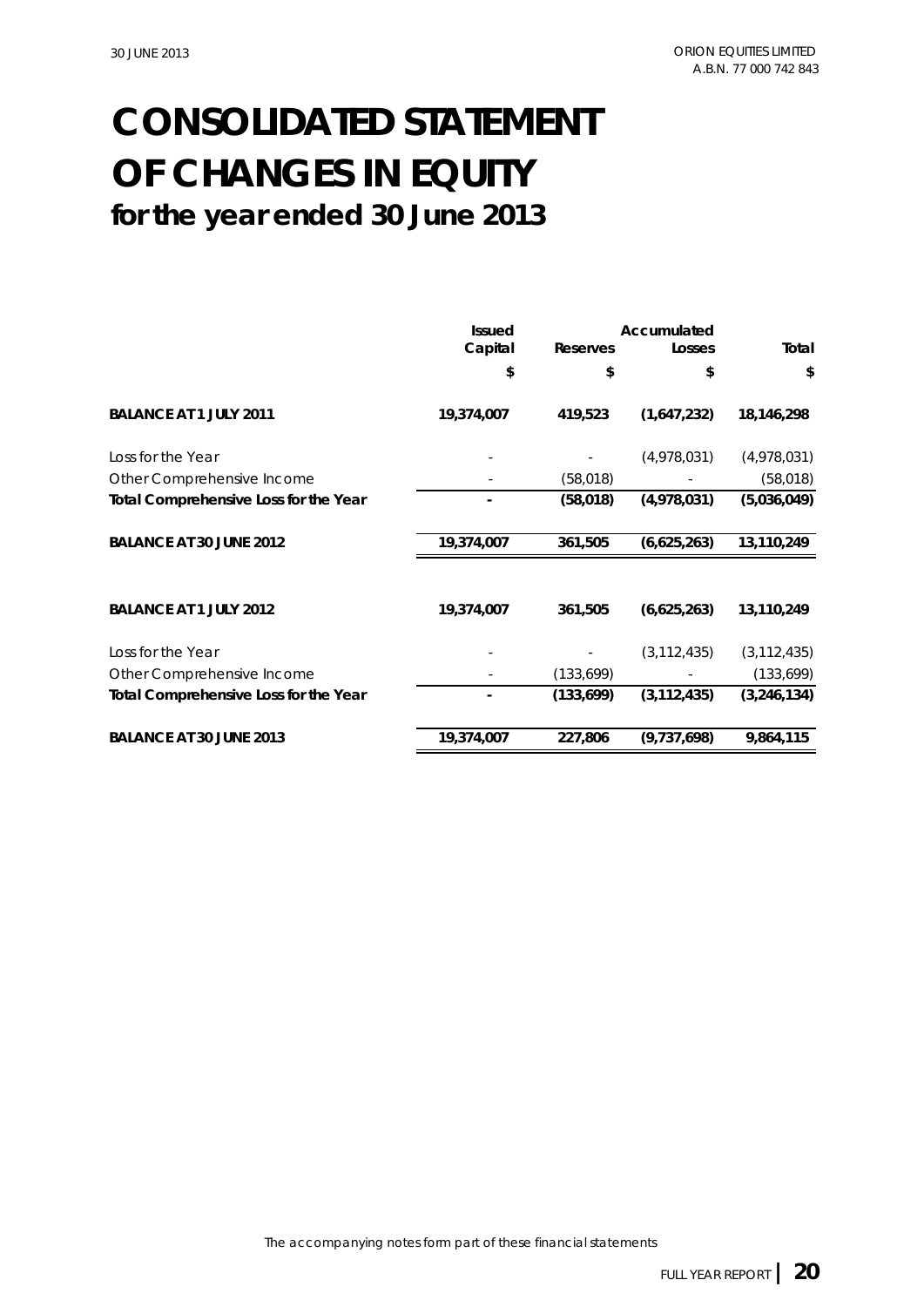# CONSOLIDATED STATEMENT OF CHANGES IN EQUITY

## for the year ended 30 June 2013

| | Issued Capital | Reserves | Accumulated Losses | Total |
|---|---|---|---|---|
| | $ | $ | $ | $ |
| **BALANCE AT 1 JULY 2011** | **19,374,007** | **419,523** | **(1,647,232)** | **18,146,298** |
| Loss for the Year | - | - | (4,978,031) | (4,978,031) |
| Other Comprehensive Income | - | (58,018) | - | (58,018) |
| **Total Comprehensive Loss for the Year** | **-** | **(58,018)** | **(4,978,031)** | **(5,036,049)** |
| **BALANCE AT 30 JUNE 2012** | **19,374,007** | **361,505** | **(6,625,263)** | **13,110,249** |
| | | | | |
| **BALANCE AT 1 JULY 2012** | **19,374,007** | **361,505** | **(6,625,263)** | **13,110,249** |
| Loss for the Year | - | - | (3,112,435) | (3,112,435) |
| Other Comprehensive Income | - | (133,699) | - | (133,699) |
| **Total Comprehensive Loss for the Year** | **-** | **(133,699)** | **(3,112,435)** | **(3,246,134)** |
| **BALANCE AT 30 JUNE 2013** | **19,374,007** | **227,806** | **(9,737,698)** | **9,864,115** |

*The accompanying notes form part of these financial statements*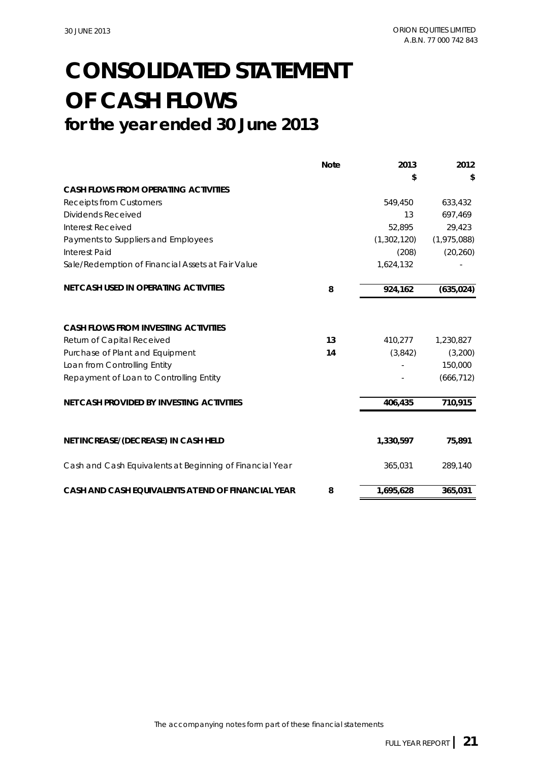# CONSOLIDATED STATEMENT OF CASH FLOWS

## for the year ended 30 June 2013

| | Note | 2013 | 2012 |
|---|---|---|---|
| | | $ | $ |
| **CASH FLOWS FROM OPERATING ACTIVITIES** | | | |
| Receipts from Customers | | 549,450 | 633,432 |
| Dividends Received | | 13 | 697,469 |
| Interest Received | | 52,895 | 29,423 |
| Payments to Suppliers and Employees | | (1,302,120) | (1,975,088) |
| Interest Paid | | (208) | (20,260) |
| Sale/Redemption of Financial Assets at Fair Value | | 1,624,132 | - |
| **NET CASH USED IN OPERATING ACTIVITIES** | **8** | **924,162** | **(635,024)** |
| | | | |
| **CASH FLOWS FROM INVESTING ACTIVITIES** | | | |
| Return of Capital Received | **13** | 410,277 | 1,230,827 |
| Purchase of Plant and Equipment | **14** | (3,842) | (3,200) |
| Loan from Controlling Entity | | - | 150,000 |
| Repayment of Loan to Controlling Entity | | - | (666,712) |
| **NET CASH PROVIDED BY INVESTING ACTIVITIES** | | **406,435** | **710,915** |
| | | | |
| **NET INCREASE/(DECREASE) IN CASH HELD** | | **1,330,597** | **75,891** |
| Cash and Cash Equivalents at Beginning of Financial Year | | 365,031 | 289,140 |
| **CASH AND CASH EQUIVALENTS AT END OF FINANCIAL YEAR** | **8** | **1,695,628** | **365,031** |

*The accompanying notes form part of these financial statements*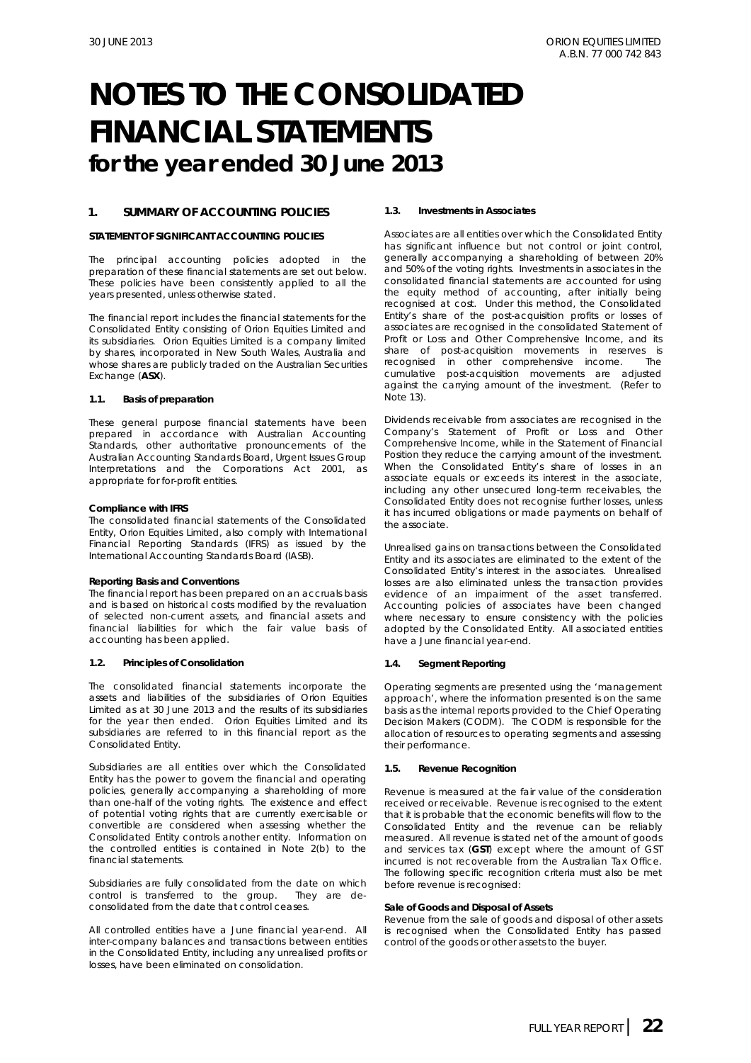# NOTES TO THE CONSOLIDATED FINANCIAL STATEMENTS
## for the year ended 30 June 2013

### 1. SUMMARY OF ACCOUNTING POLICIES

**STATEMENT OF SIGNIFICANT ACCOUNTING POLICIES**

The principal accounting policies adopted in the preparation of these financial statements are set out below. These policies have been consistently applied to all the years presented, unless otherwise stated.

The financial report includes the financial statements for the Consolidated Entity consisting of Orion Equities Limited and its subsidiaries. Orion Equities Limited is a company limited by shares, incorporated in New South Wales, Australia and whose shares are publicly traded on the Australian Securities Exchange (**ASX**).

#### 1.1. Basis of preparation

These general purpose financial statements have been prepared in accordance with Australian Accounting Standards, other authoritative pronouncements of the Australian Accounting Standards Board, Urgent Issues Group Interpretations and the Corporations Act 2001, as appropriate for for-profit entities.

**Compliance with IFRS**

The consolidated financial statements of the Consolidated Entity, Orion Equities Limited, also comply with International Financial Reporting Standards (IFRS) as issued by the International Accounting Standards Board (IASB).

**Reporting Basis and Conventions**

The financial report has been prepared on an accruals basis and is based on historical costs modified by the revaluation of selected non-current assets, and financial assets and financial liabilities for which the fair value basis of accounting has been applied.

#### 1.2. Principles of Consolidation

The consolidated financial statements incorporate the assets and liabilities of the subsidiaries of Orion Equities Limited as at 30 June 2013 and the results of its subsidiaries for the year then ended. Orion Equities Limited and its subsidiaries are referred to in this financial report as the Consolidated Entity.

Subsidiaries are all entities over which the Consolidated Entity has the power to govern the financial and operating policies, generally accompanying a shareholding of more than one-half of the voting rights. The existence and effect of potential voting rights that are currently exercisable or convertible are considered when assessing whether the Consolidated Entity controls another entity. Information on the controlled entities is contained in Note 2(b) to the financial statements.

Subsidiaries are fully consolidated from the date on which control is transferred to the group. They are de-consolidated from the date that control ceases.

All controlled entities have a June financial year-end. All inter-company balances and transactions between entities in the Consolidated Entity, including any unrealised profits or losses, have been eliminated on consolidation.

#### 1.3. Investments in Associates

Associates are all entities over which the Consolidated Entity has significant influence but not control or joint control, generally accompanying a shareholding of between 20% and 50% of the voting rights. Investments in associates in the consolidated financial statements are accounted for using the equity method of accounting, after initially being recognised at cost. Under this method, the Consolidated Entity's share of the post-acquisition profits or losses of associates are recognised in the consolidated Statement of Profit or Loss and Other Comprehensive Income, and its share of post-acquisition movements in reserves is recognised in other comprehensive income. The cumulative post-acquisition movements are adjusted against the carrying amount of the investment. (Refer to Note 13).

Dividends receivable from associates are recognised in the Company's Statement of Profit or Loss and Other Comprehensive Income, while in the Statement of Financial Position they reduce the carrying amount of the investment. When the Consolidated Entity's share of losses in an associate equals or exceeds its interest in the associate, including any other unsecured long-term receivables, the Consolidated Entity does not recognise further losses, unless it has incurred obligations or made payments on behalf of the associate.

Unrealised gains on transactions between the Consolidated Entity and its associates are eliminated to the extent of the Consolidated Entity's interest in the associates. Unrealised losses are also eliminated unless the transaction provides evidence of an impairment of the asset transferred. Accounting policies of associates have been changed where necessary to ensure consistency with the policies adopted by the Consolidated Entity. All associated entities have a June financial year-end.

#### 1.4. Segment Reporting

Operating segments are presented using the 'management approach', where the information presented is on the same basis as the internal reports provided to the Chief Operating Decision Makers (CODM). The CODM is responsible for the allocation of resources to operating segments and assessing their performance.

#### 1.5. Revenue Recognition

Revenue is measured at the fair value of the consideration received or receivable. Revenue is recognised to the extent that it is probable that the economic benefits will flow to the Consolidated Entity and the revenue can be reliably measured. All revenue is stated net of the amount of goods and services tax (**GST**) except where the amount of GST incurred is not recoverable from the Australian Tax Office. The following specific recognition criteria must also be met before revenue is recognised:

**Sale of Goods and Disposal of Assets**

Revenue from the sale of goods and disposal of other assets is recognised when the Consolidated Entity has passed control of the goods or other assets to the buyer.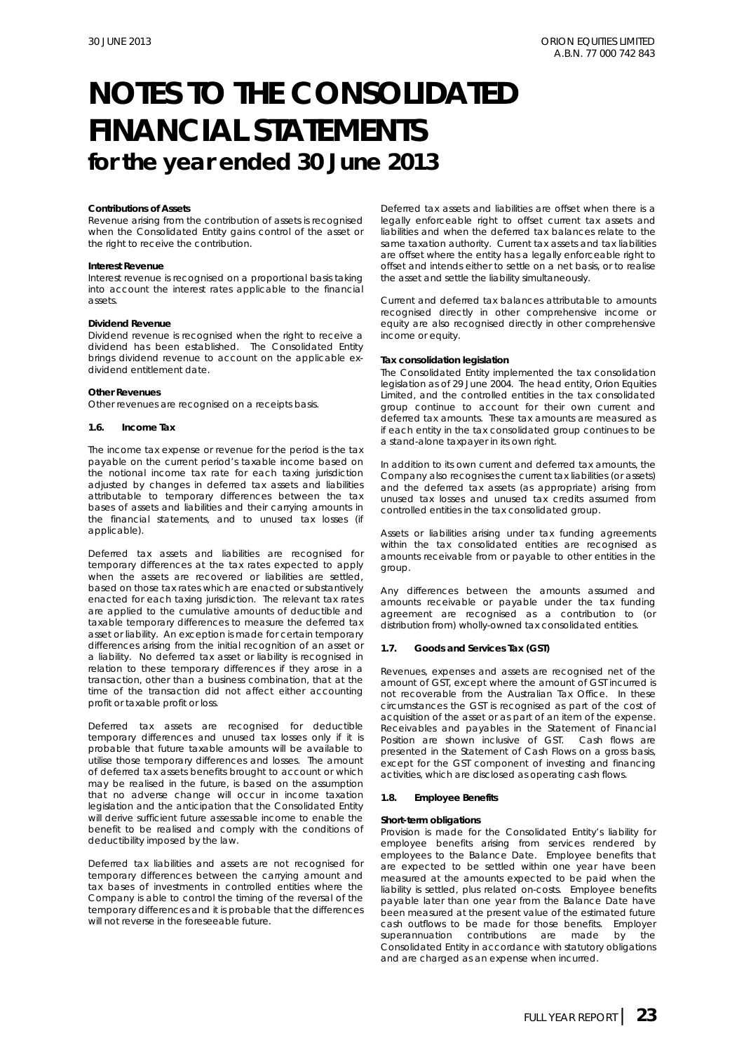# NOTES TO THE CONSOLIDATED FINANCIAL STATEMENTS
## for the year ended 30 June 2013

**Contributions of Assets**
Revenue arising from the contribution of assets is recognised when the Consolidated Entity gains control of the asset or the right to receive the contribution.

**Interest Revenue**
Interest revenue is recognised on a proportional basis taking into account the interest rates applicable to the financial assets.

**Dividend Revenue**
Dividend revenue is recognised when the right to receive a dividend has been established. The Consolidated Entity brings dividend revenue to account on the applicable ex-dividend entitlement date.

**Other Revenues**
Other revenues are recognised on a receipts basis.

### 1.6. Income Tax

The income tax expense or revenue for the period is the tax payable on the current period's taxable income based on the notional income tax rate for each taxing jurisdiction adjusted by changes in deferred tax assets and liabilities attributable to temporary differences between the tax bases of assets and liabilities and their carrying amounts in the financial statements, and to unused tax losses (if applicable).

Deferred tax assets and liabilities are recognised for temporary differences at the tax rates expected to apply when the assets are recovered or liabilities are settled, based on those tax rates which are enacted or substantively enacted for each taxing jurisdiction. The relevant tax rates are applied to the cumulative amounts of deductible and taxable temporary differences to measure the deferred tax asset or liability. An exception is made for certain temporary differences arising from the initial recognition of an asset or a liability. No deferred tax asset or liability is recognised in relation to these temporary differences if they arose in a transaction, other than a business combination, that at the time of the transaction did not affect either accounting profit or taxable profit or loss.

Deferred tax assets are recognised for deductible temporary differences and unused tax losses only if it is probable that future taxable amounts will be available to utilise those temporary differences and losses. The amount of deferred tax assets benefits brought to account or which may be realised in the future, is based on the assumption that no adverse change will occur in income taxation legislation and the anticipation that the Consolidated Entity will derive sufficient future assessable income to enable the benefit to be realised and comply with the conditions of deductibility imposed by the law.

Deferred tax liabilities and assets are not recognised for temporary differences between the carrying amount and tax bases of investments in controlled entities where the Company is able to control the timing of the reversal of the temporary differences and it is probable that the differences will not reverse in the foreseeable future.

Deferred tax assets and liabilities are offset when there is a legally enforceable right to offset current tax assets and liabilities and when the deferred tax balances relate to the same taxation authority. Current tax assets and tax liabilities are offset where the entity has a legally enforceable right to offset and intends either to settle on a net basis, or to realise the asset and settle the liability simultaneously.

Current and deferred tax balances attributable to amounts recognised directly in other comprehensive income or equity are also recognised directly in other comprehensive income or equity.

**Tax consolidation legislation**
The Consolidated Entity implemented the tax consolidation legislation as of 29 June 2004. The head entity, Orion Equities Limited, and the controlled entities in the tax consolidated group continue to account for their own current and deferred tax amounts. These tax amounts are measured as if each entity in the tax consolidated group continues to be a stand-alone taxpayer in its own right.

In addition to its own current and deferred tax amounts, the Company also recognises the current tax liabilities (or assets) and the deferred tax assets (as appropriate) arising from unused tax losses and unused tax credits assumed from controlled entities in the tax consolidated group.

Assets or liabilities arising under tax funding agreements within the tax consolidated entities are recognised as amounts receivable from or payable to other entities in the group.

Any differences between the amounts assumed and amounts receivable or payable under the tax funding agreement are recognised as a contribution to (or distribution from) wholly-owned tax consolidated entities.

### 1.7. Goods and Services Tax (GST)

Revenues, expenses and assets are recognised net of the amount of GST, except where the amount of GST incurred is not recoverable from the Australian Tax Office. In these circumstances the GST is recognised as part of the cost of acquisition of the asset or as part of an item of the expense. Receivables and payables in the Statement of Financial Position are shown inclusive of GST. Cash flows are presented in the Statement of Cash Flows on a gross basis, except for the GST component of investing and financing activities, which are disclosed as operating cash flows.

### 1.8. Employee Benefits

**Short-term obligations**
Provision is made for the Consolidated Entity's liability for employee benefits arising from services rendered by employees to the Balance Date. Employee benefits that are expected to be settled within one year have been measured at the amounts expected to be paid when the liability is settled, plus related on-costs. Employee benefits payable later than one year from the Balance Date have been measured at the present value of the estimated future cash outflows to be made for those benefits. Employer superannuation contributions are made by the Consolidated Entity in accordance with statutory obligations and are charged as an expense when incurred.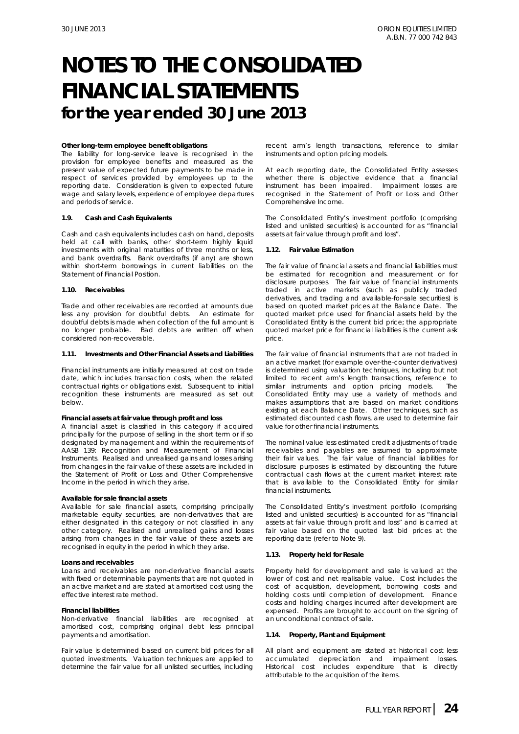# NOTES TO THE CONSOLIDATED FINANCIAL STATEMENTS
## for the year ended 30 June 2013

**Other long-term employee benefit obligations**
The liability for long-service leave is recognised in the provision for employee benefits and measured as the present value of expected future payments to be made in respect of services provided by employees up to the reporting date. Consideration is given to expected future wage and salary levels, experience of employee departures and periods of service.

### 1.9. Cash and Cash Equivalents

Cash and cash equivalents includes cash on hand, deposits held at call with banks, other short-term highly liquid investments with original maturities of three months or less, and bank overdrafts. Bank overdrafts (if any) are shown within short-term borrowings in current liabilities on the Statement of Financial Position.

### 1.10. Receivables

Trade and other receivables are recorded at amounts due less any provision for doubtful debts. An estimate for doubtful debts is made when collection of the full amount is no longer probable. Bad debts are written off when considered non-recoverable.

### 1.11. Investments and Other Financial Assets and Liabilities

Financial instruments are initially measured at cost on trade date, which includes transaction costs, when the related contractual rights or obligations exist. Subsequent to initial recognition these instruments are measured as set out below.

**Financial assets at fair value through profit and loss**
A financial asset is classified in this category if acquired principally for the purpose of selling in the short term or if so designated by management and within the requirements of AASB 139: Recognition and Measurement of Financial Instruments. Realised and unrealised gains and losses arising from changes in the fair value of these assets are included in the Statement of Profit or Loss and Other Comprehensive Income in the period in which they arise.

**Available for sale financial assets**
Available for sale financial assets, comprising principally marketable equity securities, are non-derivatives that are either designated in this category or not classified in any other category. Realised and unrealised gains and losses arising from changes in the fair value of these assets are recognised in equity in the period in which they arise.

**Loans and receivables**
Loans and receivables are non-derivative financial assets with fixed or determinable payments that are not quoted in an active market and are stated at amortised cost using the effective interest rate method.

**Financial liabilities**
Non-derivative financial liabilities are recognised at amortised cost, comprising original debt less principal payments and amortisation.

Fair value is determined based on current bid prices for all quoted investments. Valuation techniques are applied to determine the fair value for all unlisted securities, including recent arm's length transactions, reference to similar instruments and option pricing models.

At each reporting date, the Consolidated Entity assesses whether there is objective evidence that a financial instrument has been impaired. Impairment losses are recognised in the Statement of Profit or Loss and Other Comprehensive Income.

The Consolidated Entity's investment portfolio (comprising listed and unlisted securities) is accounted for as "financial assets at fair value through profit and loss".

### 1.12. Fair value Estimation

The fair value of financial assets and financial liabilities must be estimated for recognition and measurement or for disclosure purposes. The fair value of financial instruments traded in active markets (such as publicly traded derivatives, and trading and available-for-sale securities) is based on quoted market prices at the Balance Date. The quoted market price used for financial assets held by the Consolidated Entity is the current bid price; the appropriate quoted market price for financial liabilities is the current ask price.

The fair value of financial instruments that are not traded in an active market (for example over-the-counter derivatives) is determined using valuation techniques, including but not limited to recent arm's length transactions, reference to similar instruments and option pricing models. The Consolidated Entity may use a variety of methods and makes assumptions that are based on market conditions existing at each Balance Date. Other techniques, such as estimated discounted cash flows, are used to determine fair value for other financial instruments.

The nominal value less estimated credit adjustments of trade receivables and payables are assumed to approximate their fair values. The fair value of financial liabilities for disclosure purposes is estimated by discounting the future contractual cash flows at the current market interest rate that is available to the Consolidated Entity for similar financial instruments.

The Consolidated Entity's investment portfolio (comprising listed and unlisted securities) is accounted for as "financial assets at fair value through profit and loss" and is carried at fair value based on the quoted last bid prices at the reporting date (refer to Note 9).

### 1.13. Property held for Resale

Property held for development and sale is valued at the lower of cost and net realisable value. Cost includes the cost of acquisition, development, borrowing costs and holding costs until completion of development. Finance costs and holding charges incurred after development are expensed. Profits are brought to account on the signing of an unconditional contract of sale.

### 1.14. Property, Plant and Equipment

All plant and equipment are stated at historical cost less accumulated depreciation and impairment losses. Historical cost includes expenditure that is directly attributable to the acquisition of the items.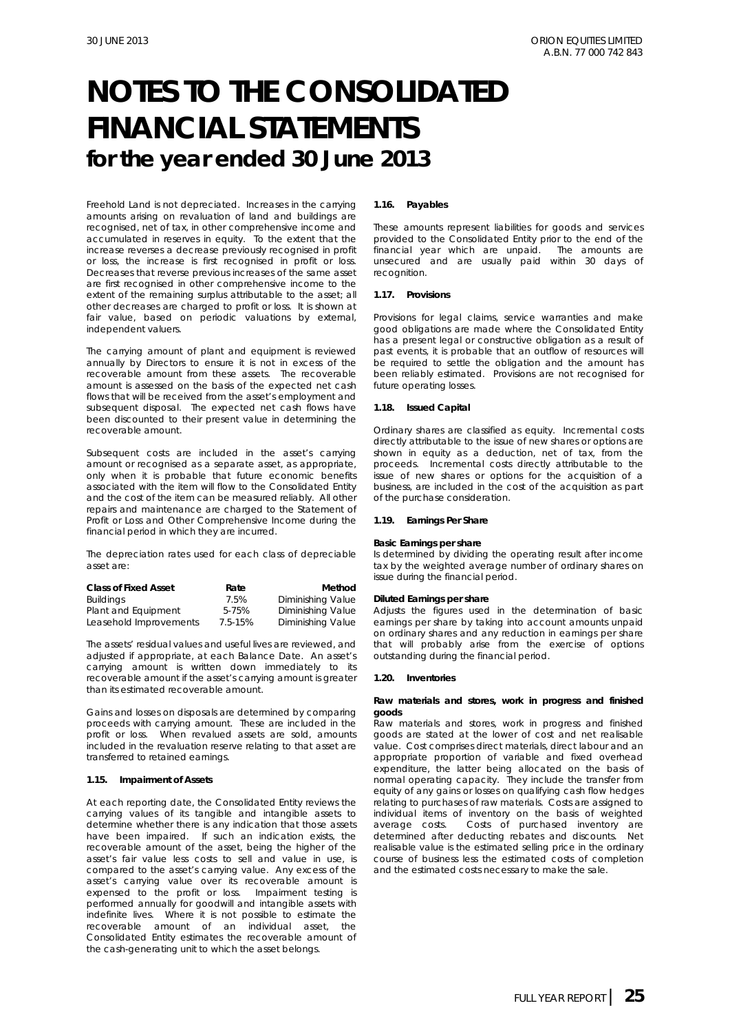# NOTES TO THE CONSOLIDATED FINANCIAL STATEMENTS
## for the year ended 30 June 2013

Freehold Land is not depreciated. Increases in the carrying amounts arising on revaluation of land and buildings are recognised, net of tax, in other comprehensive income and accumulated in reserves in equity. To the extent that the increase reverses a decrease previously recognised in profit or loss, the increase is first recognised in profit or loss. Decreases that reverse previous increases of the same asset are first recognised in other comprehensive income to the extent of the remaining surplus attributable to the asset; all other decreases are charged to profit or loss. It is shown at fair value, based on periodic valuations by external, independent valuers.

The carrying amount of plant and equipment is reviewed annually by Directors to ensure it is not in excess of the recoverable amount from these assets. The recoverable amount is assessed on the basis of the expected net cash flows that will be received from the asset's employment and subsequent disposal. The expected net cash flows have been discounted to their present value in determining the recoverable amount.

Subsequent costs are included in the asset's carrying amount or recognised as a separate asset, as appropriate, only when it is probable that future economic benefits associated with the item will flow to the Consolidated Entity and the cost of the item can be measured reliably. All other repairs and maintenance are charged to the Statement of Profit or Loss and Other Comprehensive Income during the financial period in which they are incurred.

The depreciation rates used for each class of depreciable asset are:

| Class of Fixed Asset | Rate | Method |
|---|---|---|
| Buildings | 7.5% | Diminishing Value |
| Plant and Equipment | 5-75% | Diminishing Value |
| Leasehold Improvements | 7.5-15% | Diminishing Value |

The assets' residual values and useful lives are reviewed, and adjusted if appropriate, at each Balance Date. An asset's carrying amount is written down immediately to its recoverable amount if the asset's carrying amount is greater than its estimated recoverable amount.

Gains and losses on disposals are determined by comparing proceeds with carrying amount. These are included in the profit or loss. When revalued assets are sold, amounts included in the revaluation reserve relating to that asset are transferred to retained earnings.

### 1.15. Impairment of Assets

At each reporting date, the Consolidated Entity reviews the carrying values of its tangible and intangible assets to determine whether there is any indication that those assets have been impaired. If such an indication exists, the recoverable amount of the asset, being the higher of the asset's fair value less costs to sell and value in use, is compared to the asset's carrying value. Any excess of the asset's carrying value over its recoverable amount is expensed to the profit or loss. Impairment testing is performed annually for goodwill and intangible assets with indefinite lives. Where it is not possible to estimate the recoverable amount of an individual asset, the Consolidated Entity estimates the recoverable amount of the cash-generating unit to which the asset belongs.

### 1.16. Payables

These amounts represent liabilities for goods and services provided to the Consolidated Entity prior to the end of the financial year which are unpaid. The amounts are unsecured and are usually paid within 30 days of recognition.

### 1.17. Provisions

Provisions for legal claims, service warranties and make good obligations are made where the Consolidated Entity has a present legal or constructive obligation as a result of past events, it is probable that an outflow of resources will be required to settle the obligation and the amount has been reliably estimated. Provisions are not recognised for future operating losses.

### 1.18. Issued Capital

Ordinary shares are classified as equity. Incremental costs directly attributable to the issue of new shares or options are shown in equity as a deduction, net of tax, from the proceeds. Incremental costs directly attributable to the issue of new shares or options for the acquisition of a business, are included in the cost of the acquisition as part of the purchase consideration.

### 1.19. Earnings Per Share

**Basic Earnings per share**
Is determined by dividing the operating result after income tax by the weighted average number of ordinary shares on issue during the financial period.

**Diluted Earnings per share**
Adjusts the figures used in the determination of basic earnings per share by taking into account amounts unpaid on ordinary shares and any reduction in earnings per share that will probably arise from the exercise of options outstanding during the financial period.

### 1.20. Inventories

**Raw materials and stores, work in progress and finished goods**
Raw materials and stores, work in progress and finished goods are stated at the lower of cost and net realisable value. Cost comprises direct materials, direct labour and an appropriate proportion of variable and fixed overhead expenditure, the latter being allocated on the basis of normal operating capacity. They include the transfer from equity of any gains or losses on qualifying cash flow hedges relating to purchases of raw materials. Costs are assigned to individual items of inventory on the basis of weighted average costs. Costs of purchased inventory are determined after deducting rebates and discounts. Net realisable value is the estimated selling price in the ordinary course of business less the estimated costs of completion and the estimated costs necessary to make the sale.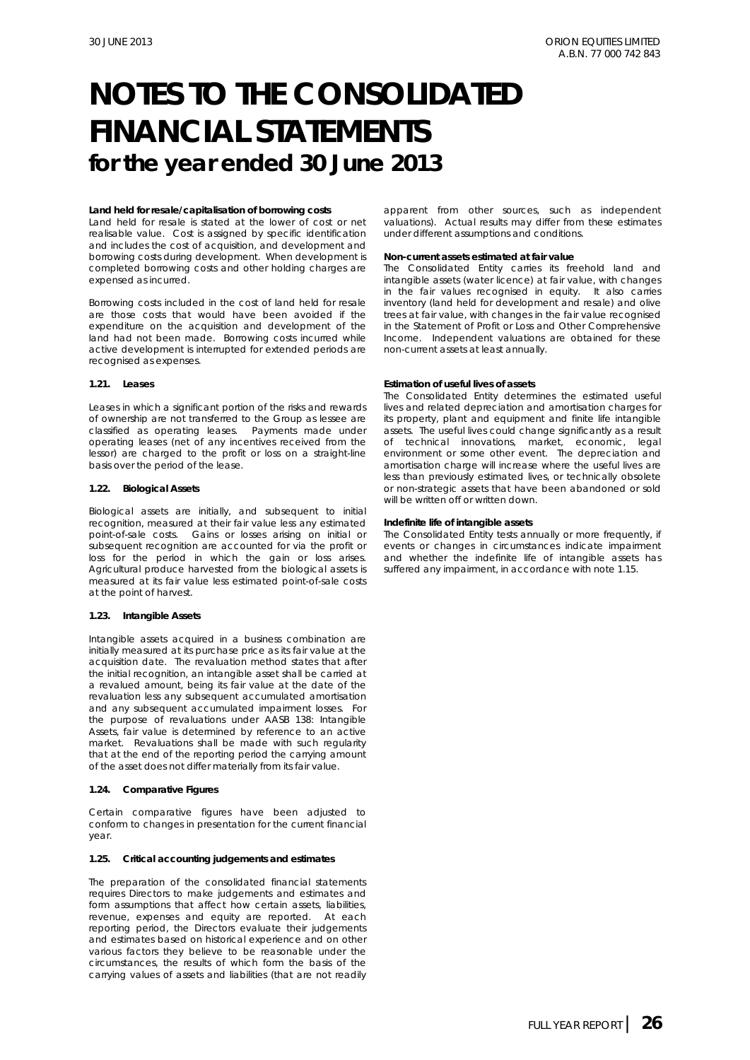# NOTES TO THE CONSOLIDATED FINANCIAL STATEMENTS
## for the year ended 30 June 2013

**Land held for resale/capitalisation of borrowing costs**

Land held for resale is stated at the lower of cost or net realisable value. Cost is assigned by specific identification and includes the cost of acquisition, and development and borrowing costs during development. When development is completed borrowing costs and other holding charges are expensed as incurred.

Borrowing costs included in the cost of land held for resale are those costs that would have been avoided if the expenditure on the acquisition and development of the land had not been made. Borrowing costs incurred while active development is interrupted for extended periods are recognised as expenses.

### 1.21. Leases

Leases in which a significant portion of the risks and rewards of ownership are not transferred to the Group as lessee are classified as operating leases. Payments made under operating leases (net of any incentives received from the lessor) are charged to the profit or loss on a straight-line basis over the period of the lease.

### 1.22. Biological Assets

Biological assets are initially, and subsequent to initial recognition, measured at their fair value less any estimated point-of-sale costs. Gains or losses arising on initial or subsequent recognition are accounted for via the profit or loss for the period in which the gain or loss arises. Agricultural produce harvested from the biological assets is measured at its fair value less estimated point-of-sale costs at the point of harvest.

### 1.23. Intangible Assets

Intangible assets acquired in a business combination are initially measured at its purchase price as its fair value at the acquisition date. The revaluation method states that after the initial recognition, an intangible asset shall be carried at a revalued amount, being its fair value at the date of the revaluation less any subsequent accumulated amortisation and any subsequent accumulated impairment losses. For the purpose of revaluations under AASB 138: Intangible Assets, fair value is determined by reference to an active market. Revaluations shall be made with such regularity that at the end of the reporting period the carrying amount of the asset does not differ materially from its fair value.

### 1.24. Comparative Figures

Certain comparative figures have been adjusted to conform to changes in presentation for the current financial year.

### 1.25. Critical accounting judgements and estimates

The preparation of the consolidated financial statements requires Directors to make judgements and estimates and form assumptions that affect how certain assets, liabilities, revenue, expenses and equity are reported. At each reporting period, the Directors evaluate their judgements and estimates based on historical experience and on other various factors they believe to be reasonable under the circumstances, the results of which form the basis of the carrying values of assets and liabilities (that are not readily apparent from other sources, such as independent valuations). Actual results may differ from these estimates under different assumptions and conditions.

**Non-current assets estimated at fair value**

The Consolidated Entity carries its freehold land and intangible assets (water licence) at fair value, with changes in the fair values recognised in equity. It also carries inventory (land held for development and resale) and olive trees at fair value, with changes in the fair value recognised in the Statement of Profit or Loss and Other Comprehensive Income. Independent valuations are obtained for these non-current assets at least annually.

**Estimation of useful lives of assets**

The Consolidated Entity determines the estimated useful lives and related depreciation and amortisation charges for its property, plant and equipment and finite life intangible assets. The useful lives could change significantly as a result of technical innovations, market, economic, legal environment or some other event. The depreciation and amortisation charge will increase where the useful lives are less than previously estimated lives, or technically obsolete or non-strategic assets that have been abandoned or sold will be written off or written down.

**Indefinite life of intangible assets**

The Consolidated Entity tests annually or more frequently, if events or changes in circumstances indicate impairment and whether the indefinite life of intangible assets has suffered any impairment, in accordance with note 1.15.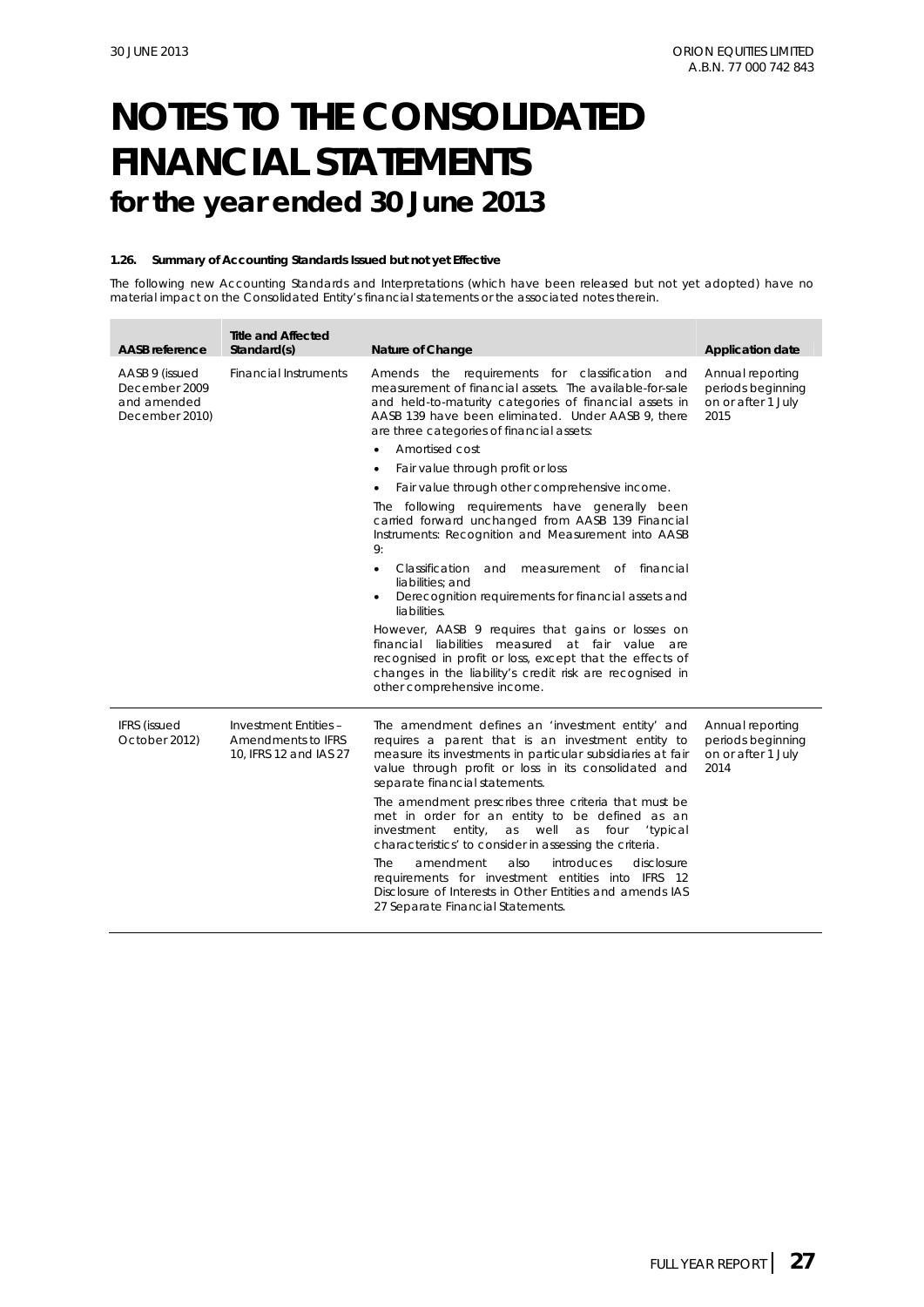# NOTES TO THE CONSOLIDATED FINANCIAL STATEMENTS
## for the year ended 30 June 2013

#### 1.26. Summary of Accounting Standards Issued but not yet Effective

The following new Accounting Standards and Interpretations (which have been released but not yet adopted) have no material impact on the Consolidated Entity's financial statements or the associated notes therein.

| AASB reference | Title and Affected Standard(s) | Nature of Change | Application date |
|---|---|---|---|
| AASB 9 (issued December 2009 and amended December 2010) | Financial Instruments | Amends the requirements for classification and measurement of financial assets. The available-for-sale and held-to-maturity categories of financial assets in AASB 139 have been eliminated. Under AASB 9, there are three categories of financial assets:<br>• Amortised cost<br>• Fair value through profit or loss<br>• Fair value through other comprehensive income.<br>The following requirements have generally been carried forward unchanged from AASB 139 Financial Instruments: Recognition and Measurement into AASB 9:<br>• Classification and measurement of financial liabilities; and<br>• Derecognition requirements for financial assets and liabilities.<br>However, AASB 9 requires that gains or losses on financial liabilities measured at fair value are recognised in profit or loss, except that the effects of changes in the liability's credit risk are recognised in other comprehensive income. | Annual reporting periods beginning on or after 1 July 2015 |
| IFRS (issued October 2012) | Investment Entities – Amendments to IFRS 10, IFRS 12 and IAS 27 | The amendment defines an 'investment entity' and requires a parent that is an investment entity to measure its investments in particular subsidiaries at fair value through profit or loss in its consolidated and separate financial statements.<br>The amendment prescribes three criteria that must be met in order for an entity to be defined as an investment entity, as well as four 'typical characteristics' to consider in assessing the criteria.<br>The amendment also introduces disclosure requirements for investment entities into IFRS 12 Disclosure of Interests in Other Entities and amends IAS 27 Separate Financial Statements. | Annual reporting periods beginning on or after 1 July 2014 |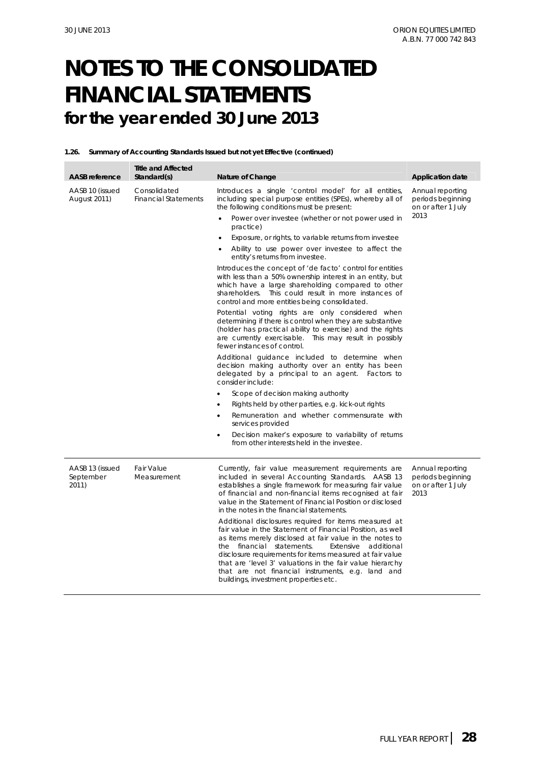# NOTES TO THE CONSOLIDATED FINANCIAL STATEMENTS
## for the year ended 30 June 2013

**1.26. Summary of Accounting Standards Issued but not yet Effective (continued)**

| AASB reference | Title and Affected Standard(s) | Nature of Change | Application date |
|---|---|---|---|
| AASB 10 (issued August 2011) | Consolidated Financial Statements | Introduces a single 'control model' for all entities, including special purpose entities (SPEs), whereby all of the following conditions must be present:<br>• Power over investee (whether or not power used in practice)<br>• Exposure, or rights, to variable returns from investee<br>• Ability to use power over investee to affect the entity's returns from investee.<br><br>Introduces the concept of 'de facto' control for entities with less than a 50% ownership interest in an entity, but which have a large shareholding compared to other shareholders. This could result in more instances of control and more entities being consolidated.<br><br>Potential voting rights are only considered when determining if there is control when they are substantive (holder has practical ability to exercise) and the rights are currently exercisable. This may result in possibly fewer instances of control.<br><br>Additional guidance included to determine when decision making authority over an entity has been delegated by a principal to an agent. Factors to consider include:<br>• Scope of decision making authority<br>• Rights held by other parties, e.g. kick-out rights<br>• Remuneration and whether commensurate with services provided<br>• Decision maker's exposure to variability of returns from other interests held in the investee. | Annual reporting periods beginning on or after 1 July 2013 |
| AASB 13 (issued September 2011) | Fair Value Measurement | Currently, fair value measurement requirements are included in several Accounting Standards. AASB 13 establishes a single framework for measuring fair value of financial and non-financial items recognised at fair value in the Statement of Financial Position or disclosed in the notes in the financial statements.<br><br>Additional disclosures required for items measured at fair value in the Statement of Financial Position, as well as items merely disclosed at fair value in the notes to the financial statements. Extensive additional disclosure requirements for items measured at fair value that are 'level 3' valuations in the fair value hierarchy that are not financial instruments, e.g. land and buildings, investment properties etc. | Annual reporting periods beginning on or after 1 July 2013 |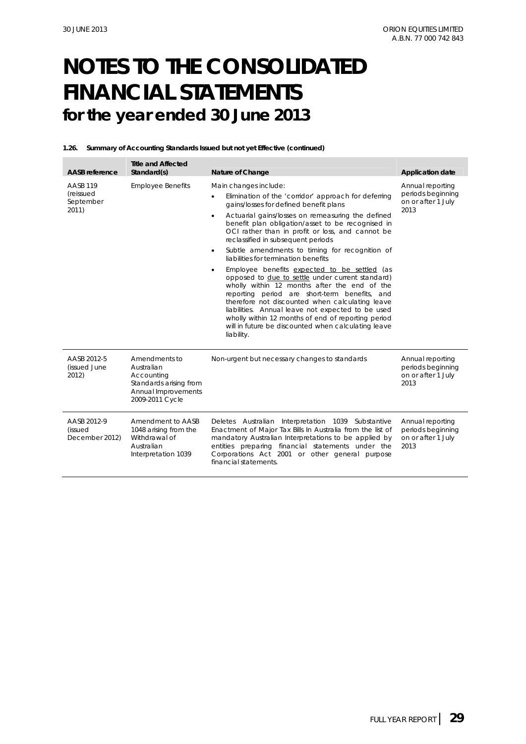# NOTES TO THE CONSOLIDATED FINANCIAL STATEMENTS

## for the year ended 30 June 2013

**1.26. Summary of Accounting Standards Issued but not yet Effective (continued)**

| AASB reference | Title and Affected Standard(s) | Nature of Change | Application date |
|---|---|---|---|
| AASB 119 (reissued September 2011) | Employee Benefits | Main changes include:<br>• Elimination of the 'corridor' approach for deferring gains/losses for defined benefit plans<br>• Actuarial gains/losses on remeasuring the defined benefit plan obligation/asset to be recognised in OCI rather than in profit or loss, and cannot be reclassified in subsequent periods<br>• Subtle amendments to timing for recognition of liabilities for termination benefits<br>• Employee benefits expected to be settled (as opposed to due to settle under current standard) wholly within 12 months after the end of the reporting period are short-term benefits, and therefore not discounted when calculating leave liabilities. Annual leave not expected to be used wholly within 12 months of end of reporting period will in future be discounted when calculating leave liability. | Annual reporting periods beginning on or after 1 July 2013 |
| AASB 2012-5 (issued June 2012) | Amendments to Australian Accounting Standards arising from Annual Improvements 2009-2011 Cycle | Non-urgent but necessary changes to standards | Annual reporting periods beginning on or after 1 July 2013 |
| AASB 2012-9 (issued December 2012) | Amendment to AASB 1048 arising from the Withdrawal of Australian Interpretation 1039 | Deletes Australian Interpretation 1039 Substantive Enactment of Major Tax Bills In Australia from the list of mandatory Australian Interpretations to be applied by entities preparing financial statements under the Corporations Act 2001 or other general purpose financial statements. | Annual reporting periods beginning on or after 1 July 2013 |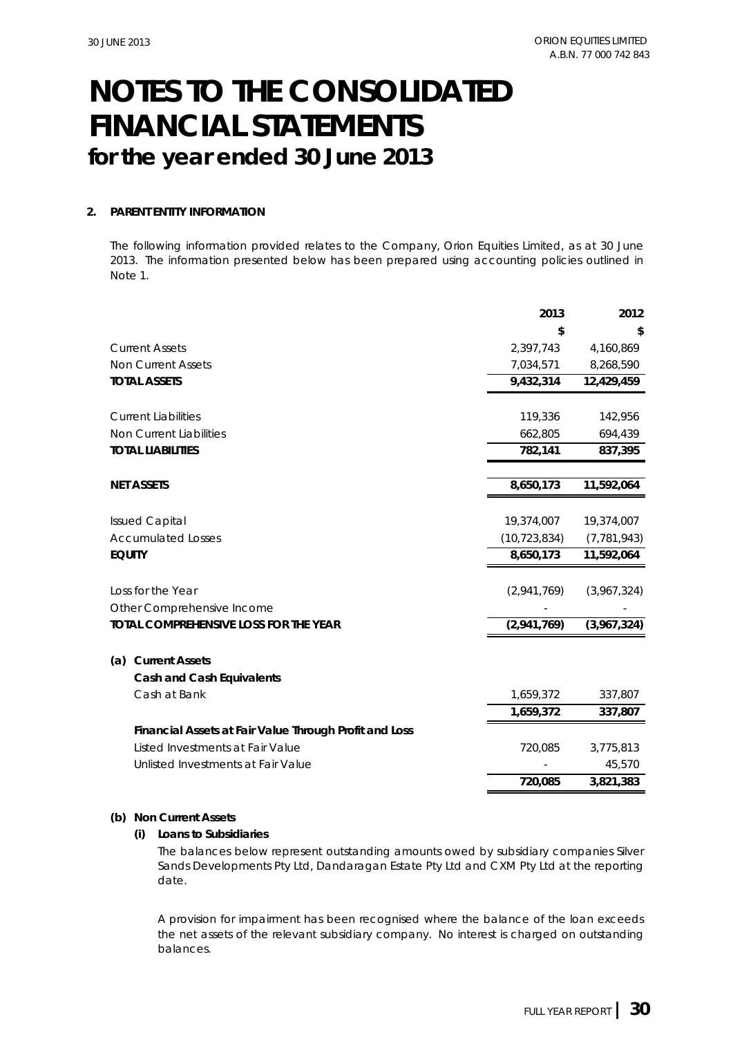# NOTES TO THE CONSOLIDATED FINANCIAL STATEMENTS

## for the year ended 30 June 2013

**2. PARENT ENTITY INFORMATION**

The following information provided relates to the Company, Orion Equities Limited, as at 30 June 2013. The information presented below has been prepared using accounting policies outlined in Note 1.

| | 2013 | 2012 |
|---|---|---|
| | $ | $ |
| Current Assets | 2,397,743 | 4,160,869 |
| Non Current Assets | 7,034,571 | 8,268,590 |
| **TOTAL ASSETS** | **9,432,314** | **12,429,459** |
| | | |
| Current Liabilities | 119,336 | 142,956 |
| Non Current Liabilities | 662,805 | 694,439 |
| **TOTAL LIABILITIES** | **782,141** | **837,395** |
| | | |
| **NET ASSETS** | **8,650,173** | **11,592,064** |
| | | |
| Issued Capital | 19,374,007 | 19,374,007 |
| Accumulated Losses | (10,723,834) | (7,781,943) |
| **EQUITY** | **8,650,173** | **11,592,064** |
| | | |
| Loss for the Year | (2,941,769) | (3,967,324) |
| Other Comprehensive Income | - | - |
| **TOTAL COMPREHENSIVE LOSS FOR THE YEAR** | **(2,941,769)** | **(3,967,324)** |
| | | |
| **(a) Current Assets** | | |
| **Cash and Cash Equivalents** | | |
| Cash at Bank | 1,659,372 | 337,807 |
| | **1,659,372** | **337,807** |
| **Financial Assets at Fair Value Through Profit and Loss** | | |
| Listed Investments at Fair Value | 720,085 | 3,775,813 |
| Unlisted Investments at Fair Value | - | 45,570 |
| | **720,085** | **3,821,383** |

**(b) Non Current Assets**

**(i) Loans to Subsidiaries**

The balances below represent outstanding amounts owed by subsidiary companies Silver Sands Developments Pty Ltd, Dandaragan Estate Pty Ltd and CXM Pty Ltd at the reporting date.

A provision for impairment has been recognised where the balance of the loan exceeds the net assets of the relevant subsidiary company. No interest is charged on outstanding balances.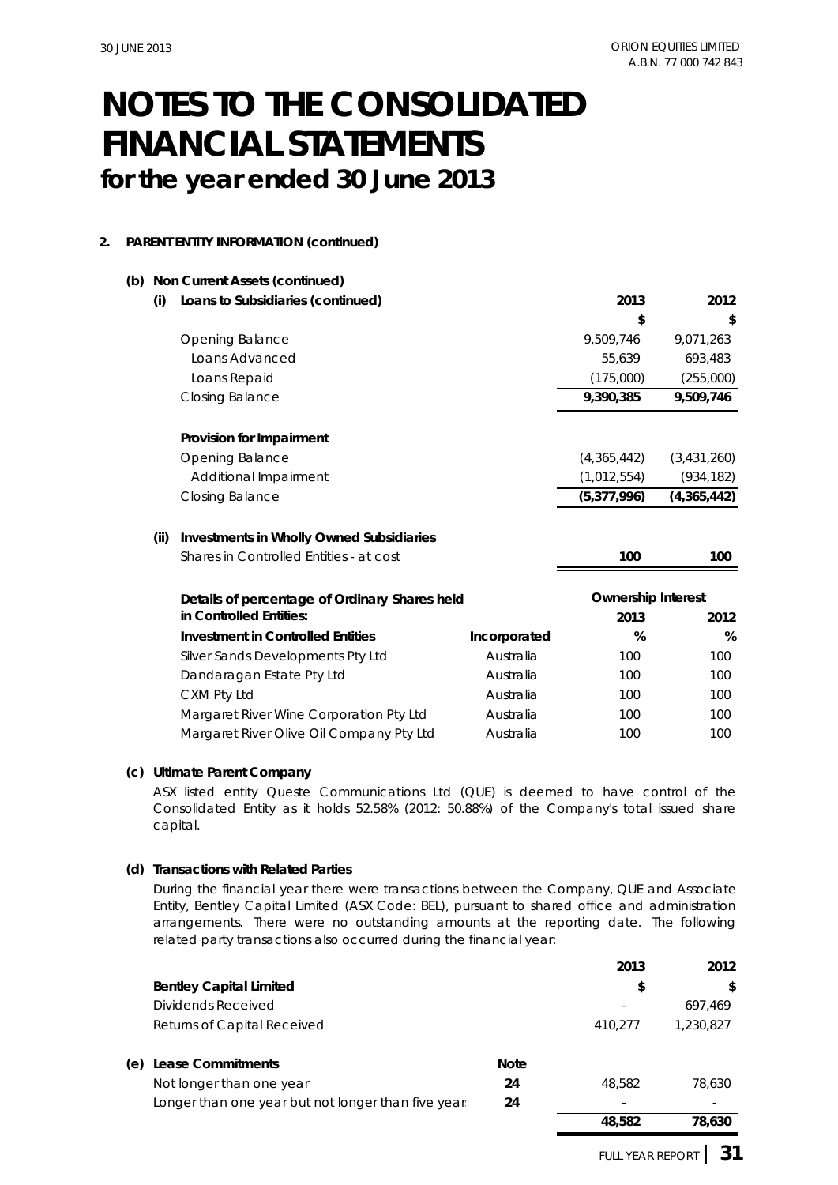# NOTES TO THE CONSOLIDATED FINANCIAL STATEMENTS
## for the year ended 30 June 2013

**2. PARENT ENTITY INFORMATION (continued)**

**(b) Non Current Assets (continued)**

**(i) Loans to Subsidiaries (continued)**

| | 2013 | 2012 |
|---|---|---|
| | $ | $ |
| Opening Balance | 9,509,746 | 9,071,263 |
| Loans Advanced | 55,639 | 693,483 |
| Loans Repaid | (175,000) | (255,000) |
| Closing Balance | **9,390,385** | **9,509,746** |
| **Provision for Impairment** | | |
| Opening Balance | (4,365,442) | (3,431,260) |
| Additional Impairment | (1,012,554) | (934,182) |
| Closing Balance | **(5,377,996)** | **(4,365,442)** |

**(ii) Investments in Wholly Owned Subsidiaries**

| | 2013 | 2012 |
|---|---|---|
| Shares in Controlled Entities - at cost | **100** | **100** |

| Details of percentage of Ordinary Shares held in Controlled Entities: | | Ownership Interest | |
|---|---|---|---|
| | | 2013 | 2012 |
| **Investment in Controlled Entities** | **Incorporated** | **%** | **%** |
| Silver Sands Developments Pty Ltd | Australia | 100 | 100 |
| Dandaragan Estate Pty Ltd | Australia | 100 | 100 |
| CXM Pty Ltd | Australia | 100 | 100 |
| Margaret River Wine Corporation Pty Ltd | Australia | 100 | 100 |
| Margaret River Olive Oil Company Pty Ltd | Australia | 100 | 100 |

**(c) Ultimate Parent Company**

ASX listed entity Queste Communications Ltd (QUE) is deemed to have control of the Consolidated Entity as it holds 52.58% (2012: 50.88%) of the Company's total issued share capital.

**(d) Transactions with Related Parties**

During the financial year there were transactions between the Company, QUE and Associate Entity, Bentley Capital Limited (ASX Code: BEL), pursuant to shared office and administration arrangements. There were no outstanding amounts at the reporting date. The following related party transactions also occurred during the financial year:

| | 2013 | 2012 |
|---|---|---|
| **Bentley Capital Limited** | **$** | **$** |
| Dividends Received | - | 697,469 |
| Returns of Capital Received | 410,277 | 1,230,827 |

**(e) Lease Commitments**

| | Note | 2013 | 2012 |
|---|---|---|---|
| Not longer than one year | 24 | 48,582 | 78,630 |
| Longer than one year but not longer than five years | 24 | - | - |
| | | **48,582** | **78,630** |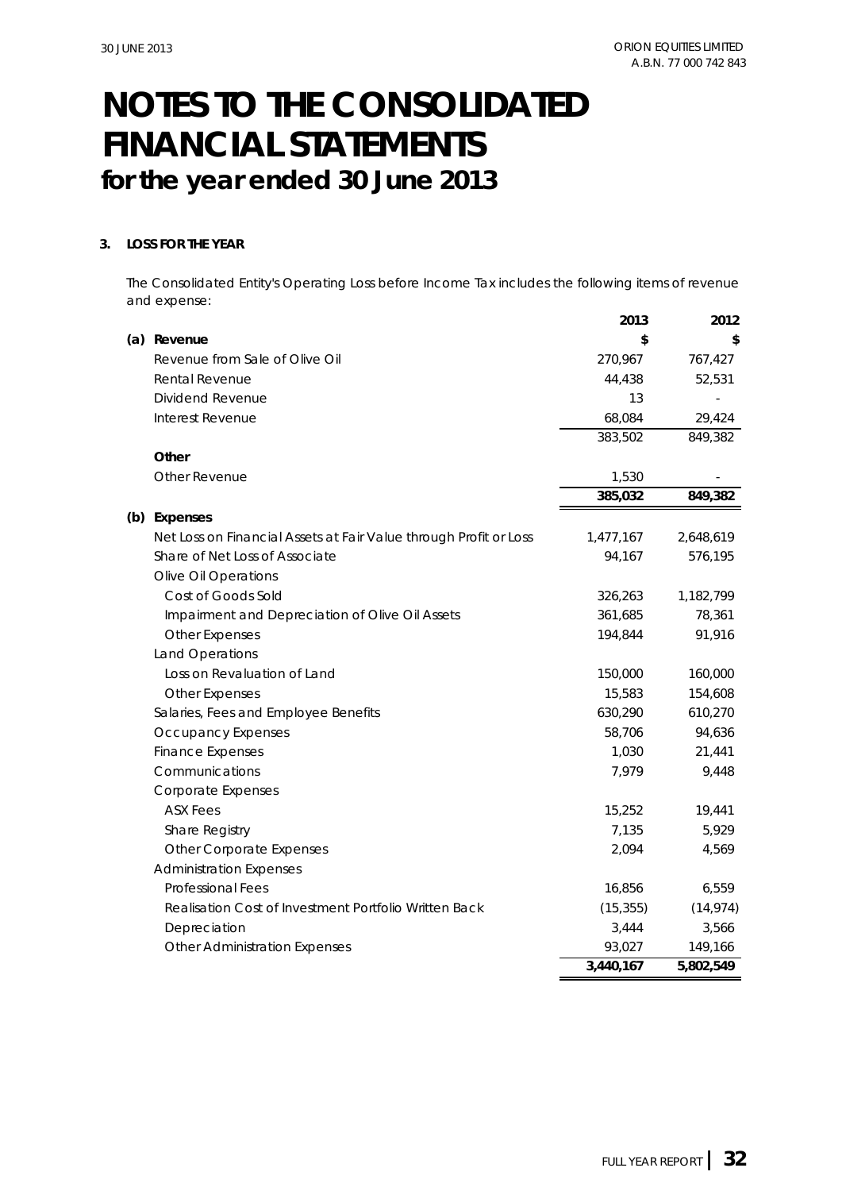# NOTES TO THE CONSOLIDATED FINANCIAL STATEMENTS
## for the year ended 30 June 2013

### 3. LOSS FOR THE YEAR

The Consolidated Entity's Operating Loss before Income Tax includes the following items of revenue and expense:

| | 2013 | 2012 |
|---|---|---|
| **(a) Revenue** | **$** | **$** |
| Revenue from Sale of Olive Oil | 270,967 | 767,427 |
| Rental Revenue | 44,438 | 52,531 |
| Dividend Revenue | 13 | - |
| Interest Revenue | 68,084 | 29,424 |
| | 383,502 | 849,382 |
| **Other** | | |
| Other Revenue | 1,530 | - |
| | **385,032** | **849,382** |
| **(b) Expenses** | | |
| Net Loss on Financial Assets at Fair Value through Profit or Loss | 1,477,167 | 2,648,619 |
| Share of Net Loss of Associate | 94,167 | 576,195 |
| Olive Oil Operations | | |
| Cost of Goods Sold | 326,263 | 1,182,799 |
| Impairment and Depreciation of Olive Oil Assets | 361,685 | 78,361 |
| Other Expenses | 194,844 | 91,916 |
| Land Operations | | |
| Loss on Revaluation of Land | 150,000 | 160,000 |
| Other Expenses | 15,583 | 154,608 |
| Salaries, Fees and Employee Benefits | 630,290 | 610,270 |
| Occupancy Expenses | 58,706 | 94,636 |
| Finance Expenses | 1,030 | 21,441 |
| Communications | 7,979 | 9,448 |
| Corporate Expenses | | |
| ASX Fees | 15,252 | 19,441 |
| Share Registry | 7,135 | 5,929 |
| Other Corporate Expenses | 2,094 | 4,569 |
| Administration Expenses | | |
| Professional Fees | 16,856 | 6,559 |
| Realisation Cost of Investment Portfolio Written Back | (15,355) | (14,974) |
| Depreciation | 3,444 | 3,566 |
| Other Administration Expenses | 93,027 | 149,166 |
| | **3,440,167** | **5,802,549** |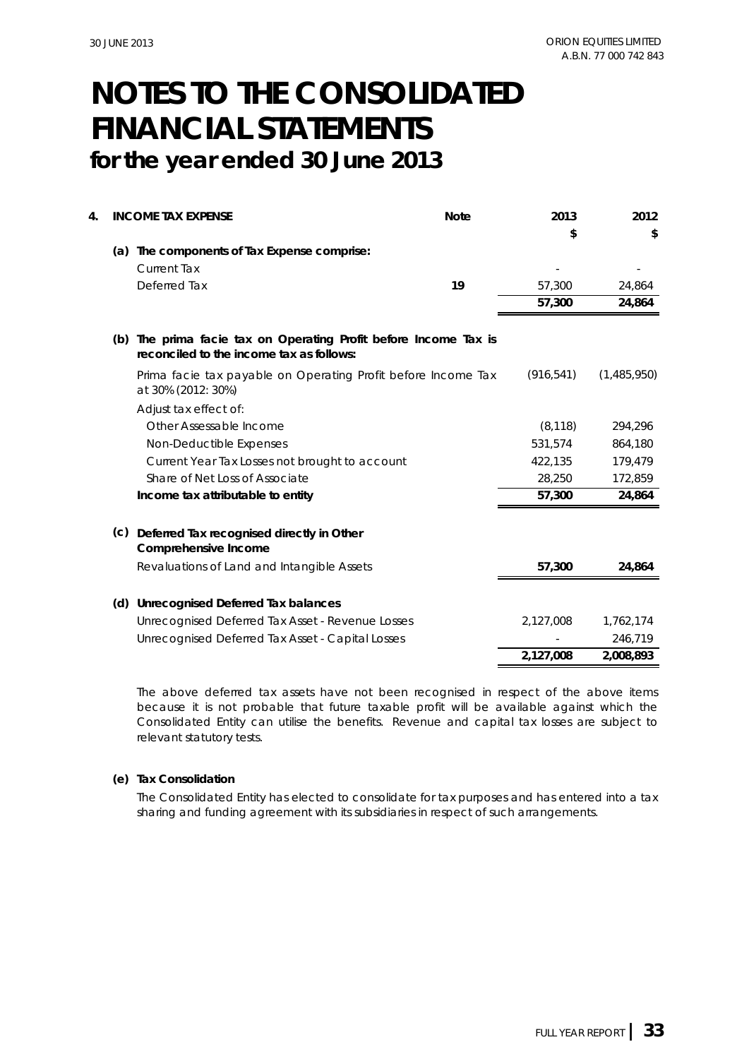# NOTES TO THE CONSOLIDATED FINANCIAL STATEMENTS
## for the year ended 30 June 2013

| 4. | INCOME TAX EXPENSE | Note | 2013 | 2012 |
|---|---|---|---|---|
| | | | $ | $ |
| (a) | **The components of Tax Expense comprise:** | | | |
| | Current Tax | | - | - |
| | Deferred Tax | 19 | 57,300 | 24,864 |
| | | | **57,300** | **24,864** |
| (b) | **The prima facie tax on Operating Profit before Income Tax is reconciled to the income tax as follows:** | | | |
| | Prima facie tax payable on Operating Profit before Income Tax at 30% (2012: 30%) | | (916,541) | (1,485,950) |
| | Adjust tax effect of: | | | |
| | Other Assessable Income | | (8,118) | 294,296 |
| | Non-Deductible Expenses | | 531,574 | 864,180 |
| | Current Year Tax Losses not brought to account | | 422,135 | 179,479 |
| | Share of Net Loss of Associate | | 28,250 | 172,859 |
| | **Income tax attributable to entity** | | **57,300** | **24,864** |
| (c) | **Deferred Tax recognised directly in Other Comprehensive Income** | | | |
| | Revaluations of Land and Intangible Assets | | **57,300** | **24,864** |
| (d) | **Unrecognised Deferred Tax balances** | | | |
| | Unrecognised Deferred Tax Asset - Revenue Losses | | 2,127,008 | 1,762,174 |
| | Unrecognised Deferred Tax Asset - Capital Losses | | - | 246,719 |
| | | | **2,127,008** | **2,008,893** |

The above deferred tax assets have not been recognised in respect of the above items because it is not probable that future taxable profit will be available against which the Consolidated Entity can utilise the benefits. Revenue and capital tax losses are subject to relevant statutory tests.

**(e) Tax Consolidation**

The Consolidated Entity has elected to consolidate for tax purposes and has entered into a tax sharing and funding agreement with its subsidiaries in respect of such arrangements.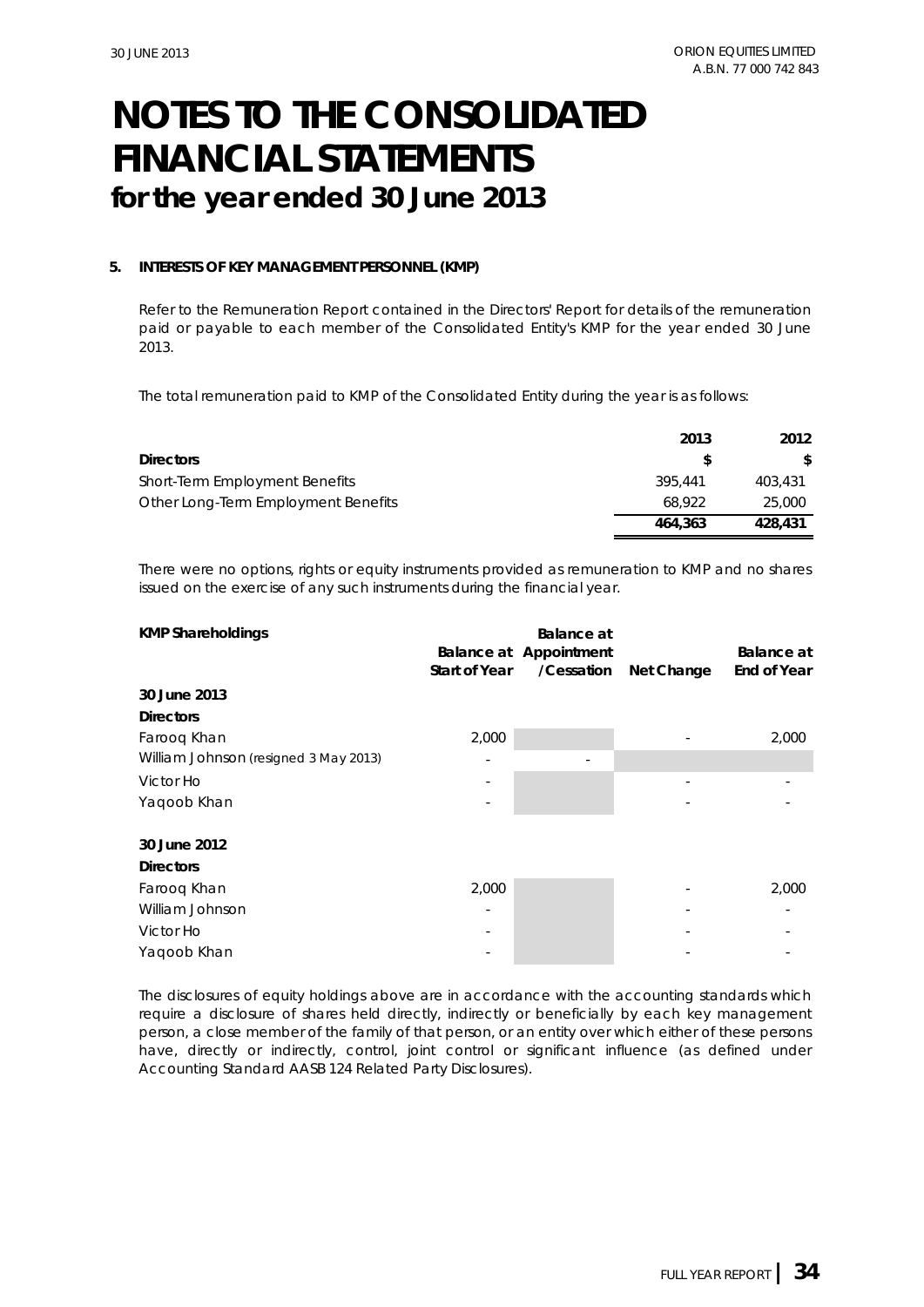# NOTES TO THE CONSOLIDATED FINANCIAL STATEMENTS
## for the year ended 30 June 2013

### 5. INTERESTS OF KEY MANAGEMENT PERSONNEL (KMP)

Refer to the Remuneration Report contained in the Directors' Report for details of the remuneration paid or payable to each member of the Consolidated Entity's KMP for the year ended 30 June 2013.

The total remuneration paid to KMP of the Consolidated Entity during the year is as follows:

| | 2013 | 2012 |
|---|---|---|
| **Directors** | **$** | **$** |
| Short-Term Employment Benefits | 395,441 | 403,431 |
| Other Long-Term Employment Benefits | 68,922 | 25,000 |
| | **464,363** | **428,431** |

There were no options, rights or equity instruments provided as remuneration to KMP and no shares issued on the exercise of any such instruments during the financial year.

| **KMP Shareholdings** | **Balance at Start of Year** | **Balance at Appointment /Cessation** | **Net Change** | **Balance at End of Year** |
|---|---|---|---|---|
| **30 June 2013** | | | | |
| **Directors** | | | | |
| Farooq Khan | 2,000 | | - | 2,000 |
| William Johnson (resigned 3 May 2013) | - | - | | |
| Victor Ho | - | | - | - |
| Yaqoob Khan | - | | - | - |
| | | | | |
| **30 June 2012** | | | | |
| **Directors** | | | | |
| Farooq Khan | 2,000 | | - | 2,000 |
| William Johnson | - | | - | - |
| Victor Ho | - | | - | - |
| Yaqoob Khan | - | | - | - |

The disclosures of equity holdings above are in accordance with the accounting standards which require a disclosure of shares held directly, indirectly or beneficially by each key management person, a close member of the family of that person, or an entity over which either of these persons have, directly or indirectly, control, joint control or significant influence (as defined under Accounting Standard AASB 124 Related Party Disclosures).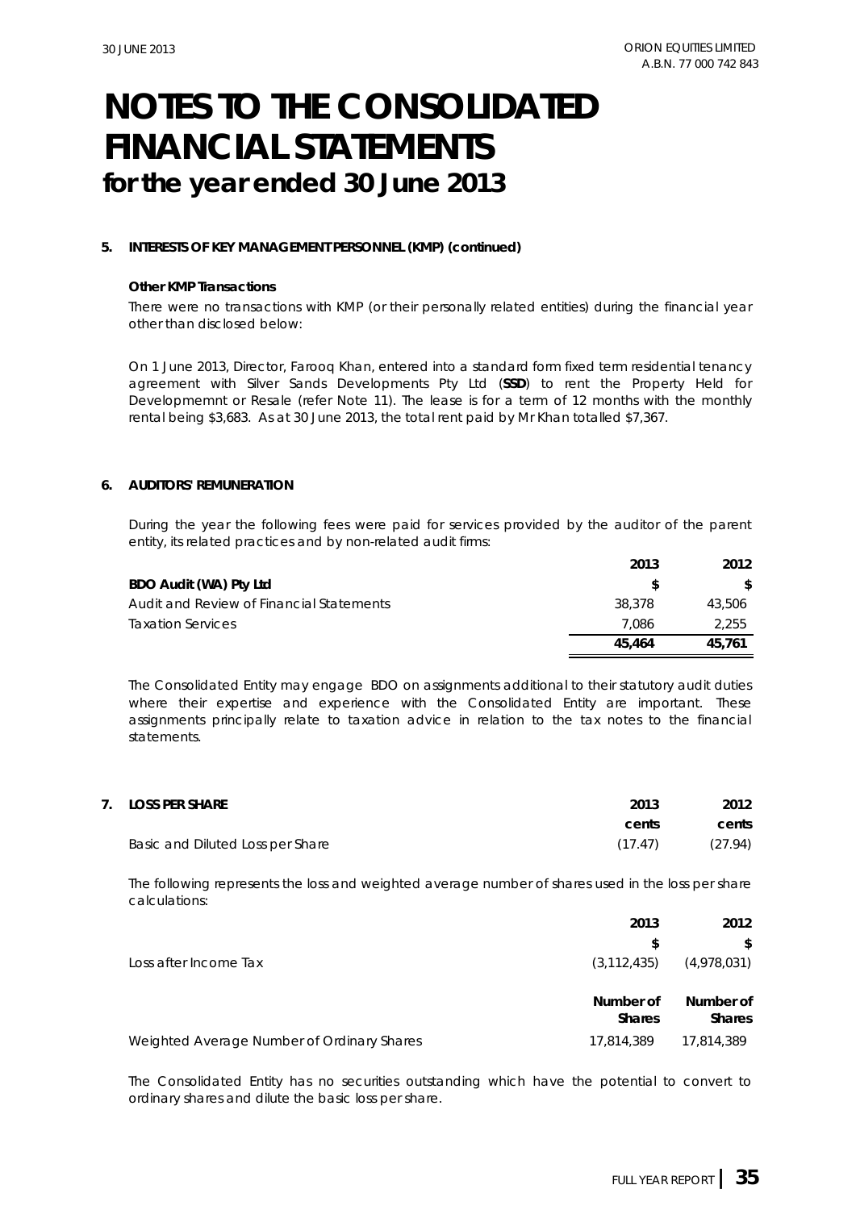# NOTES TO THE CONSOLIDATED FINANCIAL STATEMENTS
## for the year ended 30 June 2013

### 5. INTERESTS OF KEY MANAGEMENT PERSONNEL (KMP) (continued)

**Other KMP Transactions**

There were no transactions with KMP (or their personally related entities) during the financial year other than disclosed below:

On 1 June 2013, Director, Farooq Khan, entered into a standard form fixed term residential tenancy agreement with Silver Sands Developments Pty Ltd (**SSD**) to rent the Property Held for Developmemnt or Resale (refer Note 11). The lease is for a term of 12 months with the monthly rental being $3,683. As at 30 June 2013, the total rent paid by Mr Khan totalled $7,367.

### 6. AUDITORS' REMUNERATION

During the year the following fees were paid for services provided by the auditor of the parent entity, its related practices and by non-related audit firms:

| | 2013 | 2012 |
|---|---|---|
| **BDO Audit (WA) Pty Ltd** | **$** | **$** |
| Audit and Review of Financial Statements | 38,378 | 43,506 |
| Taxation Services | 7,086 | 2,255 |
| | **45,464** | **45,761** |

The Consolidated Entity may engage BDO on assignments additional to their statutory audit duties where their expertise and experience with the Consolidated Entity are important. These assignments principally relate to taxation advice in relation to the tax notes to the financial statements.

### 7. LOSS PER SHARE

| | 2013 | 2012 |
|---|---|---|
| | **cents** | **cents** |
| Basic and Diluted Loss per Share | (17.47) | (27.94) |

The following represents the loss and weighted average number of shares used in the loss per share calculations:

| | 2013 | 2012 |
|---|---|---|
| | **$** | **$** |
| Loss after Income Tax | (3,112,435) | (4,978,031) |
| | **Number of Shares** | **Number of Shares** |
| Weighted Average Number of Ordinary Shares | 17,814,389 | 17,814,389 |

The Consolidated Entity has no securities outstanding which have the potential to convert to ordinary shares and dilute the basic loss per share.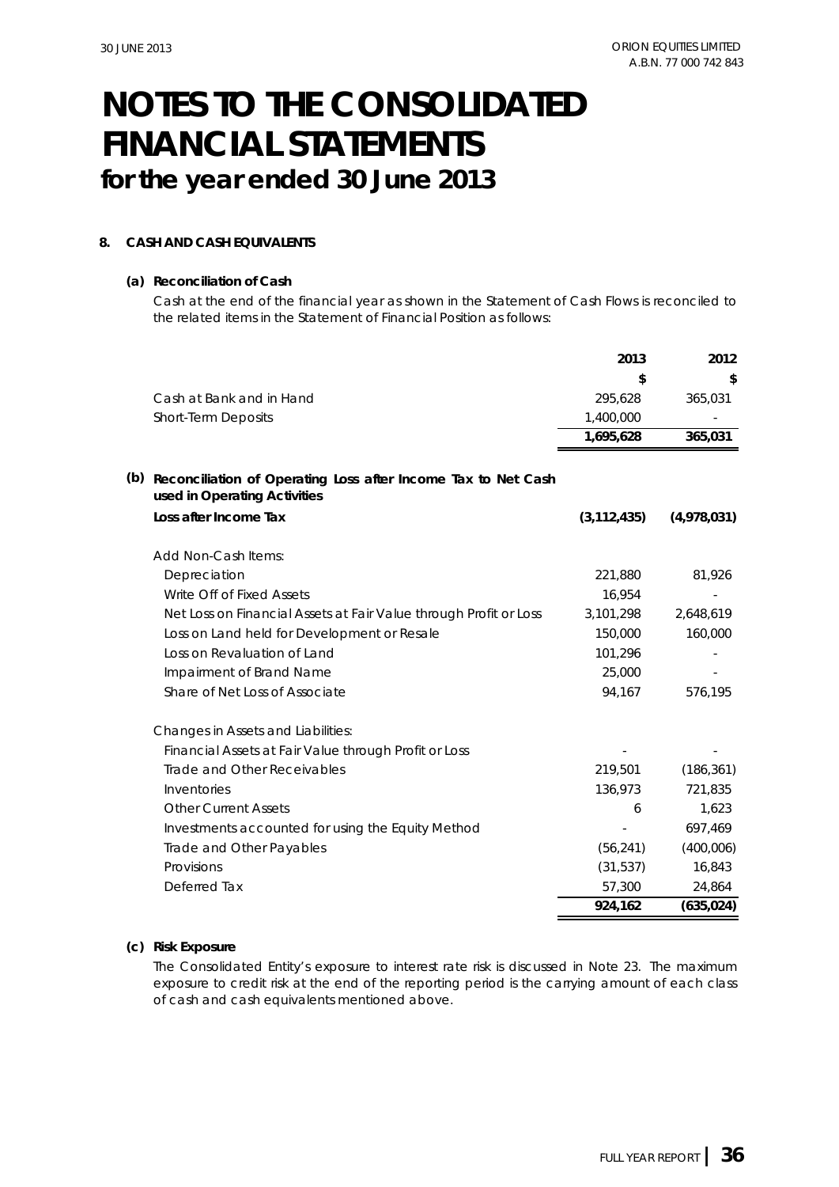# NOTES TO THE CONSOLIDATED FINANCIAL STATEMENTS
## for the year ended 30 June 2013

**8. CASH AND CASH EQUIVALENTS**

**(a) Reconciliation of Cash**

Cash at the end of the financial year as shown in the Statement of Cash Flows is reconciled to the related items in the Statement of Financial Position as follows:

| | 2013 | 2012 |
|---|---|---|
| | $ | $ |
| Cash at Bank and in Hand | 295,628 | 365,031 |
| Short-Term Deposits | 1,400,000 | - |
| | **1,695,628** | **365,031** |

**(b) Reconciliation of Operating Loss after Income Tax to Net Cash used in Operating Activities**

| | 2013 | 2012 |
|---|---|---|
| **Loss after Income Tax** | **(3,112,435)** | **(4,978,031)** |
| Add Non-Cash Items: | | |
| Depreciation | 221,880 | 81,926 |
| Write Off of Fixed Assets | 16,954 | - |
| Net Loss on Financial Assets at Fair Value through Profit or Loss | 3,101,298 | 2,648,619 |
| Loss on Land held for Development or Resale | 150,000 | 160,000 |
| Loss on Revaluation of Land | 101,296 | - |
| Impairment of Brand Name | 25,000 | - |
| Share of Net Loss of Associate | 94,167 | 576,195 |
| Changes in Assets and Liabilities: | | |
| Financial Assets at Fair Value through Profit or Loss | - | - |
| Trade and Other Receivables | 219,501 | (186,361) |
| Inventories | 136,973 | 721,835 |
| Other Current Assets | 6 | 1,623 |
| Investments accounted for using the Equity Method | - | 697,469 |
| Trade and Other Payables | (56,241) | (400,006) |
| Provisions | (31,537) | 16,843 |
| Deferred Tax | 57,300 | 24,864 |
| | **924,162** | **(635,024)** |

**(c) Risk Exposure**

The Consolidated Entity's exposure to interest rate risk is discussed in Note 23. The maximum exposure to credit risk at the end of the reporting period is the carrying amount of each class of cash and cash equivalents mentioned above.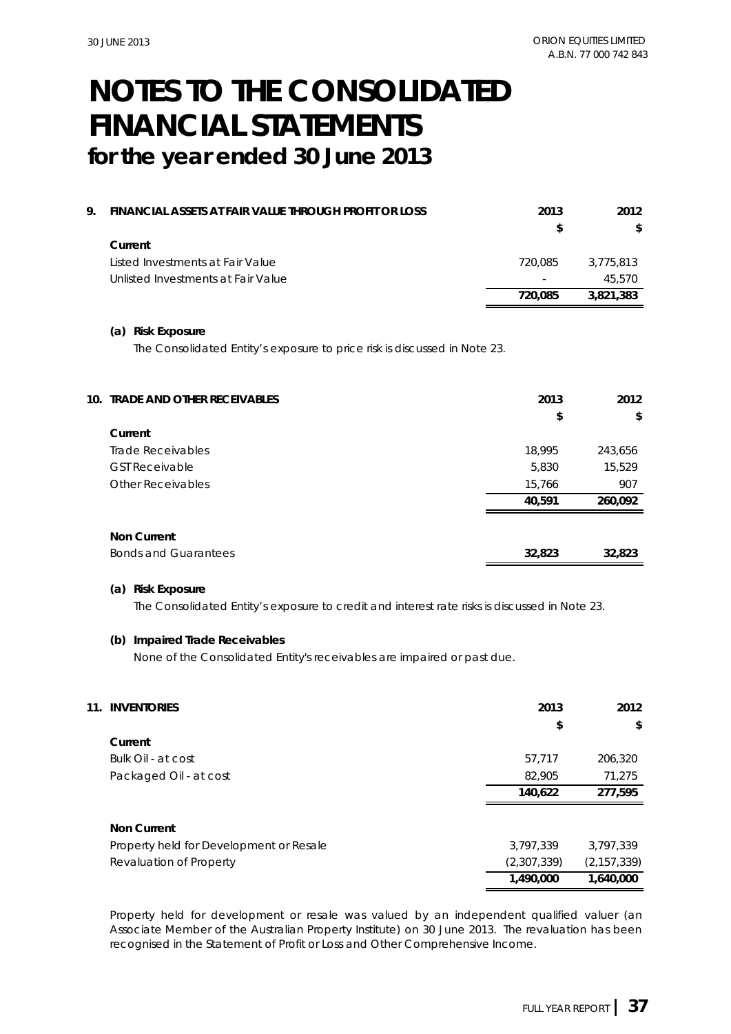# NOTES TO THE CONSOLIDATED FINANCIAL STATEMENTS

## for the year ended 30 June 2013

| 9. FINANCIAL ASSETS AT FAIR VALUE THROUGH PROFIT OR LOSS | 2013 | 2012 |
|---|---|---|
| | $ | $ |
| **Current** | | |
| Listed Investments at Fair Value | 720,085 | 3,775,813 |
| Unlisted Investments at Fair Value | - | 45,570 |
| | **720,085** | **3,821,383** |

**(a) Risk Exposure**

The Consolidated Entity's exposure to price risk is discussed in Note 23.

| 10. TRADE AND OTHER RECEIVABLES | 2013 | 2012 |
|---|---|---|
| | $ | $ |
| **Current** | | |
| Trade Receivables | 18,995 | 243,656 |
| GST Receivable | 5,830 | 15,529 |
| Other Receivables | 15,766 | 907 |
| | **40,591** | **260,092** |
| **Non Current** | | |
| Bonds and Guarantees | **32,823** | **32,823** |

**(a) Risk Exposure**

The Consolidated Entity's exposure to credit and interest rate risks is discussed in Note 23.

**(b) Impaired Trade Receivables**

None of the Consolidated Entity's receivables are impaired or past due.

| 11. INVENTORIES | 2013 | 2012 |
|---|---|---|
| | $ | $ |
| **Current** | | |
| Bulk Oil - at cost | 57,717 | 206,320 |
| Packaged Oil - at cost | 82,905 | 71,275 |
| | **140,622** | **277,595** |
| **Non Current** | | |
| Property held for Development or Resale | 3,797,339 | 3,797,339 |
| Revaluation of Property | (2,307,339) | (2,157,339) |
| | **1,490,000** | **1,640,000** |

Property held for development or resale was valued by an independent qualified valuer (an Associate Member of the Australian Property Institute) on 30 June 2013. The revaluation has been recognised in the Statement of Profit or Loss and Other Comprehensive Income.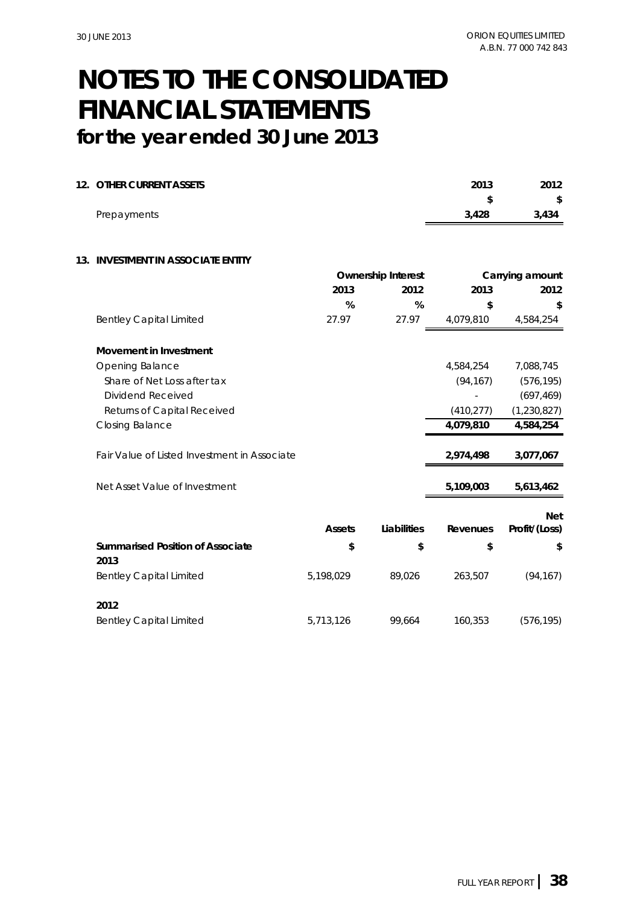# NOTES TO THE CONSOLIDATED FINANCIAL STATEMENTS
## for the year ended 30 June 2013

### 12. OTHER CURRENT ASSETS

| | 2013 | 2012 |
|---|---|---|
| | $ | $ |
| Prepayments | 3,428 | 3,434 |

### 13. INVESTMENT IN ASSOCIATE ENTITY

| | Ownership Interest | | Carrying amount | |
|---|---|---|---|---|
| | 2013 | 2012 | 2013 | 2012 |
| | % | % | $ | $ |
| Bentley Capital Limited | 27.97 | 27.97 | 4,079,810 | 4,584,254 |

**Movement in Investment**

| | 2013 | 2012 |
|---|---|---|
| Opening Balance | 4,584,254 | 7,088,745 |
| Share of Net Loss after tax | (94,167) | (576,195) |
| Dividend Received | - | (697,469) |
| Returns of Capital Received | (410,277) | (1,230,827) |
| Closing Balance | 4,079,810 | 4,584,254 |
| Fair Value of Listed Investment in Associate | 2,974,498 | 3,077,067 |
| Net Asset Value of Investment | 5,109,003 | 5,613,462 |

| | Assets | Liabilities | Revenues | Net Profit/(Loss) |
|---|---|---|---|---|
| **Summarised Position of Associate** | $ | $ | $ | $ |
| **2013** | | | | |
| Bentley Capital Limited | 5,198,029 | 89,026 | 263,507 | (94,167) |
| **2012** | | | | |
| Bentley Capital Limited | 5,713,126 | 99,664 | 160,353 | (576,195) |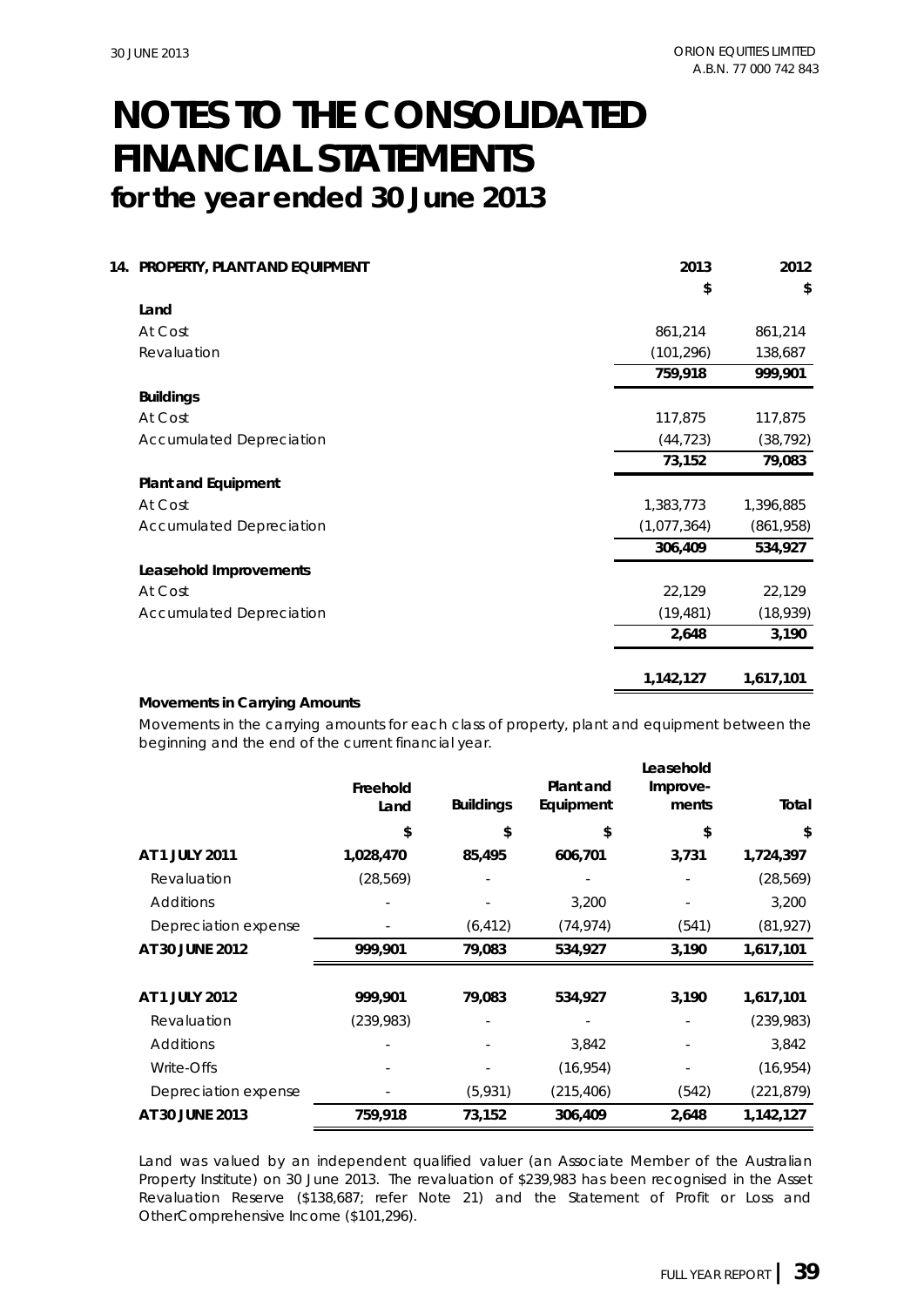# NOTES TO THE CONSOLIDATED FINANCIAL STATEMENTS
## for the year ended 30 June 2013

### 14. PROPERTY, PLANT AND EQUIPMENT

| | 2013 | 2012 |
|---|---|---|
| | $ | $ |
| **Land** | | |
| At Cost | 861,214 | 861,214 |
| Revaluation | (101,296) | 138,687 |
| | **759,918** | **999,901** |
| **Buildings** | | |
| At Cost | 117,875 | 117,875 |
| Accumulated Depreciation | (44,723) | (38,792) |
| | **73,152** | **79,083** |
| **Plant and Equipment** | | |
| At Cost | 1,383,773 | 1,396,885 |
| Accumulated Depreciation | (1,077,364) | (861,958) |
| | **306,409** | **534,927** |
| **Leasehold Improvements** | | |
| At Cost | 22,129 | 22,129 |
| Accumulated Depreciation | (19,481) | (18,939) |
| | **2,648** | **3,190** |
| | **1,142,127** | **1,617,101** |

**Movements in Carrying Amounts**

Movements in the carrying amounts for each class of property, plant and equipment between the beginning and the end of the current financial year.

| | Freehold Land | Buildings | Plant and Equipment | Leasehold Improvements | Total |
|---|---|---|---|---|---|
| | $ | $ | $ | $ | $ |
| **AT 1 JULY 2011** | **1,028,470** | **85,495** | **606,701** | **3,731** | **1,724,397** |
| Revaluation | (28,569) | - | - | - | (28,569) |
| Additions | - | - | 3,200 | - | 3,200 |
| Depreciation expense | - | (6,412) | (74,974) | (541) | (81,927) |
| **AT 30 JUNE 2012** | **999,901** | **79,083** | **534,927** | **3,190** | **1,617,101** |
| | | | | | |
| **AT 1 JULY 2012** | **999,901** | **79,083** | **534,927** | **3,190** | **1,617,101** |
| Revaluation | (239,983) | - | - | - | (239,983) |
| Additions | - | - | 3,842 | - | 3,842 |
| Write-Offs | - | - | (16,954) | - | (16,954) |
| Depreciation expense | - | (5,931) | (215,406) | (542) | (221,879) |
| **AT 30 JUNE 2013** | **759,918** | **73,152** | **306,409** | **2,648** | **1,142,127** |

Land was valued by an independent qualified valuer (an Associate Member of the Australian Property Institute) on 30 June 2013. The revaluation of $239,983 has been recognised in the Asset Revaluation Reserve ($138,687; refer Note 21) and the Statement of Profit or Loss and OtherComprehensive Income ($101,296).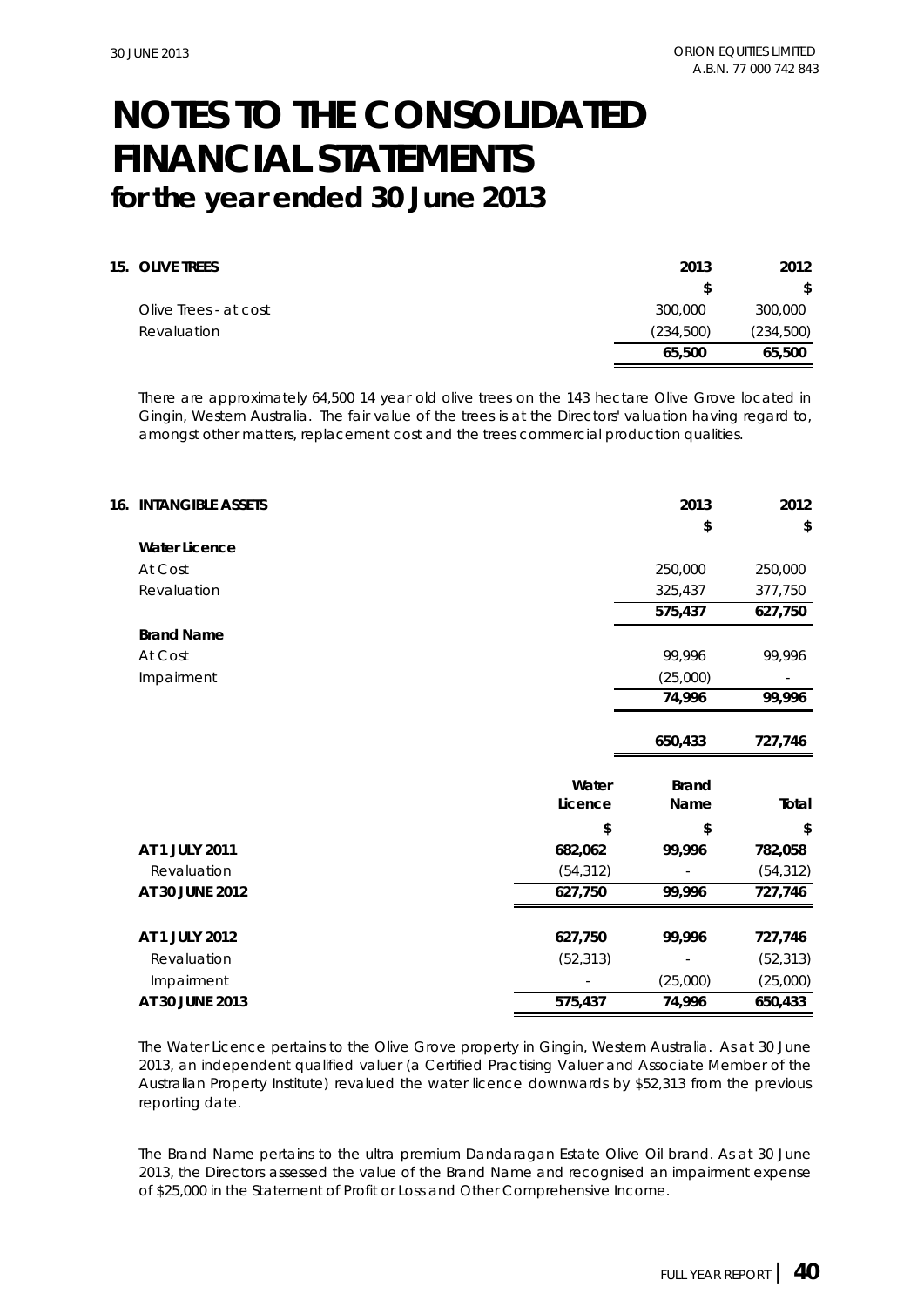# NOTES TO THE CONSOLIDATED FINANCIAL STATEMENTS

## for the year ended 30 June 2013

### 15. OLIVE TREES

| | 2013 | 2012 |
|---|---|---|
| | $ | $ |
| Olive Trees - at cost | 300,000 | 300,000 |
| Revaluation | (234,500) | (234,500) |
| | **65,500** | **65,500** |

There are approximately 64,500 14 year old olive trees on the 143 hectare Olive Grove located in Gingin, Western Australia. The fair value of the trees is at the Directors' valuation having regard to, amongst other matters, replacement cost and the trees commercial production qualities.

### 16. INTANGIBLE ASSETS

| | 2013 | 2012 |
|---|---|---|
| | $ | $ |
| **Water Licence** | | |
| At Cost | 250,000 | 250,000 |
| Revaluation | 325,437 | 377,750 |
| | **575,437** | **627,750** |
| **Brand Name** | | |
| At Cost | 99,996 | 99,996 |
| Impairment | (25,000) | - |
| | **74,996** | **99,996** |
| | **650,433** | **727,746** |

| | Water Licence | Brand Name | Total |
|---|---|---|---|
| | $ | $ | $ |
| **AT 1 JULY 2011** | **682,062** | **99,996** | **782,058** |
| Revaluation | (54,312) | - | (54,312) |
| **AT 30 JUNE 2012** | **627,750** | **99,996** | **727,746** |
| **AT 1 JULY 2012** | **627,750** | **99,996** | **727,746** |
| Revaluation | (52,313) | - | (52,313) |
| Impairment | - | (25,000) | (25,000) |
| **AT 30 JUNE 2013** | **575,437** | **74,996** | **650,433** |

The Water Licence pertains to the Olive Grove property in Gingin, Western Australia. As at 30 June 2013, an independent qualified valuer (a Certified Practising Valuer and Associate Member of the Australian Property Institute) revalued the water licence downwards by $52,313 from the previous reporting date.

The Brand Name pertains to the ultra premium Dandaragan Estate Olive Oil brand. As at 30 June 2013, the Directors assessed the value of the Brand Name and recognised an impairment expense of $25,000 in the Statement of Profit or Loss and Other Comprehensive Income.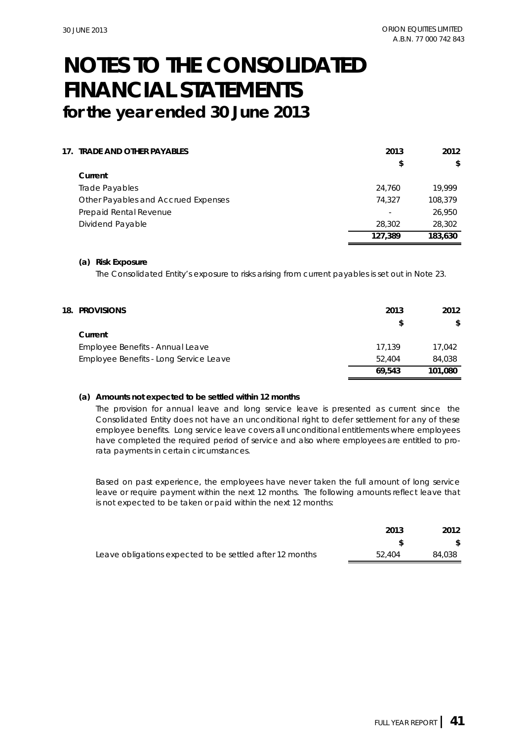# NOTES TO THE CONSOLIDATED FINANCIAL STATEMENTS
## for the year ended 30 June 2013

### 17. TRADE AND OTHER PAYABLES

| | 2013 | 2012 |
|---|---|---|
| | $ | $ |
| **Current** | | |
| Trade Payables | 24,760 | 19,999 |
| Other Payables and Accrued Expenses | 74,327 | 108,379 |
| Prepaid Rental Revenue | - | 26,950 |
| Dividend Payable | 28,302 | 28,302 |
| | **127,389** | **183,630** |

**(a) Risk Exposure**

The Consolidated Entity's exposure to risks arising from current payables is set out in Note 23.

### 18. PROVISIONS

| | 2013 | 2012 |
|---|---|---|
| | $ | $ |
| **Current** | | |
| Employee Benefits - Annual Leave | 17,139 | 17,042 |
| Employee Benefits - Long Service Leave | 52,404 | 84,038 |
| | **69,543** | **101,080** |

**(a) Amounts not expected to be settled within 12 months**

The provision for annual leave and long service leave is presented as current since the Consolidated Entity does not have an unconditional right to defer settlement for any of these employee benefits. Long service leave covers all unconditional entitlements where employees have completed the required period of service and also where employees are entitled to pro-rata payments in certain circumstances.

Based on past experience, the employees have never taken the full amount of long service leave or require payment within the next 12 months. The following amounts reflect leave that is not expected to be taken or paid within the next 12 months:

| | 2013 | 2012 |
|---|---|---|
| | $ | $ |
| Leave obligations expected to be settled after 12 months | 52,404 | 84,038 |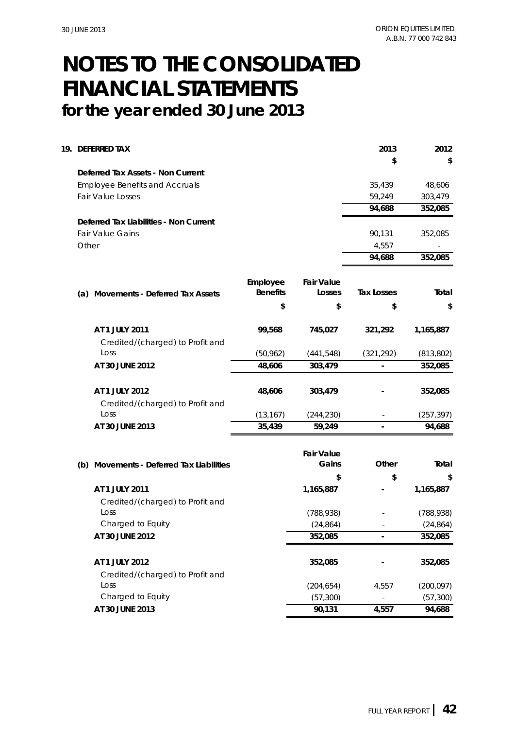# NOTES TO THE CONSOLIDATED FINANCIAL STATEMENTS
## for the year ended 30 June 2013

### 19. DEFERRED TAX

| | 2013 | 2012 |
|---|---|---|
| | $ | $ |
| **Deferred Tax Assets - Non Current** | | |
| Employee Benefits and Accruals | 35,439 | 48,606 |
| Fair Value Losses | 59,249 | 303,479 |
| | **94,688** | **352,085** |
| **Deferred Tax Liabilities - Non Current** | | |
| Fair Value Gains | 90,131 | 352,085 |
| Other | 4,557 | - |
| | **94,688** | **352,085** |

**(a) Movements - Deferred Tax Assets**

| | Employee Benefits | Fair Value Losses | Tax Losses | Total |
|---|---|---|---|---|
| | $ | $ | $ | $ |
| **AT 1 JULY 2011** | **99,568** | **745,027** | **321,292** | **1,165,887** |
| Credited/(charged) to Profit and Loss | (50,962) | (441,548) | (321,292) | (813,802) |
| **AT 30 JUNE 2012** | **48,606** | **303,479** | **-** | **352,085** |
| **AT 1 JULY 2012** | **48,606** | **303,479** | **-** | **352,085** |
| Credited/(charged) to Profit and Loss | (13,167) | (244,230) | - | (257,397) |
| **AT 30 JUNE 2013** | **35,439** | **59,249** | **-** | **94,688** |

**(b) Movements - Deferred Tax Liabilities**

| | Fair Value Gains | Other | Total |
|---|---|---|---|
| | $ | $ | $ |
| **AT 1 JULY 2011** | **1,165,887** | **-** | **1,165,887** |
| Credited/(charged) to Profit and Loss | (788,938) | - | (788,938) |
| Charged to Equity | (24,864) | - | (24,864) |
| **AT 30 JUNE 2012** | **352,085** | **-** | **352,085** |
| **AT 1 JULY 2012** | **352,085** | **-** | **352,085** |
| Credited/(charged) to Profit and Loss | (204,654) | 4,557 | (200,097) |
| Charged to Equity | (57,300) | - | (57,300) |
| **AT 30 JUNE 2013** | **90,131** | **4,557** | **94,688** |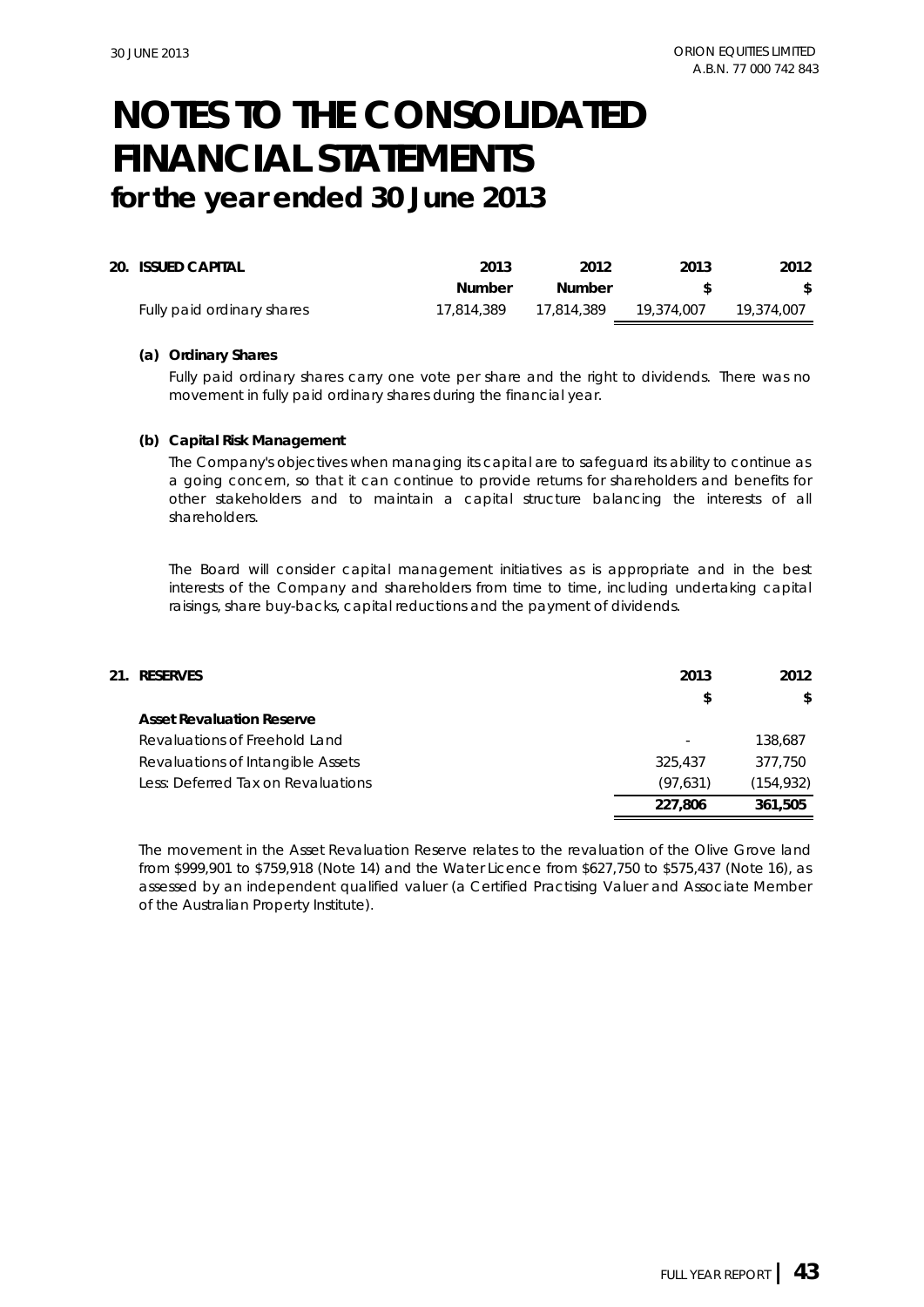# NOTES TO THE CONSOLIDATED FINANCIAL STATEMENTS

## for the year ended 30 June 2013

| 20. ISSUED CAPITAL | 2013 | 2012 | 2013 | 2012 |
|---|---|---|---|---|
| | Number | Number | $ | $ |
| Fully paid ordinary shares | 17,814,389 | 17,814,389 | 19,374,007 | 19,374,007 |

**(a) Ordinary Shares**

*Fully paid ordinary shares carry one vote per share and the right to dividends. There was no movement in fully paid ordinary shares during the financial year.*

**(b) Capital Risk Management**

*The Company's objectives when managing its capital are to safeguard its ability to continue as a going concern, so that it can continue to provide returns for shareholders and benefits for other stakeholders and to maintain a capital structure balancing the interests of all shareholders.*

*The Board will consider capital management initiatives as is appropriate and in the best interests of the Company and shareholders from time to time, including undertaking capital raisings, share buy-backs, capital reductions and the payment of dividends.*

| 21. RESERVES | 2013 | 2012 |
|---|---|---|
| | $ | $ |
| **Asset Revaluation Reserve** | | |
| Revaluations of Freehold Land | - | 138,687 |
| Revaluations of Intangible Assets | 325,437 | 377,750 |
| Less: Deferred Tax on Revaluations | (97,631) | (154,932) |
| | **227,806** | **361,505** |

*The movement in the Asset Revaluation Reserve relates to the revaluation of the Olive Grove land from $999,901 to $759,918 (Note 14) and the Water Licence from $627,750 to $575,437 (Note 16), as assessed by an independent qualified valuer (a Certified Practising Valuer and Associate Member of the Australian Property Institute).*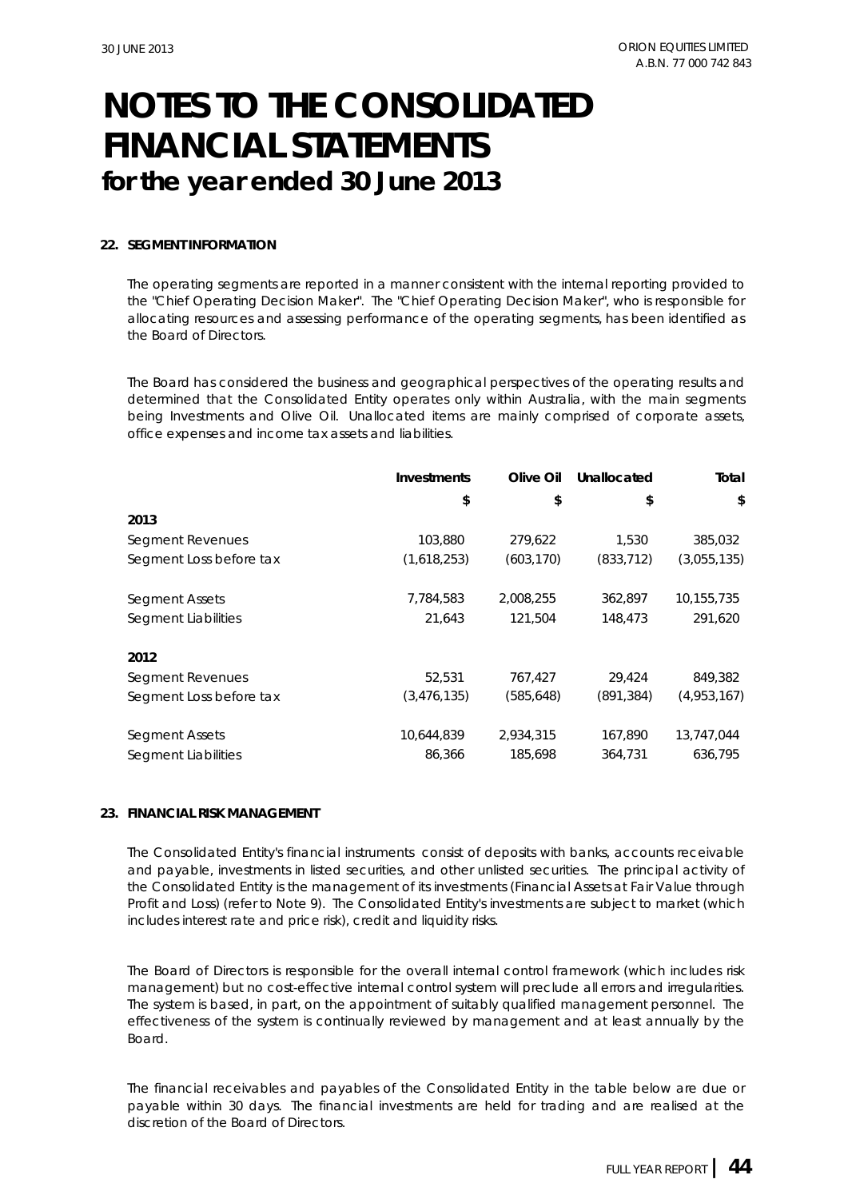# NOTES TO THE CONSOLIDATED FINANCIAL STATEMENTS
## for the year ended 30 June 2013

### 22. SEGMENT INFORMATION

The operating segments are reported in a manner consistent with the internal reporting provided to the "Chief Operating Decision Maker". The "Chief Operating Decision Maker", who is responsible for allocating resources and assessing performance of the operating segments, has been identified as the Board of Directors.

The Board has considered the business and geographical perspectives of the operating results and determined that the Consolidated Entity operates only within Australia, with the main segments being Investments and Olive Oil. Unallocated items are mainly comprised of corporate assets, office expenses and income tax assets and liabilities.

| | Investments | Olive Oil | Unallocated | Total |
|---|---|---|---|---|
| | $ | $ | $ | $ |
| **2013** | | | | |
| Segment Revenues | 103,880 | 279,622 | 1,530 | 385,032 |
| Segment Loss before tax | (1,618,253) | (603,170) | (833,712) | (3,055,135) |
| | | | | |
| Segment Assets | 7,784,583 | 2,008,255 | 362,897 | 10,155,735 |
| Segment Liabilities | 21,643 | 121,504 | 148,473 | 291,620 |
| | | | | |
| **2012** | | | | |
| Segment Revenues | 52,531 | 767,427 | 29,424 | 849,382 |
| Segment Loss before tax | (3,476,135) | (585,648) | (891,384) | (4,953,167) |
| | | | | |
| Segment Assets | 10,644,839 | 2,934,315 | 167,890 | 13,747,044 |
| Segment Liabilities | 86,366 | 185,698 | 364,731 | 636,795 |

### 23. FINANCIAL RISK MANAGEMENT

The Consolidated Entity's financial instruments consist of deposits with banks, accounts receivable and payable, investments in listed securities, and other unlisted securities. The principal activity of the Consolidated Entity is the management of its investments (Financial Assets at Fair Value through Profit and Loss) (refer to Note 9). The Consolidated Entity's investments are subject to market (which includes interest rate and price risk), credit and liquidity risks.

The Board of Directors is responsible for the overall internal control framework (which includes risk management) but no cost-effective internal control system will preclude all errors and irregularities. The system is based, in part, on the appointment of suitably qualified management personnel. The effectiveness of the system is continually reviewed by management and at least annually by the Board.

The financial receivables and payables of the Consolidated Entity in the table below are due or payable within 30 days. The financial investments are held for trading and are realised at the discretion of the Board of Directors.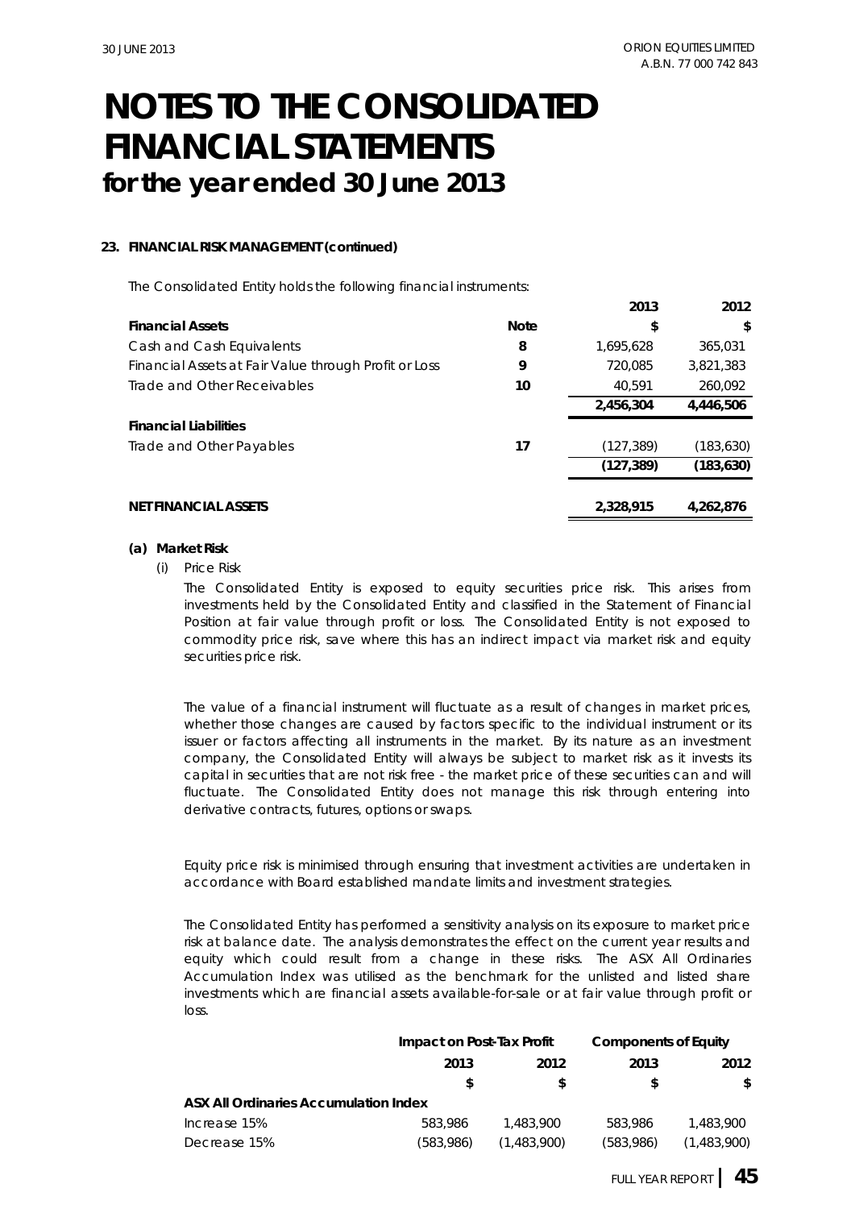# NOTES TO THE CONSOLIDATED FINANCIAL STATEMENTS

## for the year ended 30 June 2013

**23. FINANCIAL RISK MANAGEMENT (continued)**

The Consolidated Entity holds the following financial instruments:

| | Note | 2013 | 2012 |
|---|---|---|---|
| **Financial Assets** | | **$** | **$** |
| Cash and Cash Equivalents | 8 | 1,695,628 | 365,031 |
| Financial Assets at Fair Value through Profit or Loss | 9 | 720,085 | 3,821,383 |
| Trade and Other Receivables | 10 | 40,591 | 260,092 |
| | | **2,456,304** | **4,446,506** |
| **Financial Liabilities** | | | |
| Trade and Other Payables | 17 | (127,389) | (183,630) |
| | | **(127,389)** | **(183,630)** |
| **NET FINANCIAL ASSETS** | | **2,328,915** | **4,262,876** |

**(a) Market Risk**

(i) Price Risk

The Consolidated Entity is exposed to equity securities price risk. This arises from investments held by the Consolidated Entity and classified in the Statement of Financial Position at fair value through profit or loss. The Consolidated Entity is not exposed to commodity price risk, save where this has an indirect impact via market risk and equity securities price risk.

The value of a financial instrument will fluctuate as a result of changes in market prices, whether those changes are caused by factors specific to the individual instrument or its issuer or factors affecting all instruments in the market. By its nature as an investment company, the Consolidated Entity will always be subject to market risk as it invests its capital in securities that are not risk free - the market price of these securities can and will fluctuate. The Consolidated Entity does not manage this risk through entering into derivative contracts, futures, options or swaps.

Equity price risk is minimised through ensuring that investment activities are undertaken in accordance with Board established mandate limits and investment strategies.

The Consolidated Entity has performed a sensitivity analysis on its exposure to market price risk at balance date. The analysis demonstrates the effect on the current year results and equity which could result from a change in these risks. The ASX All Ordinaries Accumulation Index was utilised as the benchmark for the unlisted and listed share investments which are financial assets available-for-sale or at fair value through profit or loss.

| | Impact on Post-Tax Profit | | Components of Equity | |
|---|---|---|---|---|
| | **2013** | **2012** | **2013** | **2012** |
| | **$** | **$** | **$** | **$** |
| **ASX All Ordinaries Accumulation Index** | | | | |
| Increase 15% | 583,986 | 1,483,900 | 583,986 | 1,483,900 |
| Decrease 15% | (583,986) | (1,483,900) | (583,986) | (1,483,900) |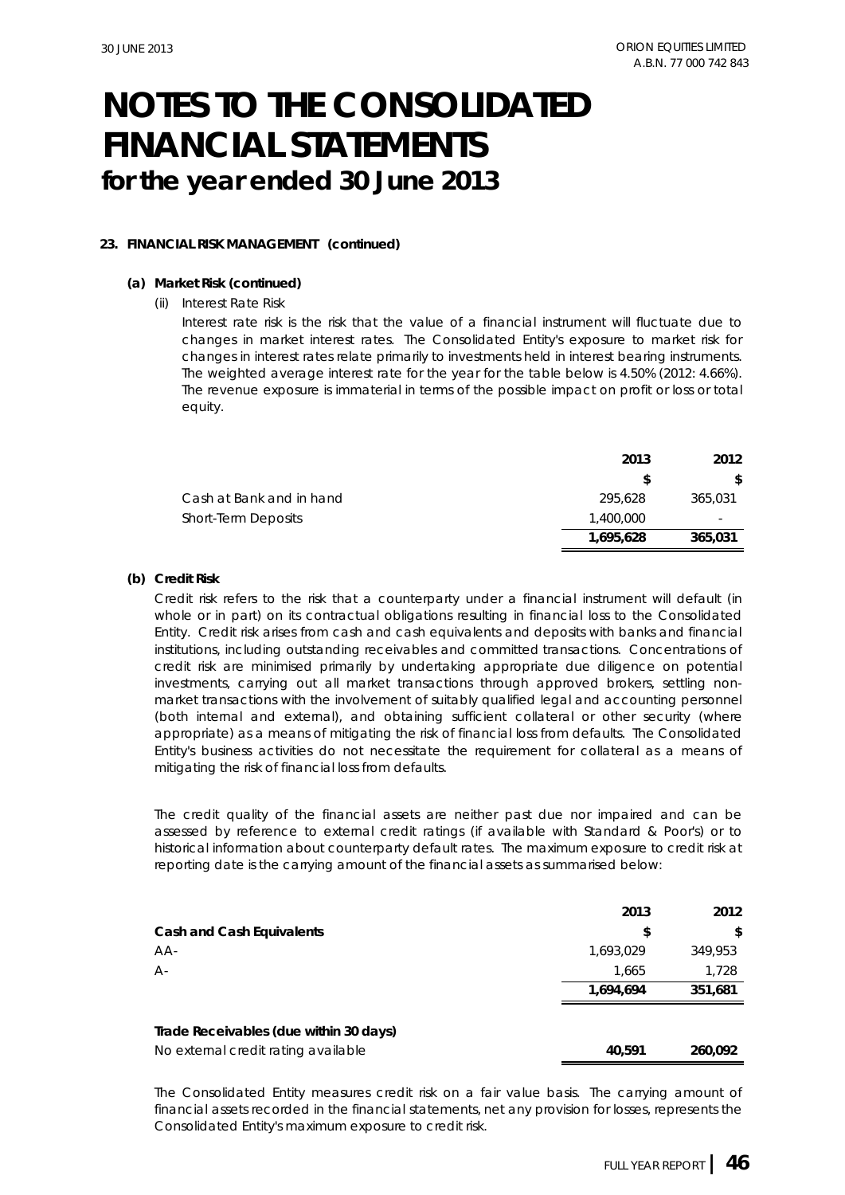# NOTES TO THE CONSOLIDATED FINANCIAL STATEMENTS
## for the year ended 30 June 2013

**23. FINANCIAL RISK MANAGEMENT (continued)**

**(a) Market Risk (continued)**

(ii) Interest Rate Risk

*Interest rate risk is the risk that the value of a financial instrument will fluctuate due to changes in market interest rates. The Consolidated Entity's exposure to market risk for changes in interest rates relate primarily to investments held in interest bearing instruments. The weighted average interest rate for the year for the table below is 4.50% (2012: 4.66%). The revenue exposure is immaterial in terms of the possible impact on profit or loss or total equity.*

| | 2013 | 2012 |
|---|---|---|
| | $ | $ |
| Cash at Bank and in hand | 295,628 | 365,031 |
| Short-Term Deposits | 1,400,000 | - |
| | **1,695,628** | **365,031** |

**(b) Credit Risk**

Credit risk refers to the risk that a counterparty under a financial instrument will default (in whole or in part) on its contractual obligations resulting in financial loss to the Consolidated Entity. Credit risk arises from cash and cash equivalents and deposits with banks and financial institutions, including outstanding receivables and committed transactions. Concentrations of credit risk are minimised primarily by undertaking appropriate due diligence on potential investments, carrying out all market transactions through approved brokers, settling non-market transactions with the involvement of suitably qualified legal and accounting personnel (both internal and external), and obtaining sufficient collateral or other security (where appropriate) as a means of mitigating the risk of financial loss from defaults. The Consolidated Entity's business activities do not necessitate the requirement for collateral as a means of mitigating the risk of financial loss from defaults.

The credit quality of the financial assets are neither past due nor impaired and can be assessed by reference to external credit ratings (if available with Standard & Poor's) or to historical information about counterparty default rates. The maximum exposure to credit risk at reporting date is the carrying amount of the financial assets as summarised below:

| | 2013 | 2012 |
|---|---|---|
| **Cash and Cash Equivalents** | $ | $ |
| AA- | 1,693,029 | 349,953 |
| A- | 1,665 | 1,728 |
| | **1,694,694** | **351,681** |
| | | |
| **Trade Receivables (due within 30 days)** | | |
| No external credit rating available | **40,591** | **260,092** |

The Consolidated Entity measures credit risk on a fair value basis. The carrying amount of financial assets recorded in the financial statements, net any provision for losses, represents the Consolidated Entity's maximum exposure to credit risk.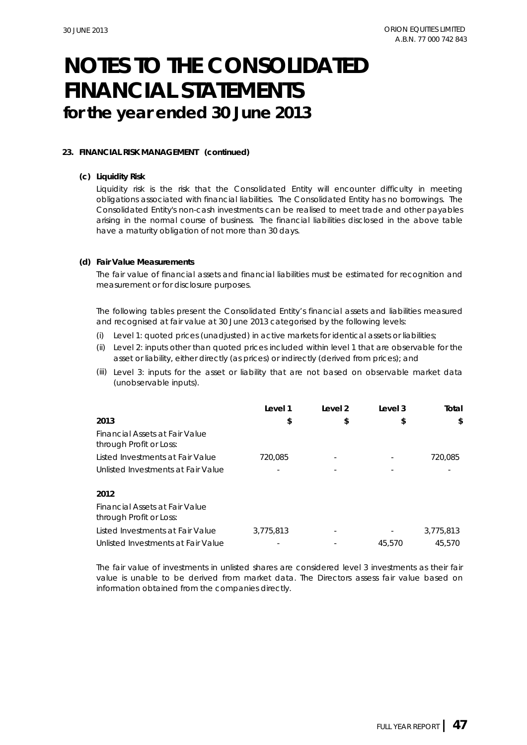# NOTES TO THE CONSOLIDATED FINANCIAL STATEMENTS
## for the year ended 30 June 2013

### 23. FINANCIAL RISK MANAGEMENT (continued)

#### (c) Liquidity Risk

Liquidity risk is the risk that the Consolidated Entity will encounter difficulty in meeting obligations associated with financial liabilities. The Consolidated Entity has no borrowings. The Consolidated Entity's non-cash investments can be realised to meet trade and other payables arising in the normal course of business. The financial liabilities disclosed in the above table have a maturity obligation of not more than 30 days.

#### (d) Fair Value Measurements

The fair value of financial assets and financial liabilities must be estimated for recognition and measurement or for disclosure purposes.

The following tables present the Consolidated Entity's financial assets and liabilities measured and recognised at fair value at 30 June 2013 categorised by the following levels:

(i) Level 1: quoted prices (unadjusted) in active markets for identical assets or liabilities;

(ii) Level 2: inputs other than quoted prices included within level 1 that are observable for the asset or liability, either directly (as prices) or indirectly (derived from prices); and

(iii) Level 3: inputs for the asset or liability that are not based on observable market data (unobservable inputs).

| | Level 1 | Level 2 | Level 3 | Total |
|---|---|---|---|---|
| **2013** | **$** | **$** | **$** | **$** |
| *Financial Assets at Fair Value through Profit or Loss:* | | | | |
| Listed Investments at Fair Value | 720,085 | - | - | 720,085 |
| Unlisted Investments at Fair Value | - | - | - | - |
| | | | | |
| **2012** | | | | |
| *Financial Assets at Fair Value through Profit or Loss:* | | | | |
| Listed Investments at Fair Value | 3,775,813 | - | - | 3,775,813 |
| Unlisted Investments at Fair Value | - | - | 45,570 | 45,570 |

The fair value of investments in unlisted shares are considered level 3 investments as their fair value is unable to be derived from market data. The Directors assess fair value based on information obtained from the companies directly.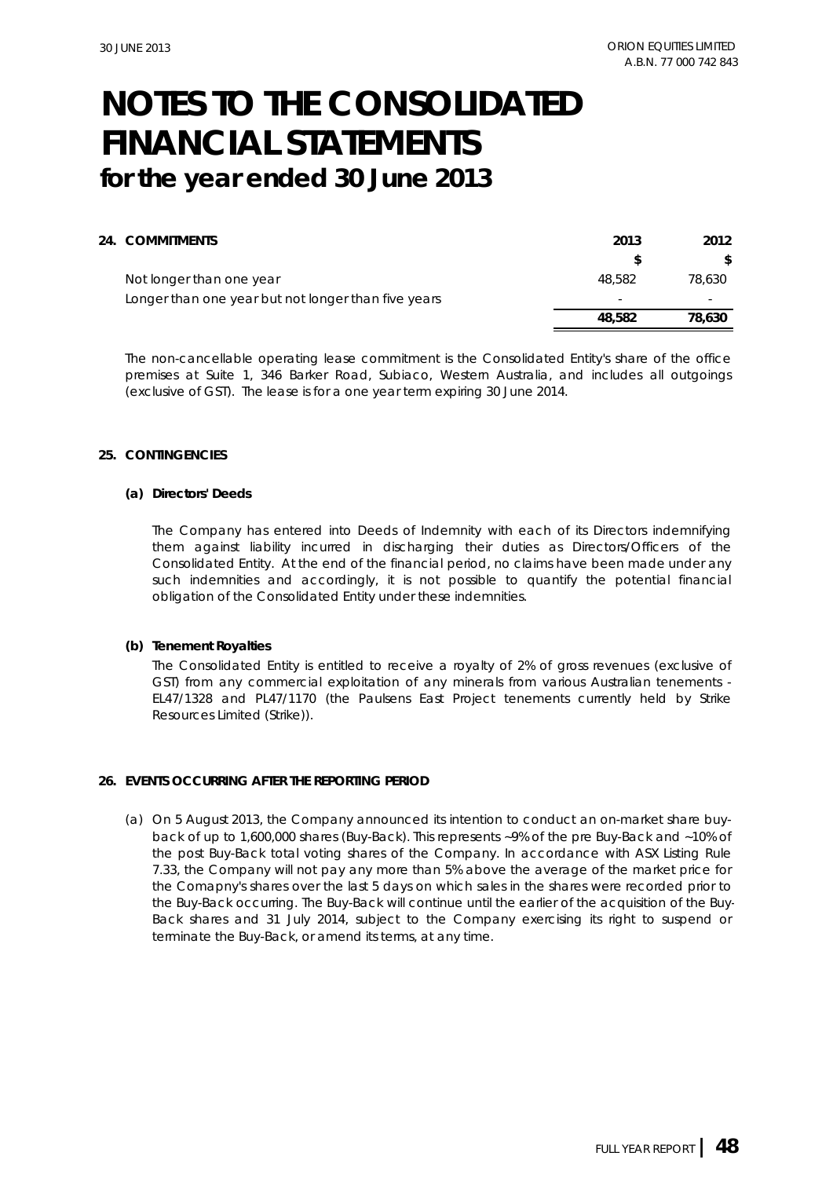# NOTES TO THE CONSOLIDATED FINANCIAL STATEMENTS
## for the year ended 30 June 2013

### 24. COMMITMENTS

| | 2013 | 2012 |
|---|---|---|
| | $ | $ |
| Not longer than one year | 48,582 | 78,630 |
| Longer than one year but not longer than five years | - | - |
| | **48,582** | **78,630** |

The non-cancellable operating lease commitment is the Consolidated Entity's share of the office premises at Suite 1, 346 Barker Road, Subiaco, Western Australia, and includes all outgoings (exclusive of GST). The lease is for a one year term expiring 30 June 2014.

### 25. CONTINGENCIES

**(a) Directors' Deeds**

The Company has entered into Deeds of Indemnity with each of its Directors indemnifying them against liability incurred in discharging their duties as Directors/Officers of the Consolidated Entity. At the end of the financial period, no claims have been made under any such indemnities and accordingly, it is not possible to quantify the potential financial obligation of the Consolidated Entity under these indemnities.

**(b) Tenement Royalties**

The Consolidated Entity is entitled to receive a royalty of 2% of gross revenues (exclusive of GST) from any commercial exploitation of any minerals from various Australian tenements - EL47/1328 and PL47/1170 (the Paulsens East Project tenements currently held by Strike Resources Limited (Strike)).

### 26. EVENTS OCCURRING AFTER THE REPORTING PERIOD

(a) On 5 August 2013, the Company announced its intention to conduct an on-market share buy-back of up to 1,600,000 shares (Buy-Back). This represents ~9% of the pre Buy-Back and ~10% of the post Buy-Back total voting shares of the Company. In accordance with ASX Listing Rule 7.33, the Company will not pay any more than 5% above the average of the market price for the Comapny's shares over the last 5 days on which sales in the shares were recorded prior to the Buy-Back occurring. The Buy-Back will continue until the earlier of the acquisition of the Buy-Back shares and 31 July 2014, subject to the Company exercising its right to suspend or terminate the Buy-Back, or amend its terms, at any time.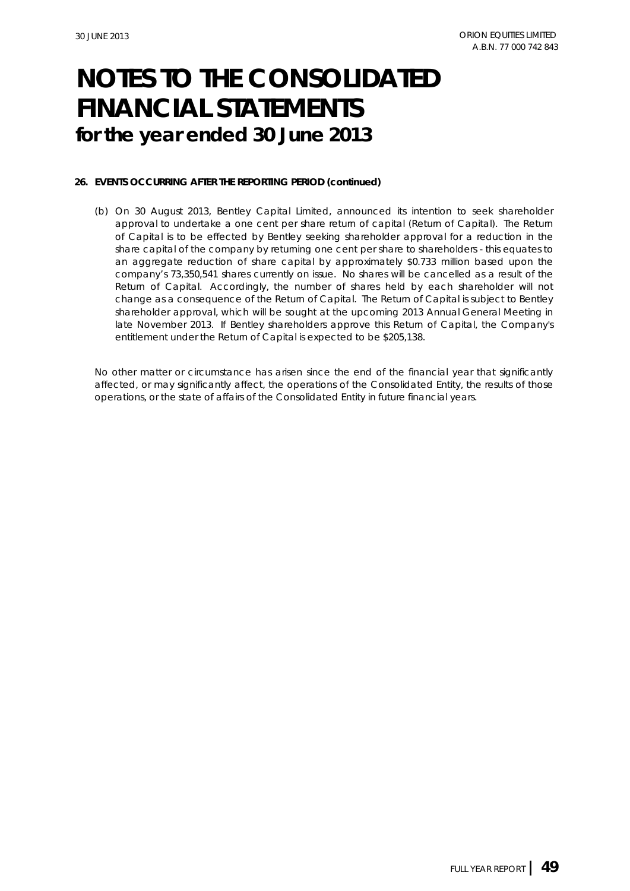# NOTES TO THE CONSOLIDATED FINANCIAL STATEMENTS
## for the year ended 30 June 2013

**26. EVENTS OCCURRING AFTER THE REPORTING PERIOD (continued)**

(b) On 30 August 2013, Bentley Capital Limited, announced its intention to seek shareholder approval to undertake a one cent per share return of capital (Return of Capital). The Return of Capital is to be effected by Bentley seeking shareholder approval for a reduction in the share capital of the company by returning one cent per share to shareholders - this equates to an aggregate reduction of share capital by approximately $0.733 million based upon the company's 73,350,541 shares currently on issue. No shares will be cancelled as a result of the Return of Capital. Accordingly, the number of shares held by each shareholder will not change as a consequence of the Return of Capital. The Return of Capital is subject to Bentley shareholder approval, which will be sought at the upcoming 2013 Annual General Meeting in late November 2013. If Bentley shareholders approve this Return of Capital, the Company's entitlement under the Return of Capital is expected to be $205,138.

No other matter or circumstance has arisen since the end of the financial year that significantly affected, or may significantly affect, the operations of the Consolidated Entity, the results of those operations, or the state of affairs of the Consolidated Entity in future financial years.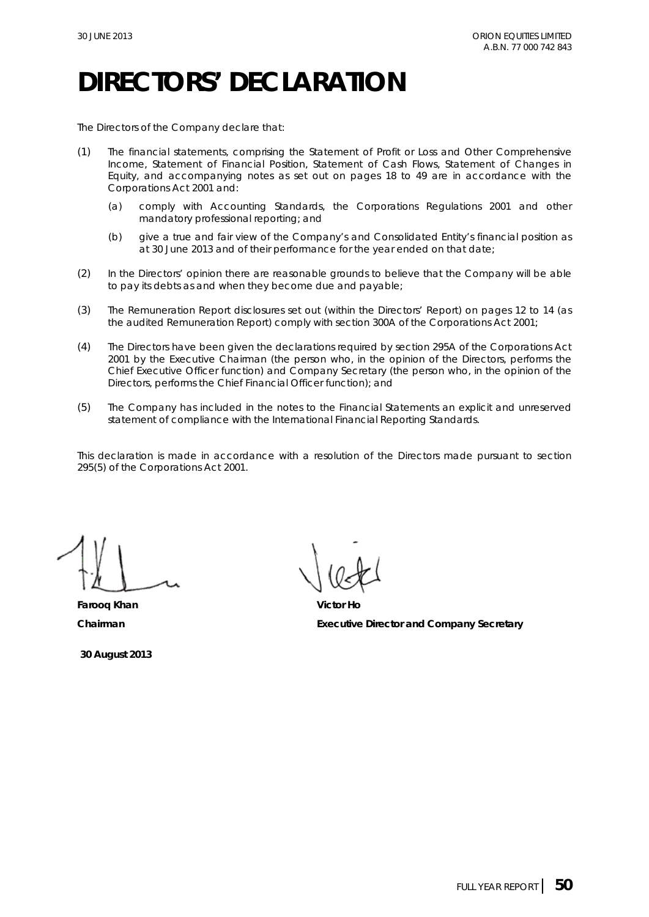# DIRECTORS' DECLARATION

The Directors of the Company declare that:

(1) The financial statements, comprising the Statement of Profit or Loss and Other Comprehensive Income, Statement of Financial Position, Statement of Cash Flows, Statement of Changes in Equity, and accompanying notes as set out on pages 18 to 49 are in accordance with the Corporations Act 2001 and:

    (a) comply with Accounting Standards, the Corporations Regulations 2001 and other mandatory professional reporting; and

    (b) give a true and fair view of the Company's and Consolidated Entity's financial position as at 30 June 2013 and of their performance for the year ended on that date;

(2) In the Directors' opinion there are reasonable grounds to believe that the Company will be able to pay its debts as and when they become due and payable;

(3) The Remuneration Report disclosures set out (within the Directors' Report) on pages 12 to 14 (as the audited Remuneration Report) comply with section 300A of the Corporations Act 2001;

(4) The Directors have been given the declarations required by section 295A of the Corporations Act 2001 by the Executive Chairman (the person who, in the opinion of the Directors, performs the Chief Executive Officer function) and Company Secretary (the person who, in the opinion of the Directors, performs the Chief Financial Officer function); and

(5) The Company has included in the notes to the Financial Statements an explicit and unreserved statement of compliance with the International Financial Reporting Standards.

This declaration is made in accordance with a resolution of the Directors made pursuant to section 295(5) of the Corporations Act 2001.

**Farooq Khan**
**Chairman**

**Victor Ho**
**Executive Director and Company Secretary**

**30 August 2013**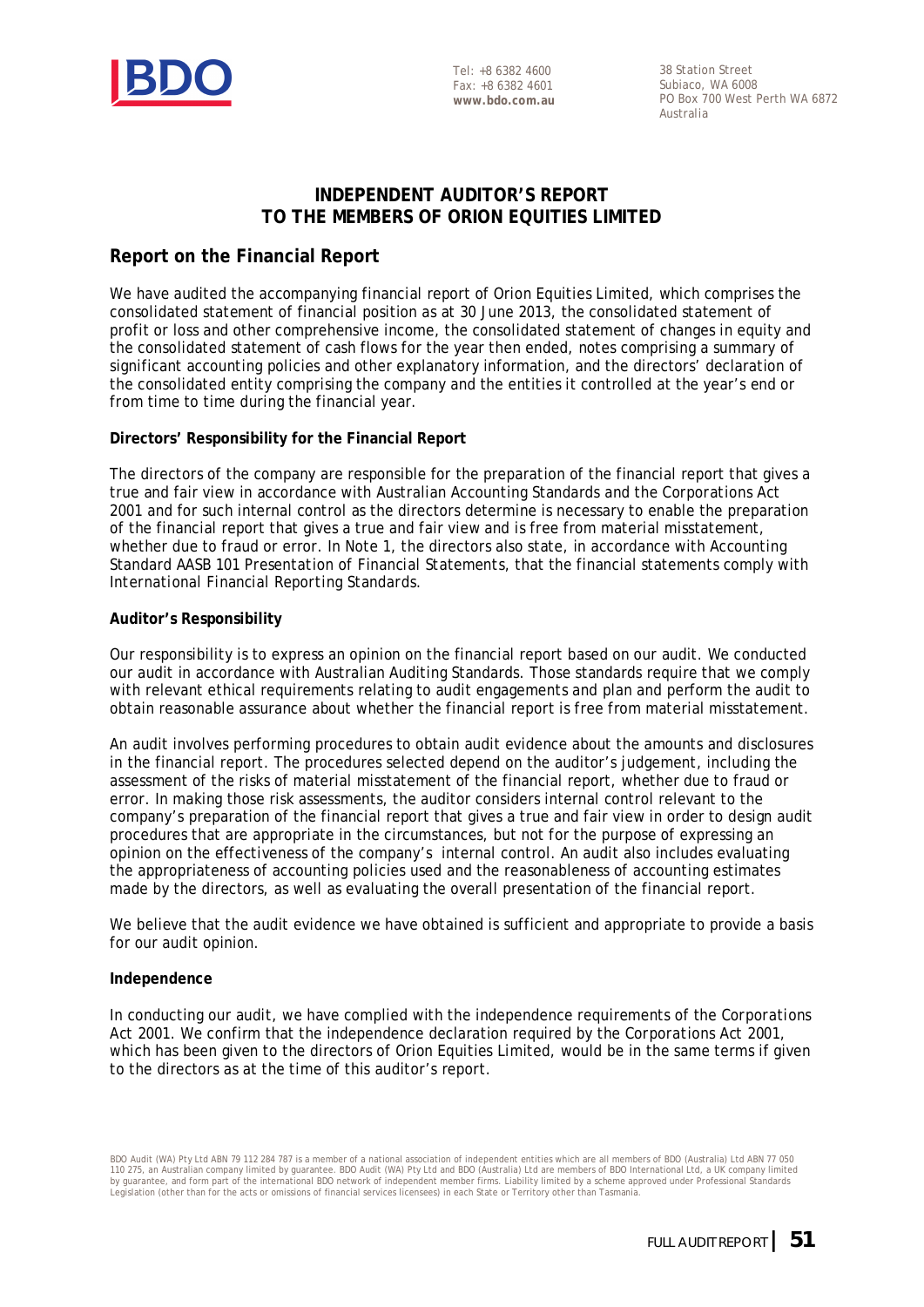Tel: +8 6382 4600
Fax: +8 6382 4601
**www.bdo.com.au**

38 Station Street
Subiaco, WA 6008
PO Box 700 West Perth WA 6872
Australia

# INDEPENDENT AUDITOR'S REPORT
# TO THE MEMBERS OF ORION EQUITIES LIMITED

## Report on the Financial Report

We have audited the accompanying financial report of Orion Equities Limited, which comprises the consolidated statement of financial position as at 30 June 2013, the consolidated statement of profit or loss and other comprehensive income, the consolidated statement of changes in equity and the consolidated statement of cash flows for the year then ended, notes comprising a summary of significant accounting policies and other explanatory information, and the directors' declaration of the consolidated entity comprising the company and the entities it controlled at the year's end or from time to time during the financial year.

**Directors' Responsibility for the Financial Report**

The directors of the company are responsible for the preparation of the financial report that gives a true and fair view in accordance with Australian Accounting Standards and the *Corporations Act 2001* and for such internal control as the directors determine is necessary to enable the preparation of the financial report that gives a true and fair view and is free from material misstatement, whether due to fraud or error. In Note 1, the directors also state, in accordance with Accounting Standard AASB 101 *Presentation of Financial Statements*, that the financial statements comply with *International Financial Reporting Standards*.

**Auditor's Responsibility**

Our responsibility is to express an opinion on the financial report based on our audit. We conducted our audit in accordance with Australian Auditing Standards. Those standards require that we comply with relevant ethical requirements relating to audit engagements and plan and perform the audit to obtain reasonable assurance about whether the financial report is free from material misstatement.

An audit involves performing procedures to obtain audit evidence about the amounts and disclosures in the financial report. The procedures selected depend on the auditor's judgement, including the assessment of the risks of material misstatement of the financial report, whether due to fraud or error. In making those risk assessments, the auditor considers internal control relevant to the company's preparation of the financial report that gives a true and fair view in order to design audit procedures that are appropriate in the circumstances, but not for the purpose of expressing an opinion on the effectiveness of the company's internal control. An audit also includes evaluating the appropriateness of accounting policies used and the reasonableness of accounting estimates made by the directors, as well as evaluating the overall presentation of the financial report.

We believe that the audit evidence we have obtained is sufficient and appropriate to provide a basis for our audit opinion.

**Independence**

In conducting our audit, we have complied with the independence requirements of the *Corporations Act 2001*. We confirm that the independence declaration required by the *Corporations Act 2001*, which has been given to the directors of Orion Equities Limited, would be in the same terms if given to the directors as at the time of this auditor's report.

BDO Audit (WA) Pty Ltd ABN 79 112 284 787 is a member of a national association of independent entities which are all members of BDO (Australia) Ltd ABN 77 050 110 275, an Australian company limited by guarantee. BDO Audit (WA) Pty Ltd and BDO (Australia) Ltd are members of BDO International Ltd, a UK company limited by guarantee, and form part of the international BDO network of independent member firms. Liability limited by a scheme approved under Professional Standards Legislation (other than for the acts or omissions of financial services licensees) in each State or Territory other than Tasmania.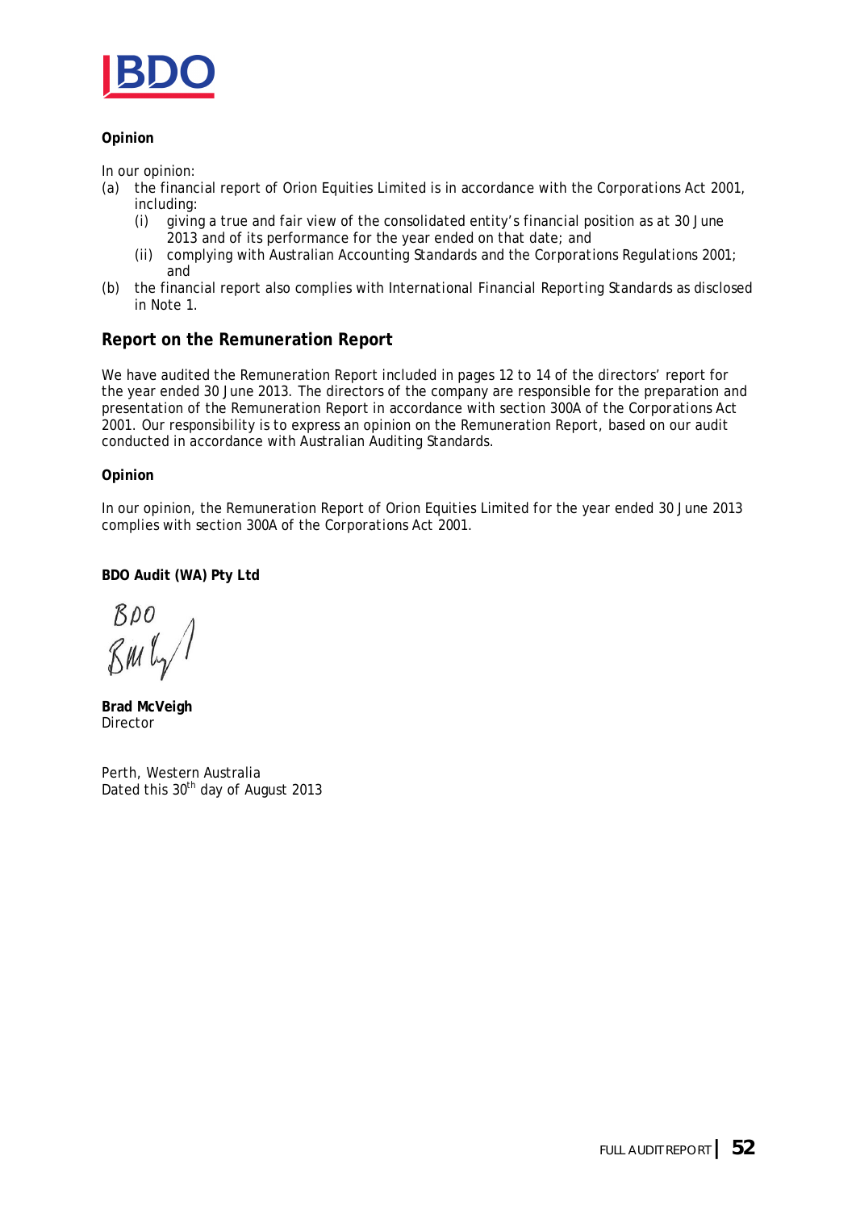**Opinion**

In our opinion:

(a) the financial report of Orion Equities Limited is in accordance with the *Corporations Act 2001*, including:

  (i) giving a true and fair view of the consolidated entity's financial position as at 30 June 2013 and of its performance for the year ended on that date; and

  (ii) complying with Australian Accounting Standards and the *Corporations Regulations 2001*; and

(b) the financial report also complies with *International Financial Reporting Standards* as disclosed in Note 1.

## Report on the Remuneration Report

We have audited the Remuneration Report included in pages 12 to 14 of the directors' report for the year ended 30 June 2013. The directors of the company are responsible for the preparation and presentation of the Remuneration Report in accordance with section 300A of the *Corporations Act 2001*. Our responsibility is to express an opinion on the Remuneration Report, based on our audit conducted in accordance with Australian Auditing Standards.

**Opinion**

In our opinion, the Remuneration Report of Orion Equities Limited for the year ended 30 June 2013 complies with section 300A of the *Corporations Act 2001*.

**BDO Audit (WA) Pty Ltd**

BDO

**Brad McVeigh**
Director

Perth, Western Australia
Dated this 30th day of August 2013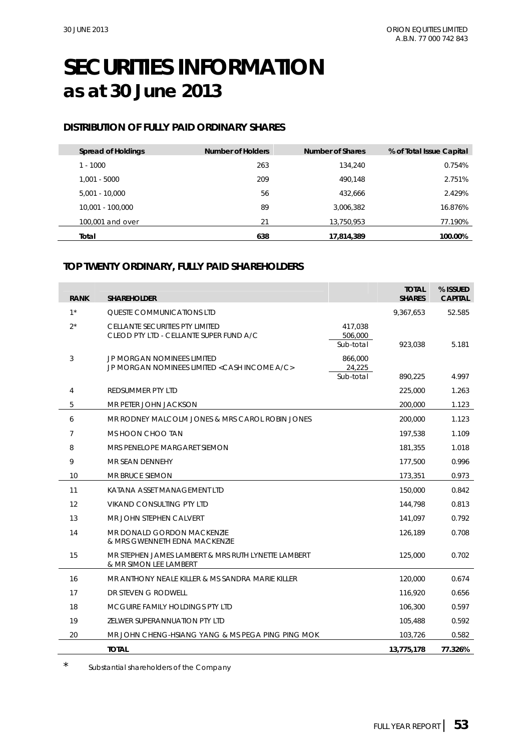# SECURITIES INFORMATION
# as at 30 June 2013

### DISTRIBUTION OF FULLY PAID ORDINARY SHARES

| Spread of Holdings | Number of Holders | Number of Shares | % of Total Issue Capital |
|---|---|---|---|
| 1 - 1000 | 263 | 134,240 | 0.754% |
| 1,001 - 5000 | 209 | 490,148 | 2.751% |
| 5,001 - 10,000 | 56 | 432,666 | 2.429% |
| 10,001 - 100,000 | 89 | 3,006,382 | 16.876% |
| 100,001 and over | 21 | 13,750,953 | 77.190% |
| **Total** | **638** | **17,814,389** | **100.00%** |

### TOP TWENTY ORDINARY, FULLY PAID SHAREHOLDERS

| RANK | SHAREHOLDER | | TOTAL SHARES | % ISSUED CAPITAL |
|---|---|---|---|---|
| 1* | QUESTE COMMUNICATIONS LTD | | 9,367,653 | 52.585 |
| 2* | CELLANTE SECURITIES PTY LIMITED | 417,038 | | |
| | CLEOD PTY LTD - CELLANTE SUPER FUND A/C | 506,000 | | |
| | | Sub-total | 923,038 | 5.181 |
| 3 | JP MORGAN NOMINEES LIMITED | 866,000 | | |
| | JP MORGAN NOMINEES LIMITED <CASH INCOME A/C> | 24,225 | | |
| | | Sub-total | 890,225 | 4.997 |
| 4 | REDSUMMER PTY LTD | | 225,000 | 1.263 |
| 5 | MR PETER JOHN JACKSON | | 200,000 | 1.123 |
| 6 | MR RODNEY MALCOLM JONES & MRS CAROL ROBIN JONES | | 200,000 | 1.123 |
| 7 | MS HOON CHOO TAN | | 197,538 | 1.109 |
| 8 | MRS PENELOPE MARGARET SIEMON | | 181,355 | 1.018 |
| 9 | MR SEAN DENNEHY | | 177,500 | 0.996 |
| 10 | MR BRUCE SIEMON | | 173,351 | 0.973 |
| 11 | KATANA ASSET MANAGEMENT LTD | | 150,000 | 0.842 |
| 12 | VIKAND CONSULTING PTY LTD | | 144,798 | 0.813 |
| 13 | MR JOHN STEPHEN CALVERT | | 141,097 | 0.792 |
| 14 | MR DONALD GORDON MACKENZIE & MRS GWENNETH EDNA MACKENZIE | | 126,189 | 0.708 |
| 15 | MR STEPHEN JAMES LAMBERT & MRS RUTH LYNETTE LAMBERT & MR SIMON LEE LAMBERT | | 125,000 | 0.702 |
| 16 | MR ANTHONY NEALE KILLER & MS SANDRA MARIE KILLER | | 120,000 | 0.674 |
| 17 | DR STEVEN G RODWELL | | 116,920 | 0.656 |
| 18 | MCGUIRE FAMILY HOLDINGS PTY LTD | | 106,300 | 0.597 |
| 19 | ZELWER SUPERANNUATION PTY LTD | | 105,488 | 0.592 |
| 20 | MR JOHN CHENG-HSIANG YANG & MS PEGA PING PING MOK | | 103,726 | 0.582 |
| | **TOTAL** | | **13,775,178** | **77.326%** |

\* Substantial shareholders of the Company